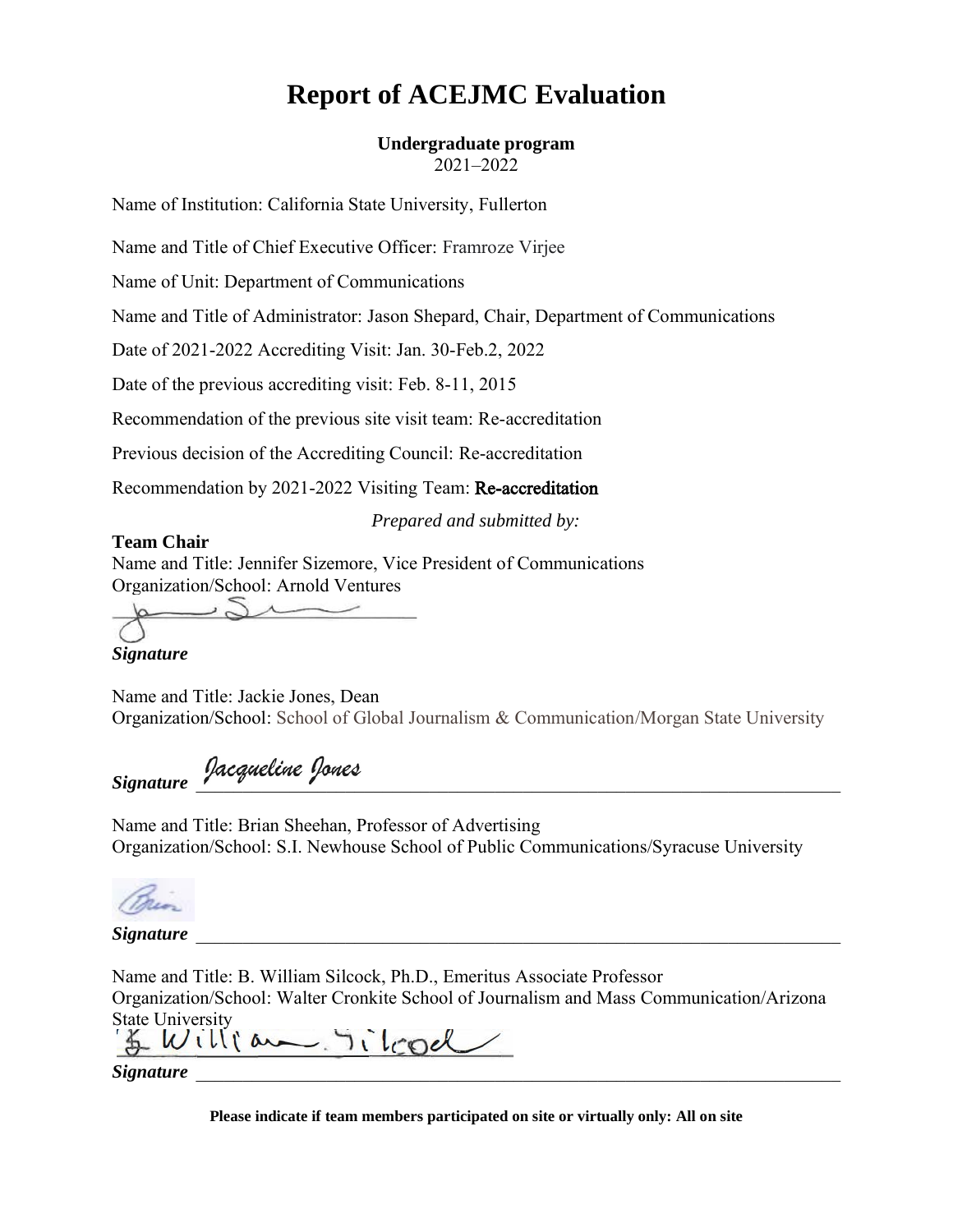# Report of ACEJMC Evaluation

**Undergraduate program**
2021–2022

Name of Institution: California State University, Fullerton

Name and Title of Chief Executive Officer: Framroze Virjee

Name of Unit: Department of Communications

Name and Title of Administrator: Jason Shepard, Chair, Department of Communications

Date of 2021-2022 Accrediting Visit: Jan. 30-Feb.2, 2022

Date of the previous accrediting visit: Feb. 8-11, 2015

Recommendation of the previous site visit team: Re-accreditation

Previous decision of the Accrediting Council: Re-accreditation

Recommendation by 2021-2022 Visiting Team: **Re-accreditation**

*Prepared and submitted by:*

**Team Chair**
Name and Title: Jennifer Sizemore, Vice President of Communications
Organization/School: Arnold Ventures

***Signature***

Name and Title: Jackie Jones, Dean
Organization/School: School of Global Journalism & Communication/Morgan State University

***Signature*** Jacqueline Jones

Name and Title: Brian Sheehan, Professor of Advertising
Organization/School: S.I. Newhouse School of Public Communications/Syracuse University

***Signature*** \_\_\_\_\_\_\_\_\_\_\_\_\_\_\_\_\_\_\_\_\_\_\_\_\_\_\_\_\_\_\_\_\_\_\_\_\_\_\_\_

Name and Title: B. William Silcock, Ph.D., Emeritus Associate Professor
Organization/School: Walter Cronkite School of Journalism and Mass Communication/Arizona State University

***Signature*** \_\_\_\_\_\_\_\_\_\_\_\_\_\_\_\_\_\_\_\_\_\_\_\_\_\_\_\_\_\_\_\_\_\_\_\_\_\_\_\_

**Please indicate if team members participated on site or virtually only: All on site**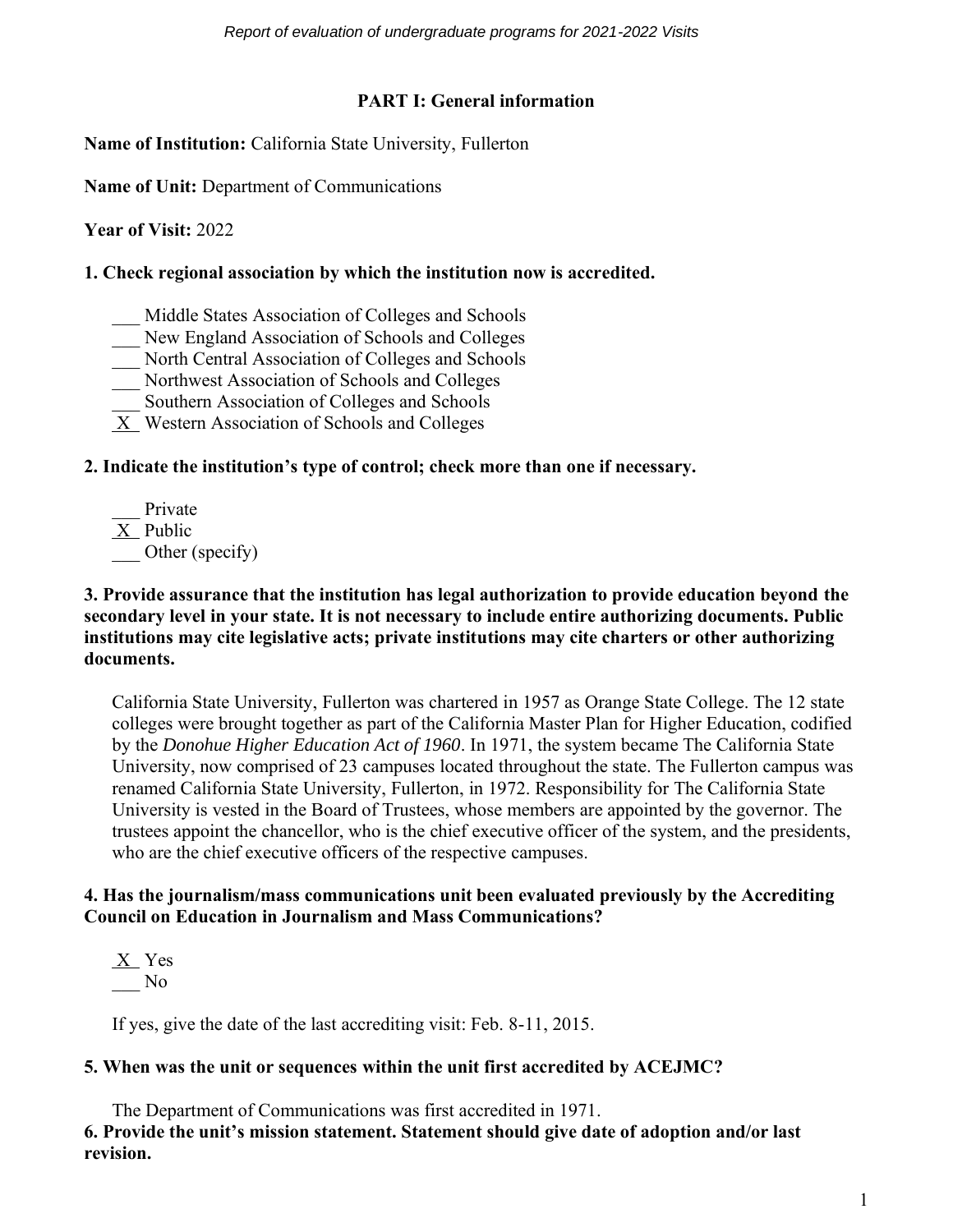## PART I: General information

**Name of Institution:** California State University, Fullerton

**Name of Unit:** Department of Communications

**Year of Visit:** 2022

**1. Check regional association by which the institution now is accredited.**

\_\_\_ Middle States Association of Colleges and Schools
\_\_\_ New England Association of Schools and Colleges
\_\_\_ North Central Association of Colleges and Schools
\_\_\_ Northwest Association of Schools and Colleges
\_\_\_ Southern Association of Colleges and Schools
\_X\_ Western Association of Schools and Colleges

**2. Indicate the institution's type of control; check more than one if necessary.**

\_\_\_ Private
\_X\_ Public
\_\_\_ Other (specify)

**3. Provide assurance that the institution has legal authorization to provide education beyond the secondary level in your state. It is not necessary to include entire authorizing documents. Public institutions may cite legislative acts; private institutions may cite charters or other authorizing documents.**

California State University, Fullerton was chartered in 1957 as Orange State College. The 12 state colleges were brought together as part of the California Master Plan for Higher Education, codified by the *Donohue Higher Education Act of 1960*. In 1971, the system became The California State University, now comprised of 23 campuses located throughout the state. The Fullerton campus was renamed California State University, Fullerton, in 1972. Responsibility for The California State University is vested in the Board of Trustees, whose members are appointed by the governor. The trustees appoint the chancellor, who is the chief executive officer of the system, and the presidents, who are the chief executive officers of the respective campuses.

**4. Has the journalism/mass communications unit been evaluated previously by the Accrediting Council on Education in Journalism and Mass Communications?**

\_X\_ Yes
\_\_\_ No

If yes, give the date of the last accrediting visit: Feb. 8-11, 2015.

**5. When was the unit or sequences within the unit first accredited by ACEJMC?**

The Department of Communications was first accredited in 1971.

**6. Provide the unit's mission statement. Statement should give date of adoption and/or last revision.**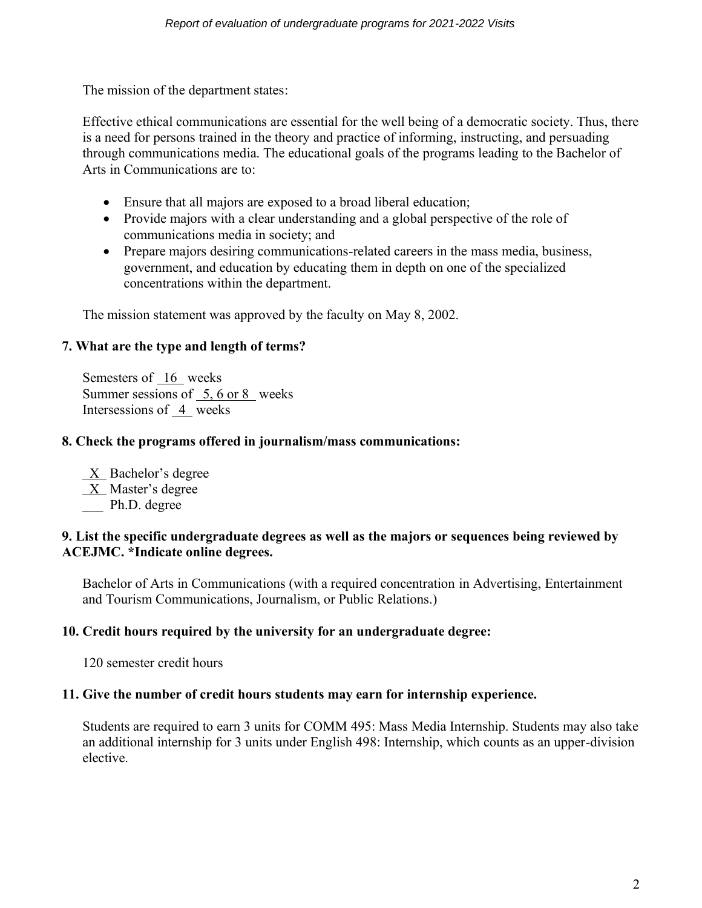The mission of the department states:

Effective ethical communications are essential for the well being of a democratic society. Thus, there is a need for persons trained in the theory and practice of informing, instructing, and persuading through communications media. The educational goals of the programs leading to the Bachelor of Arts in Communications are to:

- Ensure that all majors are exposed to a broad liberal education;
- Provide majors with a clear understanding and a global perspective of the role of communications media in society; and
- Prepare majors desiring communications-related careers in the mass media, business, government, and education by educating them in depth on one of the specialized concentrations within the department.

The mission statement was approved by the faculty on May 8, 2002.

**7. What are the type and length of terms?**

Semesters of 16 weeks
Summer sessions of 5, 6 or 8 weeks
Intersessions of 4 weeks

**8. Check the programs offered in journalism/mass communications:**

X Bachelor's degree
X Master's degree
___ Ph.D. degree

**9. List the specific undergraduate degrees as well as the majors or sequences being reviewed by ACEJMC. *Indicate online degrees.**

Bachelor of Arts in Communications (with a required concentration in Advertising, Entertainment and Tourism Communications, Journalism, or Public Relations.)

**10. Credit hours required by the university for an undergraduate degree:**

120 semester credit hours

**11. Give the number of credit hours students may earn for internship experience.**

Students are required to earn 3 units for COMM 495: Mass Media Internship. Students may also take an additional internship for 3 units under English 498: Internship, which counts as an upper-division elective.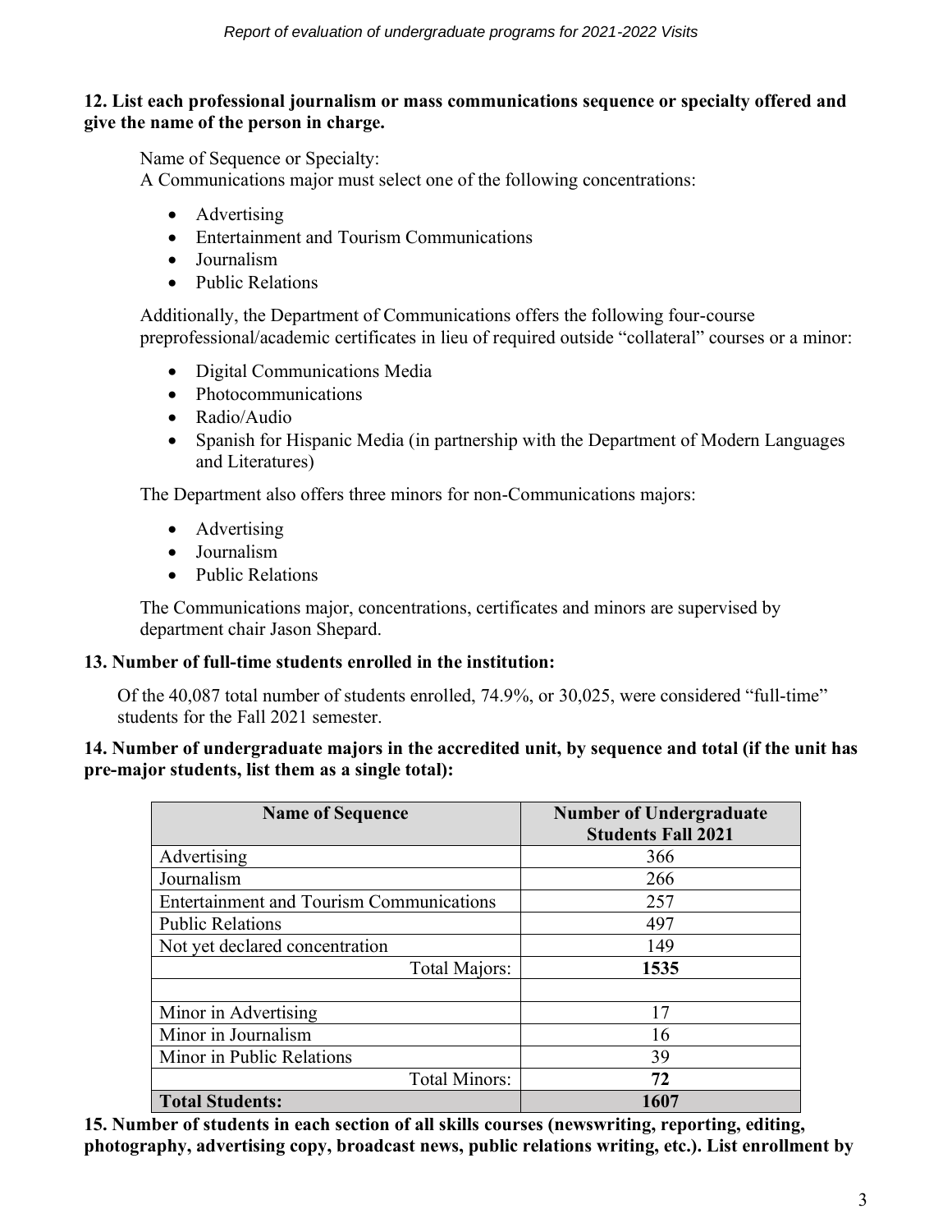**12. List each professional journalism or mass communications sequence or specialty offered and give the name of the person in charge.**

Name of Sequence or Specialty:
A Communications major must select one of the following concentrations:

- Advertising
- Entertainment and Tourism Communications
- Journalism
- Public Relations

Additionally, the Department of Communications offers the following four-course preprofessional/academic certificates in lieu of required outside "collateral" courses or a minor:

- Digital Communications Media
- Photocommunications
- Radio/Audio
- Spanish for Hispanic Media (in partnership with the Department of Modern Languages and Literatures)

The Department also offers three minors for non-Communications majors:

- Advertising
- Journalism
- Public Relations

The Communications major, concentrations, certificates and minors are supervised by department chair Jason Shepard.

**13. Number of full-time students enrolled in the institution:**

Of the 40,087 total number of students enrolled, 74.9%, or 30,025, were considered "full-time" students for the Fall 2021 semester.

**14. Number of undergraduate majors in the accredited unit, by sequence and total (if the unit has pre-major students, list them as a single total):**

| Name of Sequence | Number of Undergraduate Students Fall 2021 |
|---|---|
| Advertising | 366 |
| Journalism | 266 |
| Entertainment and Tourism Communications | 257 |
| Public Relations | 497 |
| Not yet declared concentration | 149 |
| Total Majors: | **1535** |
| | |
| Minor in Advertising | 17 |
| Minor in Journalism | 16 |
| Minor in Public Relations | 39 |
| Total Minors: | **72** |
| **Total Students:** | **1607** |

**15. Number of students in each section of all skills courses (newswriting, reporting, editing, photography, advertising copy, broadcast news, public relations writing, etc.). List enrollment by**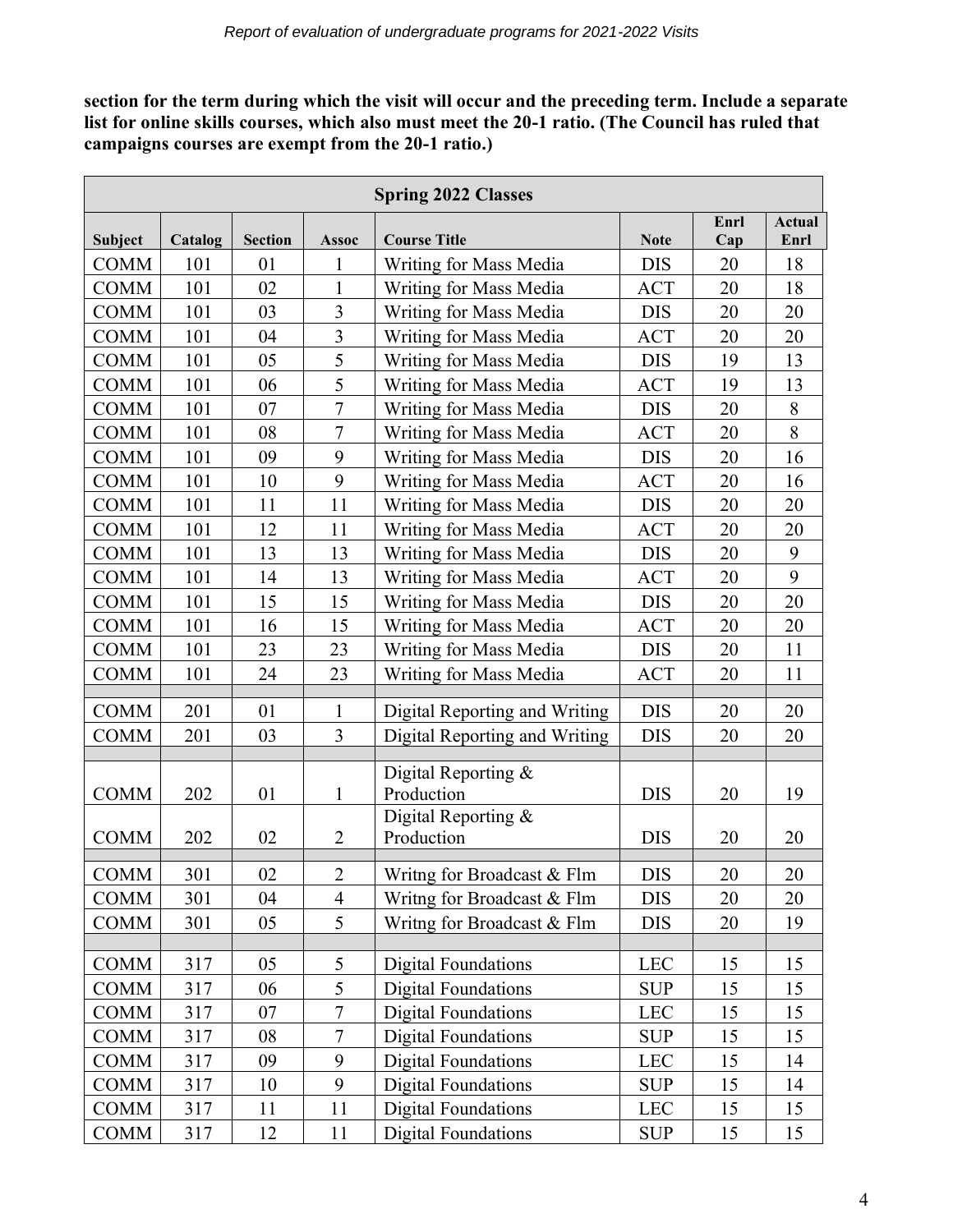**section for the term during which the visit will occur and the preceding term. Include a separate list for online skills courses, which also must meet the 20-1 ratio. (The Council has ruled that campaigns courses are exempt from the 20-1 ratio.)**

| Spring 2022 Classes | | | | | | | |
|---|---|---|---|---|---|---|---|
| **Subject** | **Catalog** | **Section** | **Assoc** | **Course Title** | **Note** | **Enrl Cap** | **Actual Enrl** |
| COMM | 101 | 01 | 1 | Writing for Mass Media | DIS | 20 | 18 |
| COMM | 101 | 02 | 1 | Writing for Mass Media | ACT | 20 | 18 |
| COMM | 101 | 03 | 3 | Writing for Mass Media | DIS | 20 | 20 |
| COMM | 101 | 04 | 3 | Writing for Mass Media | ACT | 20 | 20 |
| COMM | 101 | 05 | 5 | Writing for Mass Media | DIS | 19 | 13 |
| COMM | 101 | 06 | 5 | Writing for Mass Media | ACT | 19 | 13 |
| COMM | 101 | 07 | 7 | Writing for Mass Media | DIS | 20 | 8 |
| COMM | 101 | 08 | 7 | Writing for Mass Media | ACT | 20 | 8 |
| COMM | 101 | 09 | 9 | Writing for Mass Media | DIS | 20 | 16 |
| COMM | 101 | 10 | 9 | Writing for Mass Media | ACT | 20 | 16 |
| COMM | 101 | 11 | 11 | Writing for Mass Media | DIS | 20 | 20 |
| COMM | 101 | 12 | 11 | Writing for Mass Media | ACT | 20 | 20 |
| COMM | 101 | 13 | 13 | Writing for Mass Media | DIS | 20 | 9 |
| COMM | 101 | 14 | 13 | Writing for Mass Media | ACT | 20 | 9 |
| COMM | 101 | 15 | 15 | Writing for Mass Media | DIS | 20 | 20 |
| COMM | 101 | 16 | 15 | Writing for Mass Media | ACT | 20 | 20 |
| COMM | 101 | 23 | 23 | Writing for Mass Media | DIS | 20 | 11 |
| COMM | 101 | 24 | 23 | Writing for Mass Media | ACT | 20 | 11 |
| | | | | | | | |
| COMM | 201 | 01 | 1 | Digital Reporting and Writing | DIS | 20 | 20 |
| COMM | 201 | 03 | 3 | Digital Reporting and Writing | DIS | 20 | 20 |
| | | | | | | | |
| COMM | 202 | 01 | 1 | Digital Reporting & Production | DIS | 20 | 19 |
| COMM | 202 | 02 | 2 | Digital Reporting & Production | DIS | 20 | 20 |
| | | | | | | | |
| COMM | 301 | 02 | 2 | Writng for Broadcast & Flm | DIS | 20 | 20 |
| COMM | 301 | 04 | 4 | Writng for Broadcast & Flm | DIS | 20 | 20 |
| COMM | 301 | 05 | 5 | Writng for Broadcast & Flm | DIS | 20 | 19 |
| | | | | | | | |
| COMM | 317 | 05 | 5 | Digital Foundations | LEC | 15 | 15 |
| COMM | 317 | 06 | 5 | Digital Foundations | SUP | 15 | 15 |
| COMM | 317 | 07 | 7 | Digital Foundations | LEC | 15 | 15 |
| COMM | 317 | 08 | 7 | Digital Foundations | SUP | 15 | 15 |
| COMM | 317 | 09 | 9 | Digital Foundations | LEC | 15 | 14 |
| COMM | 317 | 10 | 9 | Digital Foundations | SUP | 15 | 14 |
| COMM | 317 | 11 | 11 | Digital Foundations | LEC | 15 | 15 |
| COMM | 317 | 12 | 11 | Digital Foundations | SUP | 15 | 15 |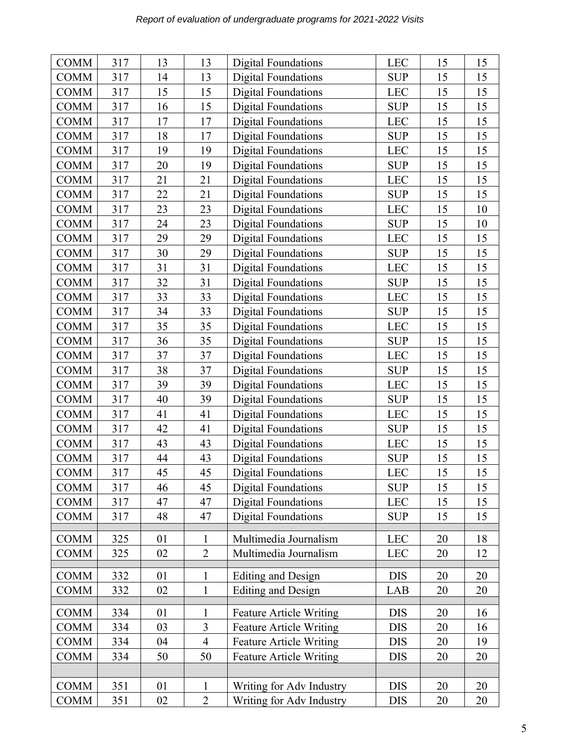| COMM | 317 | 13 | 13 | Digital Foundations | LEC | 15 | 15 |
|---|---|---|---|---|---|---|---|
| COMM | 317 | 14 | 13 | Digital Foundations | SUP | 15 | 15 |
| COMM | 317 | 15 | 15 | Digital Foundations | LEC | 15 | 15 |
| COMM | 317 | 16 | 15 | Digital Foundations | SUP | 15 | 15 |
| COMM | 317 | 17 | 17 | Digital Foundations | LEC | 15 | 15 |
| COMM | 317 | 18 | 17 | Digital Foundations | SUP | 15 | 15 |
| COMM | 317 | 19 | 19 | Digital Foundations | LEC | 15 | 15 |
| COMM | 317 | 20 | 19 | Digital Foundations | SUP | 15 | 15 |
| COMM | 317 | 21 | 21 | Digital Foundations | LEC | 15 | 15 |
| COMM | 317 | 22 | 21 | Digital Foundations | SUP | 15 | 15 |
| COMM | 317 | 23 | 23 | Digital Foundations | LEC | 15 | 10 |
| COMM | 317 | 24 | 23 | Digital Foundations | SUP | 15 | 10 |
| COMM | 317 | 29 | 29 | Digital Foundations | LEC | 15 | 15 |
| COMM | 317 | 30 | 29 | Digital Foundations | SUP | 15 | 15 |
| COMM | 317 | 31 | 31 | Digital Foundations | LEC | 15 | 15 |
| COMM | 317 | 32 | 31 | Digital Foundations | SUP | 15 | 15 |
| COMM | 317 | 33 | 33 | Digital Foundations | LEC | 15 | 15 |
| COMM | 317 | 34 | 33 | Digital Foundations | SUP | 15 | 15 |
| COMM | 317 | 35 | 35 | Digital Foundations | LEC | 15 | 15 |
| COMM | 317 | 36 | 35 | Digital Foundations | SUP | 15 | 15 |
| COMM | 317 | 37 | 37 | Digital Foundations | LEC | 15 | 15 |
| COMM | 317 | 38 | 37 | Digital Foundations | SUP | 15 | 15 |
| COMM | 317 | 39 | 39 | Digital Foundations | LEC | 15 | 15 |
| COMM | 317 | 40 | 39 | Digital Foundations | SUP | 15 | 15 |
| COMM | 317 | 41 | 41 | Digital Foundations | LEC | 15 | 15 |
| COMM | 317 | 42 | 41 | Digital Foundations | SUP | 15 | 15 |
| COMM | 317 | 43 | 43 | Digital Foundations | LEC | 15 | 15 |
| COMM | 317 | 44 | 43 | Digital Foundations | SUP | 15 | 15 |
| COMM | 317 | 45 | 45 | Digital Foundations | LEC | 15 | 15 |
| COMM | 317 | 46 | 45 | Digital Foundations | SUP | 15 | 15 |
| COMM | 317 | 47 | 47 | Digital Foundations | LEC | 15 | 15 |
| COMM | 317 | 48 | 47 | Digital Foundations | SUP | 15 | 15 |
| | | | | | | | |
| COMM | 325 | 01 | 1 | Multimedia Journalism | LEC | 20 | 18 |
| COMM | 325 | 02 | 2 | Multimedia Journalism | LEC | 20 | 12 |
| | | | | | | | |
| COMM | 332 | 01 | 1 | Editing and Design | DIS | 20 | 20 |
| COMM | 332 | 02 | 1 | Editing and Design | LAB | 20 | 20 |
| | | | | | | | |
| COMM | 334 | 01 | 1 | Feature Article Writing | DIS | 20 | 16 |
| COMM | 334 | 03 | 3 | Feature Article Writing | DIS | 20 | 16 |
| COMM | 334 | 04 | 4 | Feature Article Writing | DIS | 20 | 19 |
| COMM | 334 | 50 | 50 | Feature Article Writing | DIS | 20 | 20 |
| | | | | | | | |
| COMM | 351 | 01 | 1 | Writing for Adv Industry | DIS | 20 | 20 |
| COMM | 351 | 02 | 2 | Writing for Adv Industry | DIS | 20 | 20 |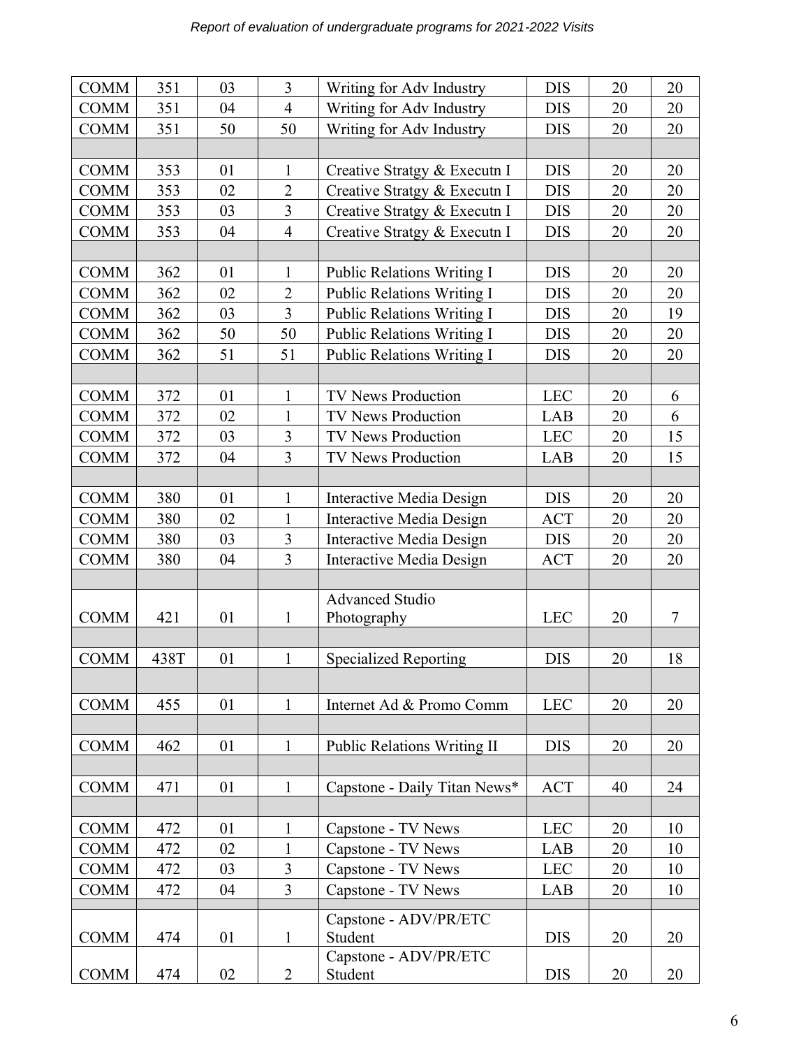| COMM | 351 | 03 | 3 | Writing for Adv Industry | DIS | 20 | 20 |
|---|---|---|---|---|---|---|---|
| COMM | 351 | 04 | 4 | Writing for Adv Industry | DIS | 20 | 20 |
| COMM | 351 | 50 | 50 | Writing for Adv Industry | DIS | 20 | 20 |
| | | | | | | | |
| COMM | 353 | 01 | 1 | Creative Stratgy & Executn I | DIS | 20 | 20 |
| COMM | 353 | 02 | 2 | Creative Stratgy & Executn I | DIS | 20 | 20 |
| COMM | 353 | 03 | 3 | Creative Stratgy & Executn I | DIS | 20 | 20 |
| COMM | 353 | 04 | 4 | Creative Stratgy & Executn I | DIS | 20 | 20 |
| | | | | | | | |
| COMM | 362 | 01 | 1 | Public Relations Writing I | DIS | 20 | 20 |
| COMM | 362 | 02 | 2 | Public Relations Writing I | DIS | 20 | 20 |
| COMM | 362 | 03 | 3 | Public Relations Writing I | DIS | 20 | 19 |
| COMM | 362 | 50 | 50 | Public Relations Writing I | DIS | 20 | 20 |
| COMM | 362 | 51 | 51 | Public Relations Writing I | DIS | 20 | 20 |
| | | | | | | | |
| COMM | 372 | 01 | 1 | TV News Production | LEC | 20 | 6 |
| COMM | 372 | 02 | 1 | TV News Production | LAB | 20 | 6 |
| COMM | 372 | 03 | 3 | TV News Production | LEC | 20 | 15 |
| COMM | 372 | 04 | 3 | TV News Production | LAB | 20 | 15 |
| | | | | | | | |
| COMM | 380 | 01 | 1 | Interactive Media Design | DIS | 20 | 20 |
| COMM | 380 | 02 | 1 | Interactive Media Design | ACT | 20 | 20 |
| COMM | 380 | 03 | 3 | Interactive Media Design | DIS | 20 | 20 |
| COMM | 380 | 04 | 3 | Interactive Media Design | ACT | 20 | 20 |
| | | | | | | | |
| COMM | 421 | 01 | 1 | Advanced Studio Photography | LEC | 20 | 7 |
| | | | | | | | |
| COMM | 438T | 01 | 1 | Specialized Reporting | DIS | 20 | 18 |
| | | | | | | | |
| COMM | 455 | 01 | 1 | Internet Ad & Promo Comm | LEC | 20 | 20 |
| | | | | | | | |
| COMM | 462 | 01 | 1 | Public Relations Writing II | DIS | 20 | 20 |
| | | | | | | | |
| COMM | 471 | 01 | 1 | Capstone - Daily Titan News* | ACT | 40 | 24 |
| | | | | | | | |
| COMM | 472 | 01 | 1 | Capstone - TV News | LEC | 20 | 10 |
| COMM | 472 | 02 | 1 | Capstone - TV News | LAB | 20 | 10 |
| COMM | 472 | 03 | 3 | Capstone - TV News | LEC | 20 | 10 |
| COMM | 472 | 04 | 3 | Capstone - TV News | LAB | 20 | 10 |
| | | | | | | | |
| COMM | 474 | 01 | 1 | Capstone - ADV/PR/ETC Student | DIS | 20 | 20 |
| COMM | 474 | 02 | 2 | Capstone - ADV/PR/ETC Student | DIS | 20 | 20 |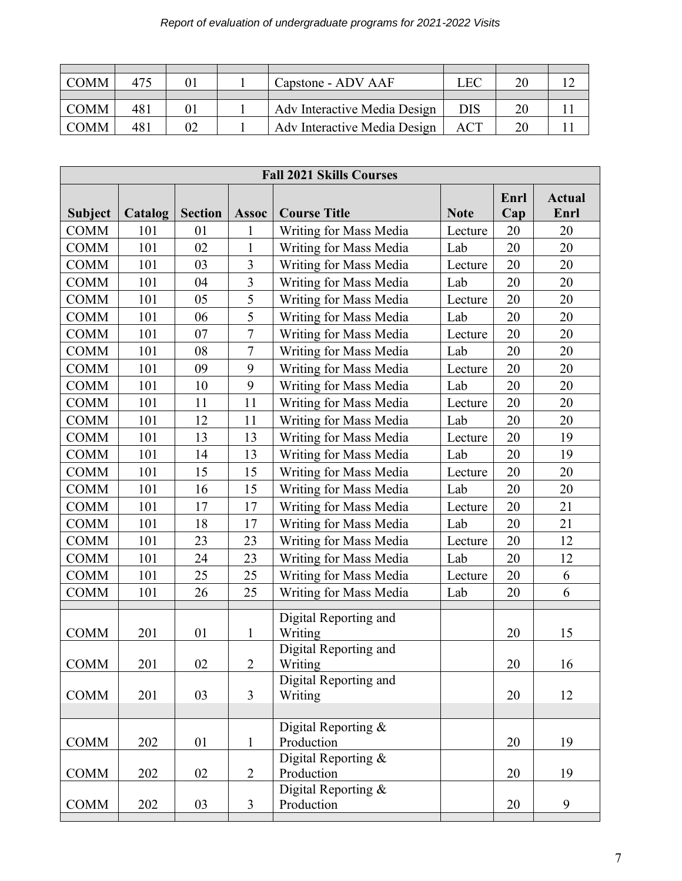| | | | | | | | |
|---|---|---|---|---|---|---|---|
| COMM | 475 | 01 | 1 | Capstone - ADV AAF | LEC | 20 | 12 |
| | | | | | | | |
| COMM | 481 | 01 | 1 | Adv Interactive Media Design | DIS | 20 | 11 |
| COMM | 481 | 02 | 1 | Adv Interactive Media Design | ACT | 20 | 11 |

| **Fall 2021 Skills Courses** | | | | | | | |
|---|---|---|---|---|---|---|---|
| **Subject** | **Catalog** | **Section** | **Assoc** | **Course Title** | **Note** | **Enrl Cap** | **Actual Enrl** |
| COMM | 101 | 01 | 1 | Writing for Mass Media | Lecture | 20 | 20 |
| COMM | 101 | 02 | 1 | Writing for Mass Media | Lab | 20 | 20 |
| COMM | 101 | 03 | 3 | Writing for Mass Media | Lecture | 20 | 20 |
| COMM | 101 | 04 | 3 | Writing for Mass Media | Lab | 20 | 20 |
| COMM | 101 | 05 | 5 | Writing for Mass Media | Lecture | 20 | 20 |
| COMM | 101 | 06 | 5 | Writing for Mass Media | Lab | 20 | 20 |
| COMM | 101 | 07 | 7 | Writing for Mass Media | Lecture | 20 | 20 |
| COMM | 101 | 08 | 7 | Writing for Mass Media | Lab | 20 | 20 |
| COMM | 101 | 09 | 9 | Writing for Mass Media | Lecture | 20 | 20 |
| COMM | 101 | 10 | 9 | Writing for Mass Media | Lab | 20 | 20 |
| COMM | 101 | 11 | 11 | Writing for Mass Media | Lecture | 20 | 20 |
| COMM | 101 | 12 | 11 | Writing for Mass Media | Lab | 20 | 20 |
| COMM | 101 | 13 | 13 | Writing for Mass Media | Lecture | 20 | 19 |
| COMM | 101 | 14 | 13 | Writing for Mass Media | Lab | 20 | 19 |
| COMM | 101 | 15 | 15 | Writing for Mass Media | Lecture | 20 | 20 |
| COMM | 101 | 16 | 15 | Writing for Mass Media | Lab | 20 | 20 |
| COMM | 101 | 17 | 17 | Writing for Mass Media | Lecture | 20 | 21 |
| COMM | 101 | 18 | 17 | Writing for Mass Media | Lab | 20 | 21 |
| COMM | 101 | 23 | 23 | Writing for Mass Media | Lecture | 20 | 12 |
| COMM | 101 | 24 | 23 | Writing for Mass Media | Lab | 20 | 12 |
| COMM | 101 | 25 | 25 | Writing for Mass Media | Lecture | 20 | 6 |
| COMM | 101 | 26 | 25 | Writing for Mass Media | Lab | 20 | 6 |
| | | | | | | | |
| COMM | 201 | 01 | 1 | Digital Reporting and Writing | | 20 | 15 |
| COMM | 201 | 02 | 2 | Digital Reporting and Writing | | 20 | 16 |
| COMM | 201 | 03 | 3 | Digital Reporting and Writing | | 20 | 12 |
| | | | | | | | |
| COMM | 202 | 01 | 1 | Digital Reporting & Production | | 20 | 19 |
| COMM | 202 | 02 | 2 | Digital Reporting & Production | | 20 | 19 |
| COMM | 202 | 03 | 3 | Digital Reporting & Production | | 20 | 9 |
| | | | | | | | |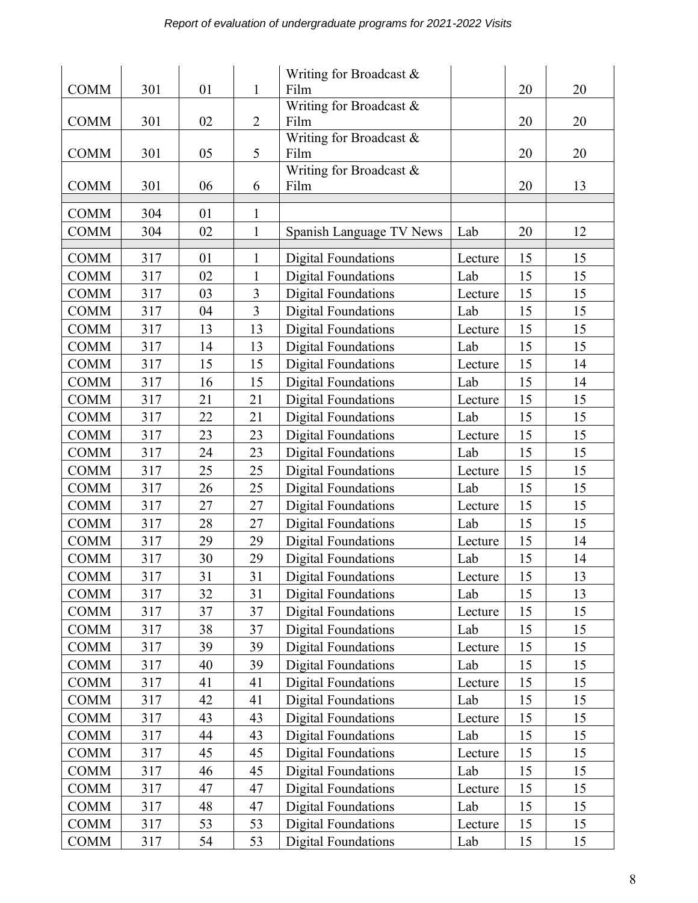| | | | | | | | |
|---|---|---|---|---|---|---|---|
| COMM | 301 | 01 | 1 | Writing for Broadcast & Film | | 20 | 20 |
| COMM | 301 | 02 | 2 | Writing for Broadcast & Film | | 20 | 20 |
| COMM | 301 | 05 | 5 | Writing for Broadcast & Film | | 20 | 20 |
| COMM | 301 | 06 | 6 | Writing for Broadcast & Film | | 20 | 13 |
| | | | | | | | |
| COMM | 304 | 01 | 1 | | | | |
| COMM | 304 | 02 | 1 | Spanish Language TV News | Lab | 20 | 12 |
| | | | | | | | |
| COMM | 317 | 01 | 1 | Digital Foundations | Lecture | 15 | 15 |
| COMM | 317 | 02 | 1 | Digital Foundations | Lab | 15 | 15 |
| COMM | 317 | 03 | 3 | Digital Foundations | Lecture | 15 | 15 |
| COMM | 317 | 04 | 3 | Digital Foundations | Lab | 15 | 15 |
| COMM | 317 | 13 | 13 | Digital Foundations | Lecture | 15 | 15 |
| COMM | 317 | 14 | 13 | Digital Foundations | Lab | 15 | 15 |
| COMM | 317 | 15 | 15 | Digital Foundations | Lecture | 15 | 14 |
| COMM | 317 | 16 | 15 | Digital Foundations | Lab | 15 | 14 |
| COMM | 317 | 21 | 21 | Digital Foundations | Lecture | 15 | 15 |
| COMM | 317 | 22 | 21 | Digital Foundations | Lab | 15 | 15 |
| COMM | 317 | 23 | 23 | Digital Foundations | Lecture | 15 | 15 |
| COMM | 317 | 24 | 23 | Digital Foundations | Lab | 15 | 15 |
| COMM | 317 | 25 | 25 | Digital Foundations | Lecture | 15 | 15 |
| COMM | 317 | 26 | 25 | Digital Foundations | Lab | 15 | 15 |
| COMM | 317 | 27 | 27 | Digital Foundations | Lecture | 15 | 15 |
| COMM | 317 | 28 | 27 | Digital Foundations | Lab | 15 | 15 |
| COMM | 317 | 29 | 29 | Digital Foundations | Lecture | 15 | 14 |
| COMM | 317 | 30 | 29 | Digital Foundations | Lab | 15 | 14 |
| COMM | 317 | 31 | 31 | Digital Foundations | Lecture | 15 | 13 |
| COMM | 317 | 32 | 31 | Digital Foundations | Lab | 15 | 13 |
| COMM | 317 | 37 | 37 | Digital Foundations | Lecture | 15 | 15 |
| COMM | 317 | 38 | 37 | Digital Foundations | Lab | 15 | 15 |
| COMM | 317 | 39 | 39 | Digital Foundations | Lecture | 15 | 15 |
| COMM | 317 | 40 | 39 | Digital Foundations | Lab | 15 | 15 |
| COMM | 317 | 41 | 41 | Digital Foundations | Lecture | 15 | 15 |
| COMM | 317 | 42 | 41 | Digital Foundations | Lab | 15 | 15 |
| COMM | 317 | 43 | 43 | Digital Foundations | Lecture | 15 | 15 |
| COMM | 317 | 44 | 43 | Digital Foundations | Lab | 15 | 15 |
| COMM | 317 | 45 | 45 | Digital Foundations | Lecture | 15 | 15 |
| COMM | 317 | 46 | 45 | Digital Foundations | Lab | 15 | 15 |
| COMM | 317 | 47 | 47 | Digital Foundations | Lecture | 15 | 15 |
| COMM | 317 | 48 | 47 | Digital Foundations | Lab | 15 | 15 |
| COMM | 317 | 53 | 53 | Digital Foundations | Lecture | 15 | 15 |
| COMM | 317 | 54 | 53 | Digital Foundations | Lab | 15 | 15 |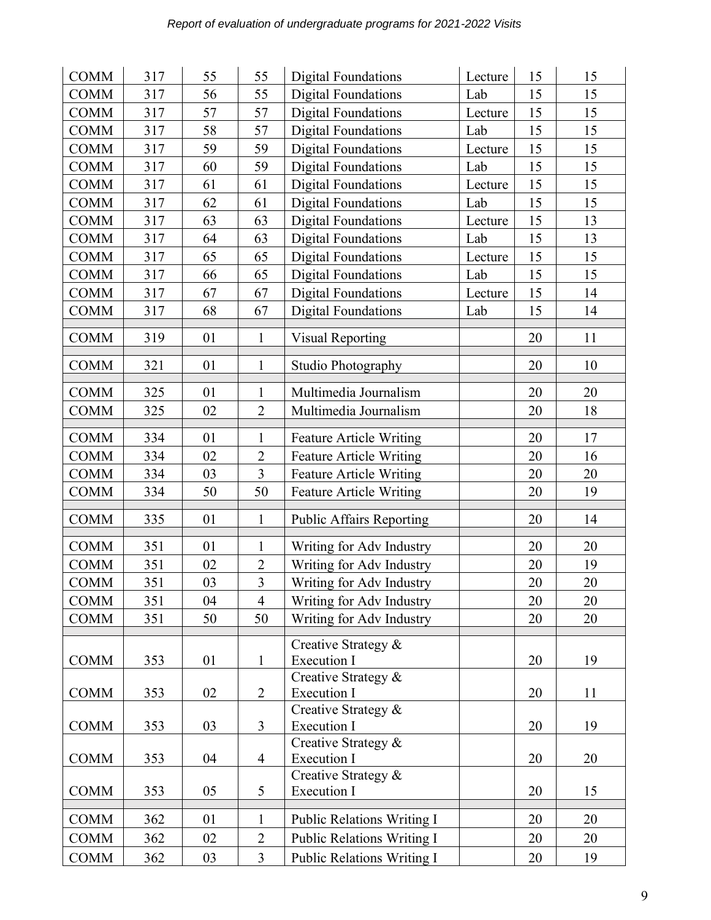| | | | | | | | |
|---|---|---|---|---|---|---|---|
| COMM | 317 | 55 | 55 | Digital Foundations | Lecture | 15 | 15 |
| COMM | 317 | 56 | 55 | Digital Foundations | Lab | 15 | 15 |
| COMM | 317 | 57 | 57 | Digital Foundations | Lecture | 15 | 15 |
| COMM | 317 | 58 | 57 | Digital Foundations | Lab | 15 | 15 |
| COMM | 317 | 59 | 59 | Digital Foundations | Lecture | 15 | 15 |
| COMM | 317 | 60 | 59 | Digital Foundations | Lab | 15 | 15 |
| COMM | 317 | 61 | 61 | Digital Foundations | Lecture | 15 | 15 |
| COMM | 317 | 62 | 61 | Digital Foundations | Lab | 15 | 15 |
| COMM | 317 | 63 | 63 | Digital Foundations | Lecture | 15 | 13 |
| COMM | 317 | 64 | 63 | Digital Foundations | Lab | 15 | 13 |
| COMM | 317 | 65 | 65 | Digital Foundations | Lecture | 15 | 15 |
| COMM | 317 | 66 | 65 | Digital Foundations | Lab | 15 | 15 |
| COMM | 317 | 67 | 67 | Digital Foundations | Lecture | 15 | 14 |
| COMM | 317 | 68 | 67 | Digital Foundations | Lab | 15 | 14 |
| | | | | | | | |
| COMM | 319 | 01 | 1 | Visual Reporting | | 20 | 11 |
| | | | | | | | |
| COMM | 321 | 01 | 1 | Studio Photography | | 20 | 10 |
| | | | | | | | |
| COMM | 325 | 01 | 1 | Multimedia Journalism | | 20 | 20 |
| COMM | 325 | 02 | 2 | Multimedia Journalism | | 20 | 18 |
| | | | | | | | |
| COMM | 334 | 01 | 1 | Feature Article Writing | | 20 | 17 |
| COMM | 334 | 02 | 2 | Feature Article Writing | | 20 | 16 |
| COMM | 334 | 03 | 3 | Feature Article Writing | | 20 | 20 |
| COMM | 334 | 50 | 50 | Feature Article Writing | | 20 | 19 |
| | | | | | | | |
| COMM | 335 | 01 | 1 | Public Affairs Reporting | | 20 | 14 |
| | | | | | | | |
| COMM | 351 | 01 | 1 | Writing for Adv Industry | | 20 | 20 |
| COMM | 351 | 02 | 2 | Writing for Adv Industry | | 20 | 19 |
| COMM | 351 | 03 | 3 | Writing for Adv Industry | | 20 | 20 |
| COMM | 351 | 04 | 4 | Writing for Adv Industry | | 20 | 20 |
| COMM | 351 | 50 | 50 | Writing for Adv Industry | | 20 | 20 |
| | | | | | | | |
| COMM | 353 | 01 | 1 | Creative Strategy & Execution I | | 20 | 19 |
| COMM | 353 | 02 | 2 | Creative Strategy & Execution I | | 20 | 11 |
| COMM | 353 | 03 | 3 | Creative Strategy & Execution I | | 20 | 19 |
| COMM | 353 | 04 | 4 | Creative Strategy & Execution I | | 20 | 20 |
| COMM | 353 | 05 | 5 | Creative Strategy & Execution I | | 20 | 15 |
| | | | | | | | |
| COMM | 362 | 01 | 1 | Public Relations Writing I | | 20 | 20 |
| COMM | 362 | 02 | 2 | Public Relations Writing I | | 20 | 20 |
| COMM | 362 | 03 | 3 | Public Relations Writing I | | 20 | 19 |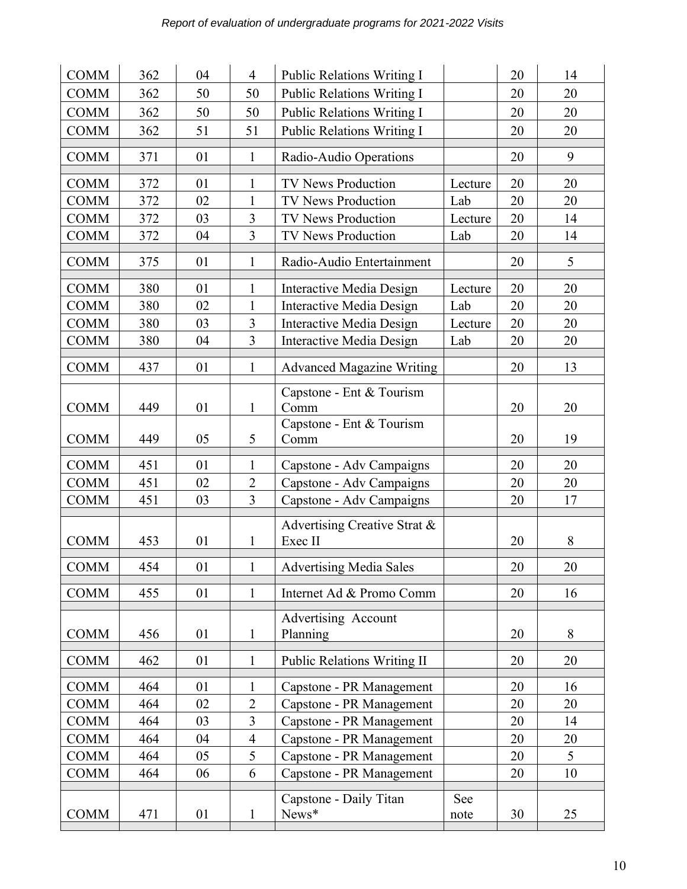| | | | | | | | |
|---|---|---|---|---|---|---|---|
| COMM | 362 | 04 | 4 | Public Relations Writing I | | 20 | 14 |
| COMM | 362 | 50 | 50 | Public Relations Writing I | | 20 | 20 |
| COMM | 362 | 50 | 50 | Public Relations Writing I | | 20 | 20 |
| COMM | 362 | 51 | 51 | Public Relations Writing I | | 20 | 20 |
| | | | | | | | |
| COMM | 371 | 01 | 1 | Radio-Audio Operations | | 20 | 9 |
| | | | | | | | |
| COMM | 372 | 01 | 1 | TV News Production | Lecture | 20 | 20 |
| COMM | 372 | 02 | 1 | TV News Production | Lab | 20 | 20 |
| COMM | 372 | 03 | 3 | TV News Production | Lecture | 20 | 14 |
| COMM | 372 | 04 | 3 | TV News Production | Lab | 20 | 14 |
| | | | | | | | |
| COMM | 375 | 01 | 1 | Radio-Audio Entertainment | | 20 | 5 |
| | | | | | | | |
| COMM | 380 | 01 | 1 | Interactive Media Design | Lecture | 20 | 20 |
| COMM | 380 | 02 | 1 | Interactive Media Design | Lab | 20 | 20 |
| COMM | 380 | 03 | 3 | Interactive Media Design | Lecture | 20 | 20 |
| COMM | 380 | 04 | 3 | Interactive Media Design | Lab | 20 | 20 |
| | | | | | | | |
| COMM | 437 | 01 | 1 | Advanced Magazine Writing | | 20 | 13 |
| | | | | | | | |
| COMM | 449 | 01 | 1 | Capstone - Ent & Tourism Comm | | 20 | 20 |
| COMM | 449 | 05 | 5 | Capstone - Ent & Tourism Comm | | 20 | 19 |
| | | | | | | | |
| COMM | 451 | 01 | 1 | Capstone - Adv Campaigns | | 20 | 20 |
| COMM | 451 | 02 | 2 | Capstone - Adv Campaigns | | 20 | 20 |
| COMM | 451 | 03 | 3 | Capstone - Adv Campaigns | | 20 | 17 |
| | | | | | | | |
| COMM | 453 | 01 | 1 | Advertising Creative Strat & Exec II | | 20 | 8 |
| | | | | | | | |
| COMM | 454 | 01 | 1 | Advertising Media Sales | | 20 | 20 |
| | | | | | | | |
| COMM | 455 | 01 | 1 | Internet Ad & Promo Comm | | 20 | 16 |
| | | | | | | | |
| COMM | 456 | 01 | 1 | Advertising Account Planning | | 20 | 8 |
| | | | | | | | |
| COMM | 462 | 01 | 1 | Public Relations Writing II | | 20 | 20 |
| | | | | | | | |
| COMM | 464 | 01 | 1 | Capstone - PR Management | | 20 | 16 |
| COMM | 464 | 02 | 2 | Capstone - PR Management | | 20 | 20 |
| COMM | 464 | 03 | 3 | Capstone - PR Management | | 20 | 14 |
| COMM | 464 | 04 | 4 | Capstone - PR Management | | 20 | 20 |
| COMM | 464 | 05 | 5 | Capstone - PR Management | | 20 | 5 |
| COMM | 464 | 06 | 6 | Capstone - PR Management | | 20 | 10 |
| | | | | | | | |
| COMM | 471 | 01 | 1 | Capstone - Daily Titan News* | See note | 30 | 25 |
| | | | | | | | |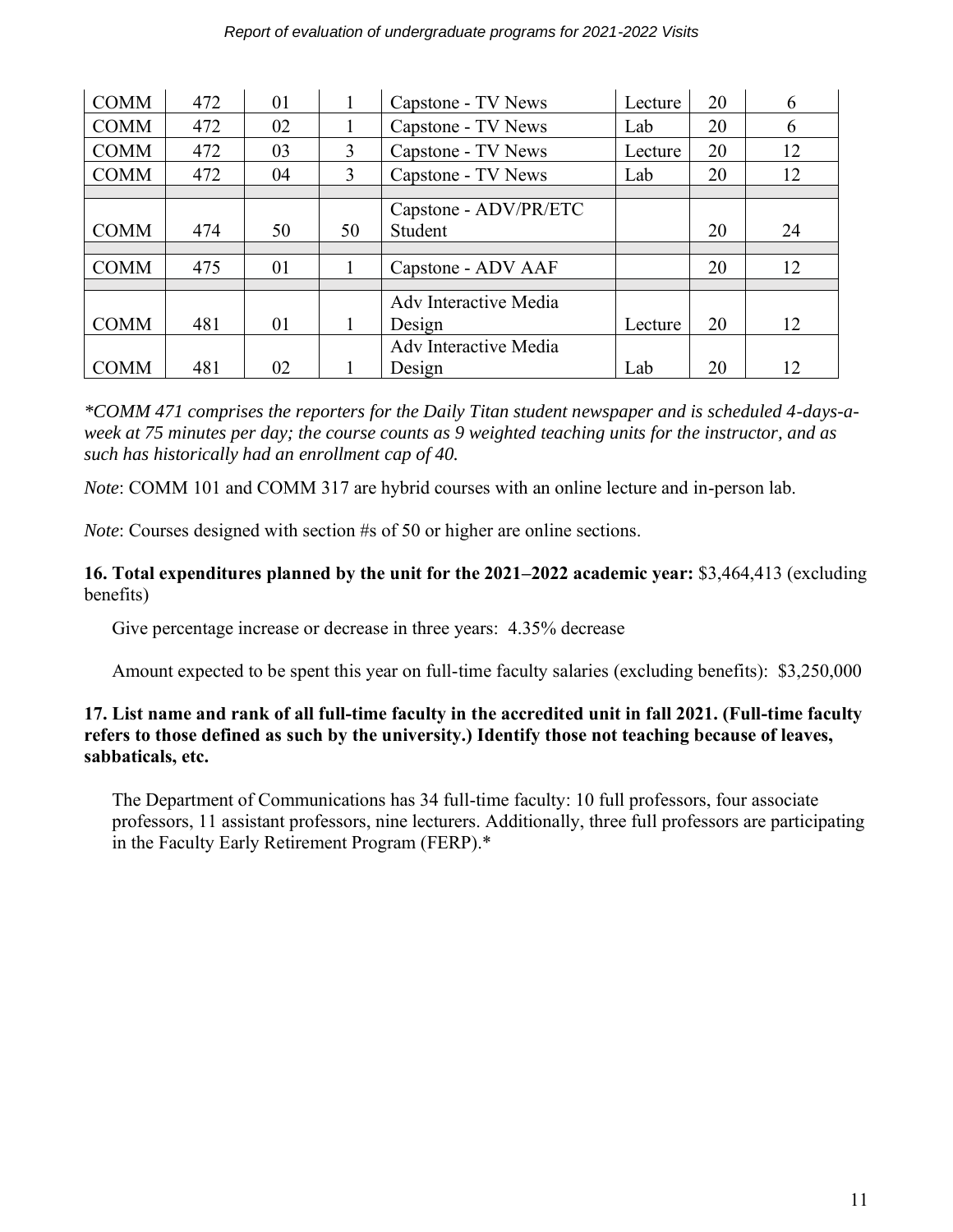| | | | | | | | |
|---|---|---|---|---|---|---|---|
| COMM | 472 | 01 | 1 | Capstone - TV News | Lecture | 20 | 6 |
| COMM | 472 | 02 | 1 | Capstone - TV News | Lab | 20 | 6 |
| COMM | 472 | 03 | 3 | Capstone - TV News | Lecture | 20 | 12 |
| COMM | 472 | 04 | 3 | Capstone - TV News | Lab | 20 | 12 |
| | | | | | | | |
| COMM | 474 | 50 | 50 | Capstone - ADV/PR/ETC Student | | 20 | 24 |
| | | | | | | | |
| COMM | 475 | 01 | 1 | Capstone - ADV AAF | | 20 | 12 |
| | | | | | | | |
| COMM | 481 | 01 | 1 | Adv Interactive Media Design | Lecture | 20 | 12 |
| COMM | 481 | 02 | 1 | Adv Interactive Media Design | Lab | 20 | 12 |

*\*COMM 471 comprises the reporters for the Daily Titan student newspaper and is scheduled 4-days-a-week at 75 minutes per day; the course counts as 9 weighted teaching units for the instructor, and as such has historically had an enrollment cap of 40.*

*Note*: COMM 101 and COMM 317 are hybrid courses with an online lecture and in-person lab.

*Note*: Courses designed with section #s of 50 or higher are online sections.

**16. Total expenditures planned by the unit for the 2021–2022 academic year:** $3,464,413 (excluding benefits)

Give percentage increase or decrease in three years: 4.35% decrease

Amount expected to be spent this year on full-time faculty salaries (excluding benefits): $3,250,000

**17. List name and rank of all full-time faculty in the accredited unit in fall 2021. (Full-time faculty refers to those defined as such by the university.) Identify those not teaching because of leaves, sabbaticals, etc.**

The Department of Communications has 34 full-time faculty: 10 full professors, four associate professors, 11 assistant professors, nine lecturers. Additionally, three full professors are participating in the Faculty Early Retirement Program (FERP).*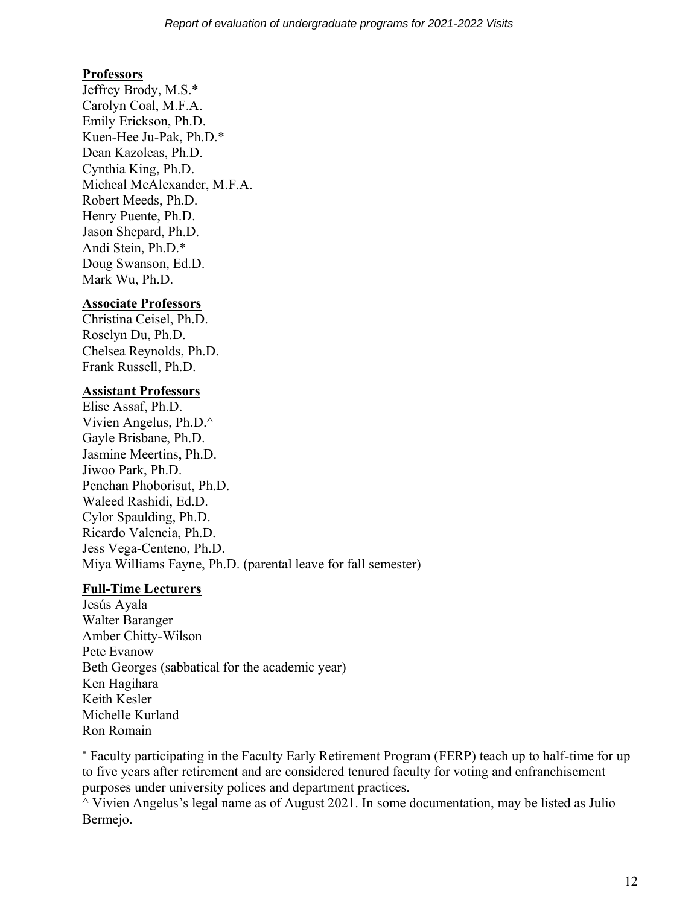**Professors**
Jeffrey Brody, M.S.*
Carolyn Coal, M.F.A.
Emily Erickson, Ph.D.
Kuen-Hee Ju-Pak, Ph.D.*
Dean Kazoleas, Ph.D.
Cynthia King, Ph.D.
Micheal McAlexander, M.F.A.
Robert Meeds, Ph.D.
Henry Puente, Ph.D.
Jason Shepard, Ph.D.
Andi Stein, Ph.D.*
Doug Swanson, Ed.D.
Mark Wu, Ph.D.

**Associate Professors**
Christina Ceisel, Ph.D.
Roselyn Du, Ph.D.
Chelsea Reynolds, Ph.D.
Frank Russell, Ph.D.

**Assistant Professors**
Elise Assaf, Ph.D.
Vivien Angelus, Ph.D.^
Gayle Brisbane, Ph.D.
Jasmine Meertins, Ph.D.
Jiwoo Park, Ph.D.
Penchan Phoborisut, Ph.D.
Waleed Rashidi, Ed.D.
Cylor Spaulding, Ph.D.
Ricardo Valencia, Ph.D.
Jess Vega-Centeno, Ph.D.
Miya Williams Fayne, Ph.D. (parental leave for fall semester)

**Full-Time Lecturers**
Jesús Ayala
Walter Baranger
Amber Chitty-Wilson
Pete Evanow
Beth Georges (sabbatical for the academic year)
Ken Hagihara
Keith Kesler
Michelle Kurland
Ron Romain

* Faculty participating in the Faculty Early Retirement Program (FERP) teach up to half-time for up to five years after retirement and are considered tenured faculty for voting and enfranchisement purposes under university polices and department practices.
^ Vivien Angelus's legal name as of August 2021. In some documentation, may be listed as Julio Bermejo.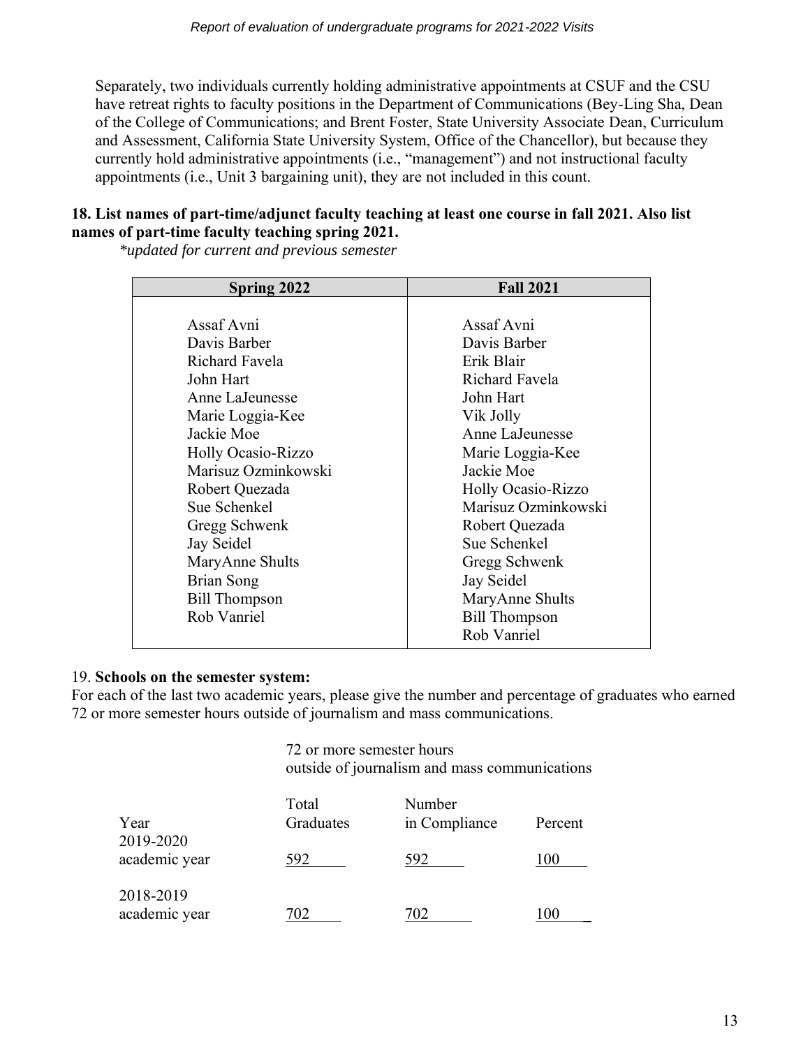Separately, two individuals currently holding administrative appointments at CSUF and the CSU have retreat rights to faculty positions in the Department of Communications (Bey-Ling Sha, Dean of the College of Communications; and Brent Foster, State University Associate Dean, Curriculum and Assessment, California State University System, Office of the Chancellor), but because they currently hold administrative appointments (i.e., "management") and not instructional faculty appointments (i.e., Unit 3 bargaining unit), they are not included in this count.

**18. List names of part-time/adjunct faculty teaching at least one course in fall 2021. Also list names of part-time faculty teaching spring 2021.**

*\*updated for current and previous semester*

| Spring 2022 | Fall 2021 |
|---|---|
| Assaf Avni | Assaf Avni |
| Davis Barber | Davis Barber |
| Richard Favela | Erik Blair |
| John Hart | Richard Favela |
| Anne LaJeunesse | John Hart |
| Marie Loggia-Kee | Vik Jolly |
| Jackie Moe | Anne LaJeunesse |
| Holly Ocasio-Rizzo | Marie Loggia-Kee |
| Marisuz Ozminkowski | Jackie Moe |
| Robert Quezada | Holly Ocasio-Rizzo |
| Sue Schenkel | Marisuz Ozminkowski |
| Gregg Schwenk | Robert Quezada |
| Jay Seidel | Sue Schenkel |
| MaryAnne Shults | Gregg Schwenk |
| Brian Song | Jay Seidel |
| Bill Thompson | MaryAnne Shults |
| Rob Vanriel | Bill Thompson |
| | Rob Vanriel |

19. **Schools on the semester system:**

For each of the last two academic years, please give the number and percentage of graduates who earned 72 or more semester hours outside of journalism and mass communications.

72 or more semester hours outside of journalism and mass communications

| Year | Total Graduates | Number in Compliance | Percent |
|---|---|---|---|
| 2019-2020 academic year | 592 | 592 | 100 |
| 2018-2019 academic year | 702 | 702 | 100 |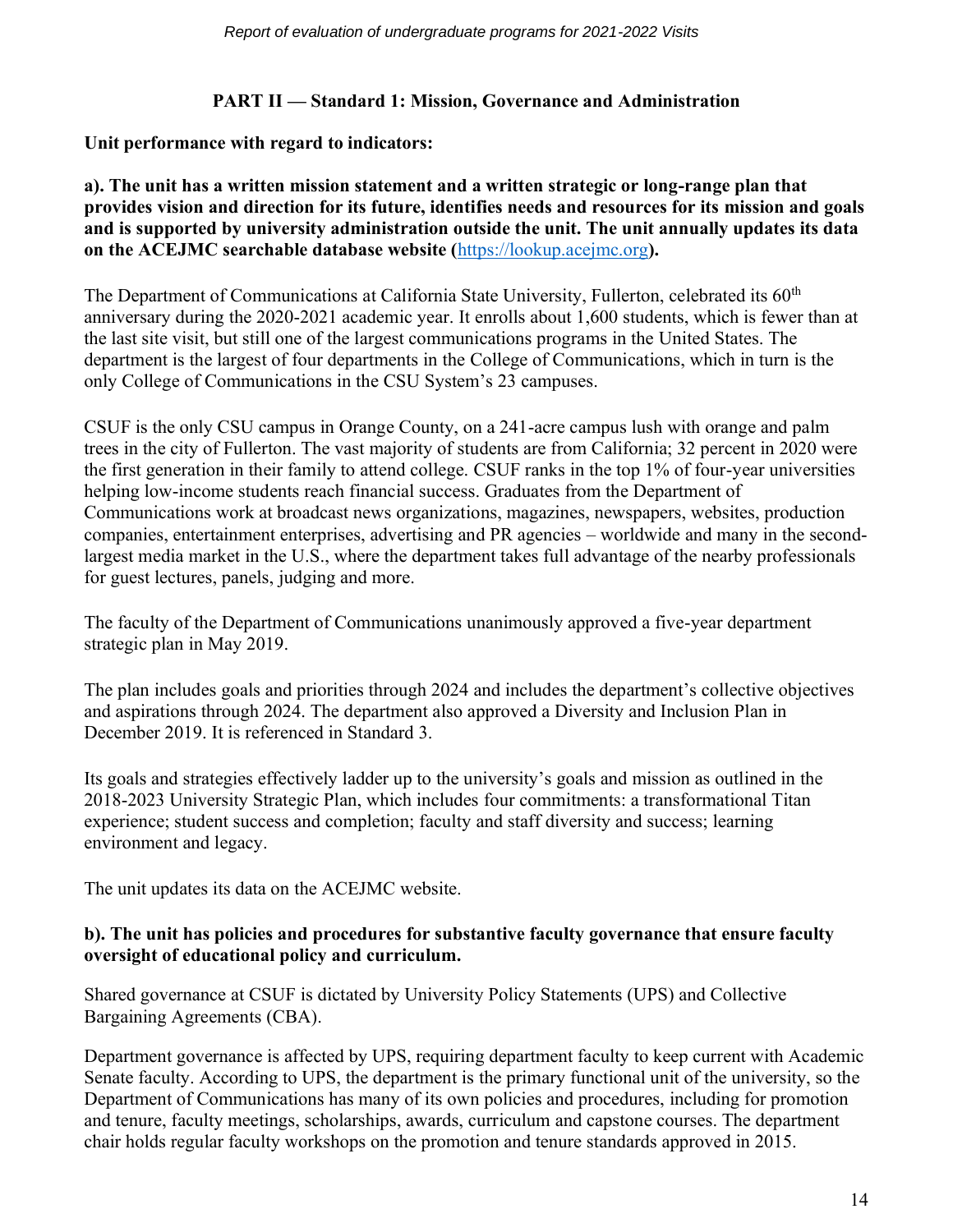## PART II — Standard 1: Mission, Governance and Administration

**Unit performance with regard to indicators:**

**a). The unit has a written mission statement and a written strategic or long-range plan that provides vision and direction for its future, identifies needs and resources for its mission and goals and is supported by university administration outside the unit. The unit annually updates its data on the ACEJMC searchable database website (https://lookup.acejmc.org).**

The Department of Communications at California State University, Fullerton, celebrated its 60th anniversary during the 2020-2021 academic year. It enrolls about 1,600 students, which is fewer than at the last site visit, but still one of the largest communications programs in the United States. The department is the largest of four departments in the College of Communications, which in turn is the only College of Communications in the CSU System's 23 campuses.

CSUF is the only CSU campus in Orange County, on a 241-acre campus lush with orange and palm trees in the city of Fullerton. The vast majority of students are from California; 32 percent in 2020 were the first generation in their family to attend college. CSUF ranks in the top 1% of four-year universities helping low-income students reach financial success. Graduates from the Department of Communications work at broadcast news organizations, magazines, newspapers, websites, production companies, entertainment enterprises, advertising and PR agencies – worldwide and many in the second-largest media market in the U.S., where the department takes full advantage of the nearby professionals for guest lectures, panels, judging and more.

The faculty of the Department of Communications unanimously approved a five-year department strategic plan in May 2019.

The plan includes goals and priorities through 2024 and includes the department's collective objectives and aspirations through 2024. The department also approved a Diversity and Inclusion Plan in December 2019. It is referenced in Standard 3.

Its goals and strategies effectively ladder up to the university's goals and mission as outlined in the 2018-2023 University Strategic Plan, which includes four commitments: a transformational Titan experience; student success and completion; faculty and staff diversity and success; learning environment and legacy.

The unit updates its data on the ACEJMC website.

**b). The unit has policies and procedures for substantive faculty governance that ensure faculty oversight of educational policy and curriculum.**

Shared governance at CSUF is dictated by University Policy Statements (UPS) and Collective Bargaining Agreements (CBA).

Department governance is affected by UPS, requiring department faculty to keep current with Academic Senate faculty. According to UPS, the department is the primary functional unit of the university, so the Department of Communications has many of its own policies and procedures, including for promotion and tenure, faculty meetings, scholarships, awards, curriculum and capstone courses. The department chair holds regular faculty workshops on the promotion and tenure standards approved in 2015.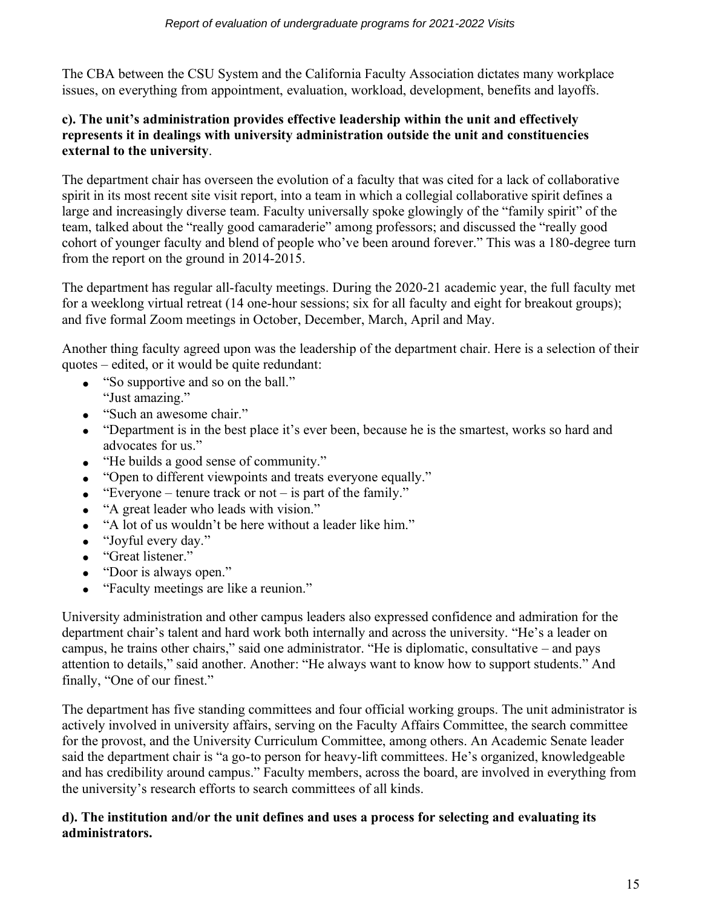The CBA between the CSU System and the California Faculty Association dictates many workplace issues, on everything from appointment, evaluation, workload, development, benefits and layoffs.

**c). The unit's administration provides effective leadership within the unit and effectively represents it in dealings with university administration outside the unit and constituencies external to the university**.

The department chair has overseen the evolution of a faculty that was cited for a lack of collaborative spirit in its most recent site visit report, into a team in which a collegial collaborative spirit defines a large and increasingly diverse team. Faculty universally spoke glowingly of the "family spirit" of the team, talked about the "really good camaraderie" among professors; and discussed the "really good cohort of younger faculty and blend of people who've been around forever." This was a 180-degree turn from the report on the ground in 2014-2015.

The department has regular all-faculty meetings. During the 2020-21 academic year, the full faculty met for a weeklong virtual retreat (14 one-hour sessions; six for all faculty and eight for breakout groups); and five formal Zoom meetings in October, December, March, April and May.

Another thing faculty agreed upon was the leadership of the department chair. Here is a selection of their quotes – edited, or it would be quite redundant:

- "So supportive and so on the ball."
  "Just amazing."
- "Such an awesome chair."
- "Department is in the best place it's ever been, because he is the smartest, works so hard and advocates for us."
- "He builds a good sense of community."
- "Open to different viewpoints and treats everyone equally."
- "Everyone – tenure track or not – is part of the family."
- "A great leader who leads with vision."
- "A lot of us wouldn't be here without a leader like him."
- "Joyful every day."
- "Great listener."
- "Door is always open."
- "Faculty meetings are like a reunion."

University administration and other campus leaders also expressed confidence and admiration for the department chair's talent and hard work both internally and across the university. "He's a leader on campus, he trains other chairs," said one administrator. "He is diplomatic, consultative – and pays attention to details," said another. Another: "He always want to know how to support students." And finally, "One of our finest."

The department has five standing committees and four official working groups. The unit administrator is actively involved in university affairs, serving on the Faculty Affairs Committee, the search committee for the provost, and the University Curriculum Committee, among others. An Academic Senate leader said the department chair is "a go-to person for heavy-lift committees. He's organized, knowledgeable and has credibility around campus." Faculty members, across the board, are involved in everything from the university's research efforts to search committees of all kinds.

**d). The institution and/or the unit defines and uses a process for selecting and evaluating its administrators.**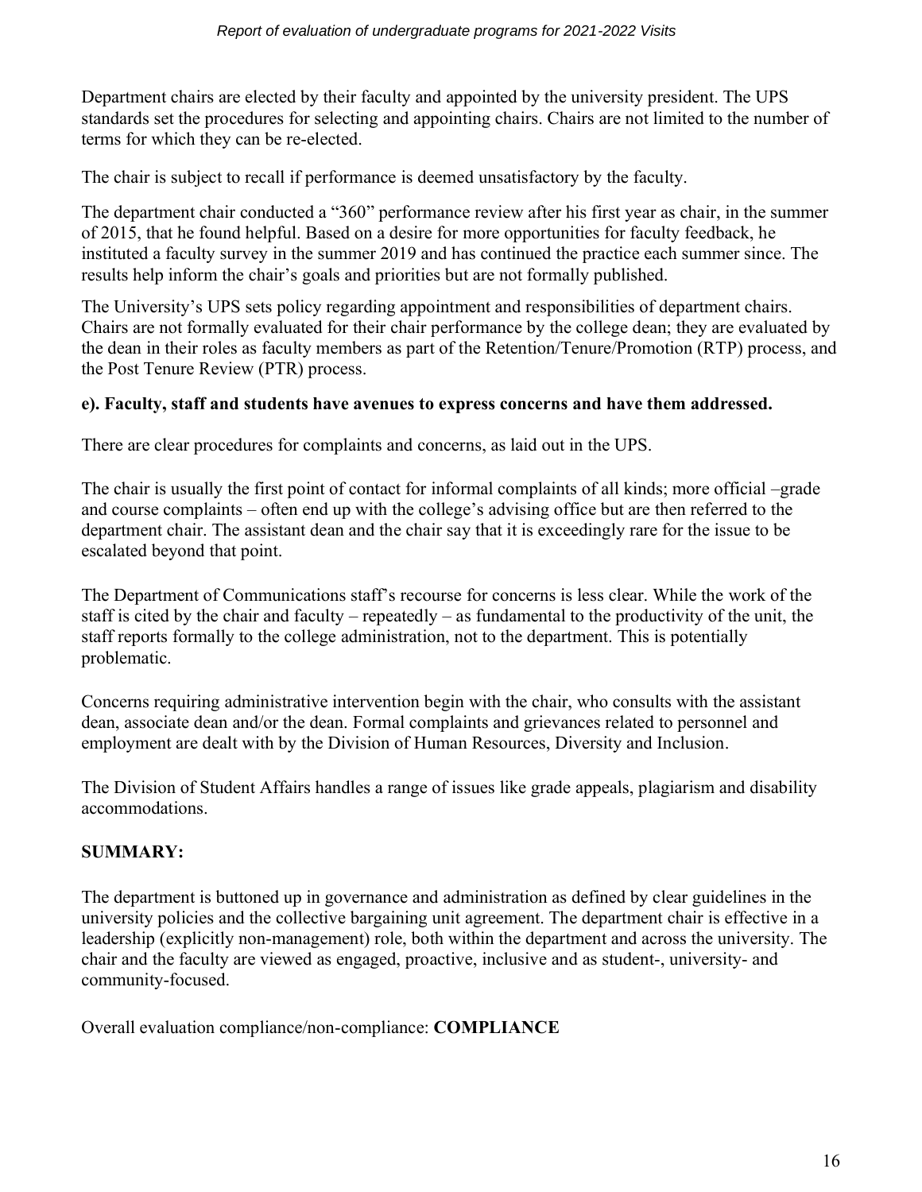Department chairs are elected by their faculty and appointed by the university president. The UPS standards set the procedures for selecting and appointing chairs. Chairs are not limited to the number of terms for which they can be re-elected.

The chair is subject to recall if performance is deemed unsatisfactory by the faculty.

The department chair conducted a "360" performance review after his first year as chair, in the summer of 2015, that he found helpful. Based on a desire for more opportunities for faculty feedback, he instituted a faculty survey in the summer 2019 and has continued the practice each summer since. The results help inform the chair's goals and priorities but are not formally published.

The University's UPS sets policy regarding appointment and responsibilities of department chairs. Chairs are not formally evaluated for their chair performance by the college dean; they are evaluated by the dean in their roles as faculty members as part of the Retention/Tenure/Promotion (RTP) process, and the Post Tenure Review (PTR) process.

**e). Faculty, staff and students have avenues to express concerns and have them addressed.**

There are clear procedures for complaints and concerns, as laid out in the UPS.

The chair is usually the first point of contact for informal complaints of all kinds; more official –grade and course complaints – often end up with the college's advising office but are then referred to the department chair. The assistant dean and the chair say that it is exceedingly rare for the issue to be escalated beyond that point.

The Department of Communications staff's recourse for concerns is less clear. While the work of the staff is cited by the chair and faculty – repeatedly – as fundamental to the productivity of the unit, the staff reports formally to the college administration, not to the department. This is potentially problematic.

Concerns requiring administrative intervention begin with the chair, who consults with the assistant dean, associate dean and/or the dean. Formal complaints and grievances related to personnel and employment are dealt with by the Division of Human Resources, Diversity and Inclusion.

The Division of Student Affairs handles a range of issues like grade appeals, plagiarism and disability accommodations.

**SUMMARY:**

The department is buttoned up in governance and administration as defined by clear guidelines in the university policies and the collective bargaining unit agreement. The department chair is effective in a leadership (explicitly non-management) role, both within the department and across the university. The chair and the faculty are viewed as engaged, proactive, inclusive and as student-, university- and community-focused.

Overall evaluation compliance/non-compliance: **COMPLIANCE**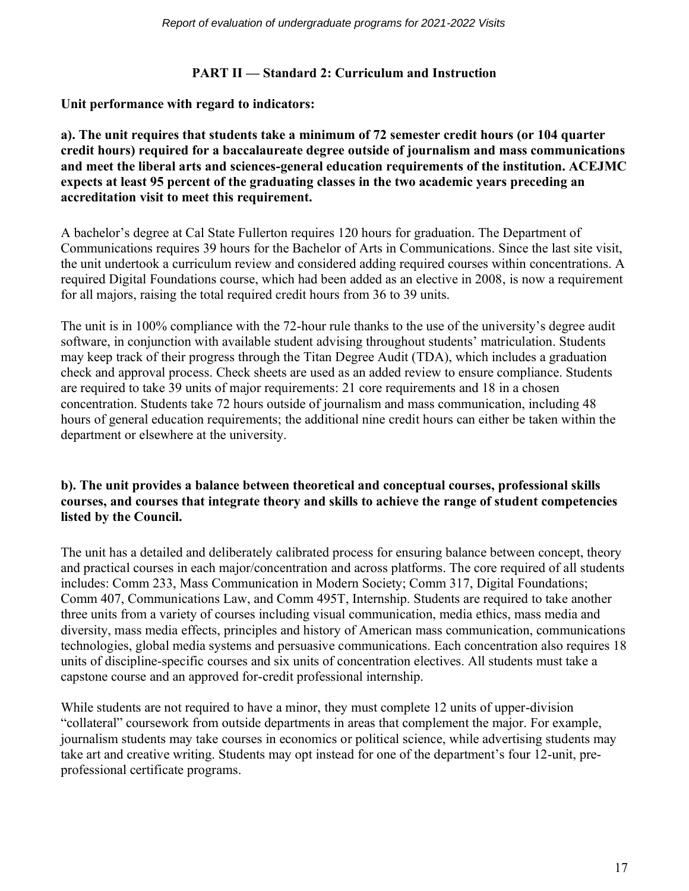## PART II — Standard 2: Curriculum and Instruction

**Unit performance with regard to indicators:**

**a). The unit requires that students take a minimum of 72 semester credit hours (or 104 quarter credit hours) required for a baccalaureate degree outside of journalism and mass communications and meet the liberal arts and sciences-general education requirements of the institution. ACEJMC expects at least 95 percent of the graduating classes in the two academic years preceding an accreditation visit to meet this requirement.**

A bachelor's degree at Cal State Fullerton requires 120 hours for graduation. The Department of Communications requires 39 hours for the Bachelor of Arts in Communications. Since the last site visit, the unit undertook a curriculum review and considered adding required courses within concentrations. A required Digital Foundations course, which had been added as an elective in 2008, is now a requirement for all majors, raising the total required credit hours from 36 to 39 units.

The unit is in 100% compliance with the 72-hour rule thanks to the use of the university's degree audit software, in conjunction with available student advising throughout students' matriculation. Students may keep track of their progress through the Titan Degree Audit (TDA), which includes a graduation check and approval process. Check sheets are used as an added review to ensure compliance. Students are required to take 39 units of major requirements: 21 core requirements and 18 in a chosen concentration. Students take 72 hours outside of journalism and mass communication, including 48 hours of general education requirements; the additional nine credit hours can either be taken within the department or elsewhere at the university.

**b). The unit provides a balance between theoretical and conceptual courses, professional skills courses, and courses that integrate theory and skills to achieve the range of student competencies listed by the Council.**

The unit has a detailed and deliberately calibrated process for ensuring balance between concept, theory and practical courses in each major/concentration and across platforms. The core required of all students includes: Comm 233, Mass Communication in Modern Society; Comm 317, Digital Foundations; Comm 407, Communications Law, and Comm 495T, Internship. Students are required to take another three units from a variety of courses including visual communication, media ethics, mass media and diversity, mass media effects, principles and history of American mass communication, communications technologies, global media systems and persuasive communications. Each concentration also requires 18 units of discipline-specific courses and six units of concentration electives. All students must take a capstone course and an approved for-credit professional internship.

While students are not required to have a minor, they must complete 12 units of upper-division "collateral" coursework from outside departments in areas that complement the major. For example, journalism students may take courses in economics or political science, while advertising students may take art and creative writing. Students may opt instead for one of the department's four 12-unit, pre-professional certificate programs.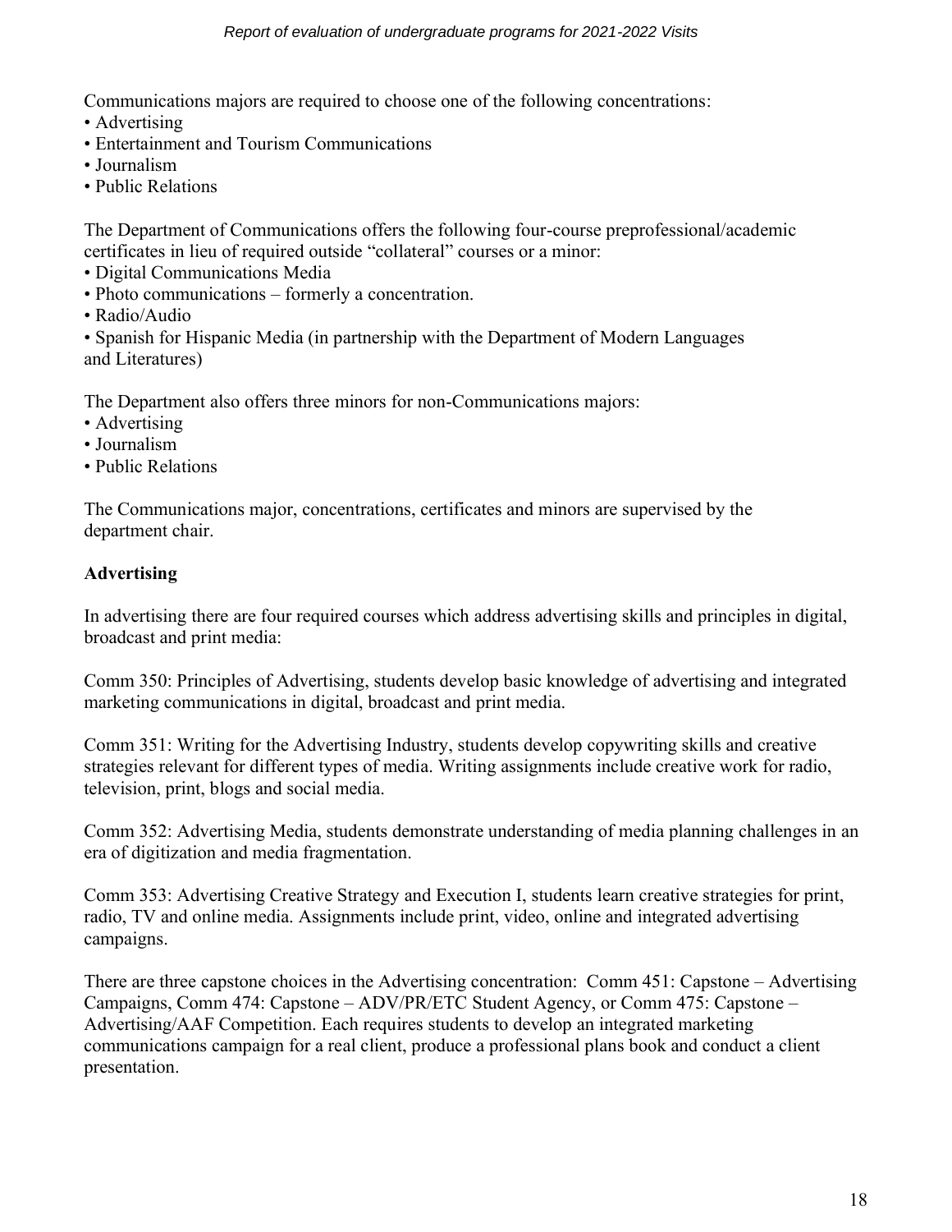Communications majors are required to choose one of the following concentrations:

- Advertising
- Entertainment and Tourism Communications
- Journalism
- Public Relations

The Department of Communications offers the following four-course preprofessional/academic certificates in lieu of required outside "collateral" courses or a minor:

- Digital Communications Media
- Photo communications – formerly a concentration.
- Radio/Audio
- Spanish for Hispanic Media (in partnership with the Department of Modern Languages and Literatures)

The Department also offers three minors for non-Communications majors:

- Advertising
- Journalism
- Public Relations

The Communications major, concentrations, certificates and minors are supervised by the department chair.

**Advertising**

In advertising there are four required courses which address advertising skills and principles in digital, broadcast and print media:

Comm 350: Principles of Advertising, students develop basic knowledge of advertising and integrated marketing communications in digital, broadcast and print media.

Comm 351: Writing for the Advertising Industry, students develop copywriting skills and creative strategies relevant for different types of media. Writing assignments include creative work for radio, television, print, blogs and social media.

Comm 352: Advertising Media, students demonstrate understanding of media planning challenges in an era of digitization and media fragmentation.

Comm 353: Advertising Creative Strategy and Execution I, students learn creative strategies for print, radio, TV and online media. Assignments include print, video, online and integrated advertising campaigns.

There are three capstone choices in the Advertising concentration: Comm 451: Capstone – Advertising Campaigns, Comm 474: Capstone – ADV/PR/ETC Student Agency, or Comm 475: Capstone – Advertising/AAF Competition. Each requires students to develop an integrated marketing communications campaign for a real client, produce a professional plans book and conduct a client presentation.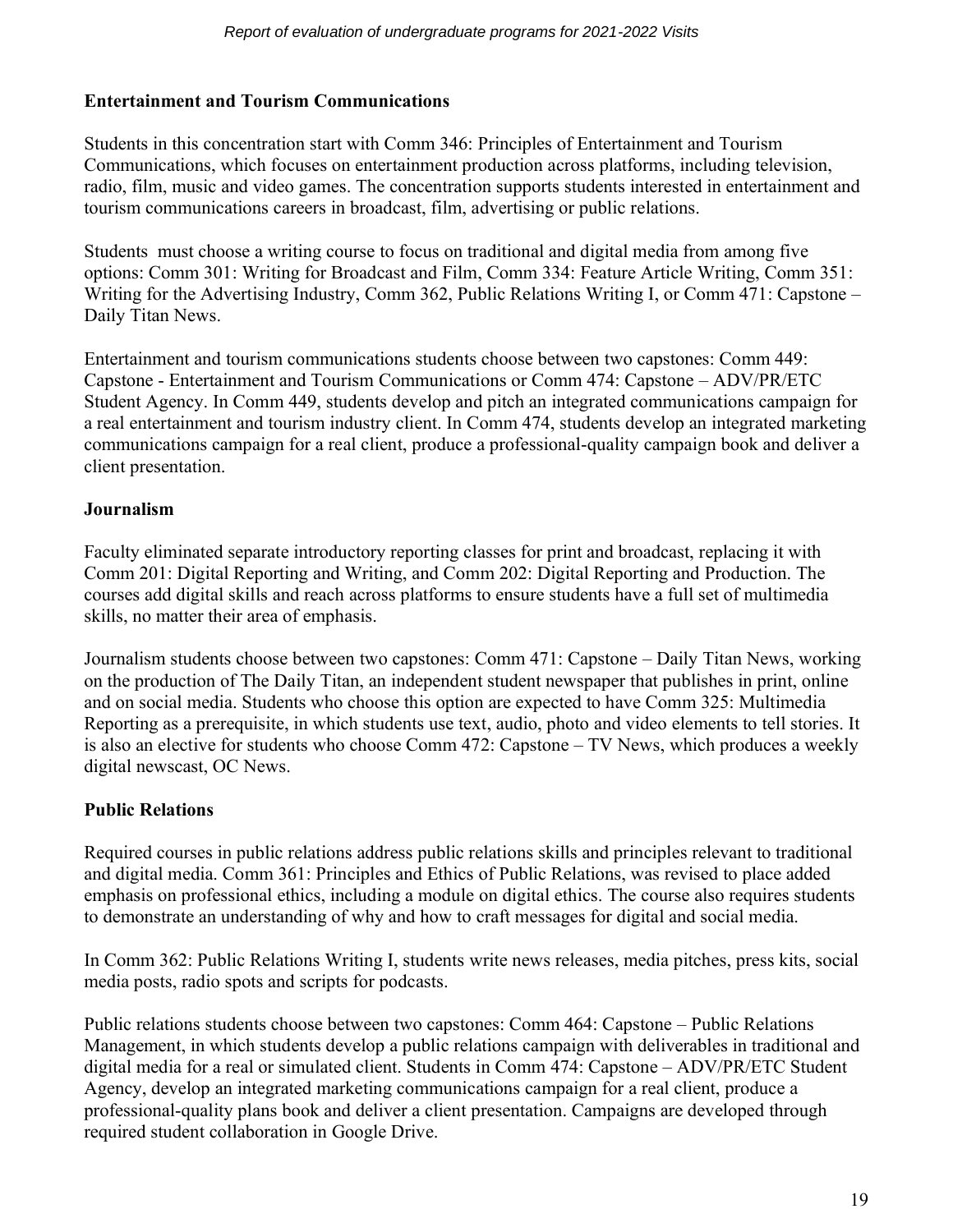### Entertainment and Tourism Communications

Students in this concentration start with Comm 346: Principles of Entertainment and Tourism Communications, which focuses on entertainment production across platforms, including television, radio, film, music and video games. The concentration supports students interested in entertainment and tourism communications careers in broadcast, film, advertising or public relations.

Students  must choose a writing course to focus on traditional and digital media from among five options: Comm 301: Writing for Broadcast and Film, Comm 334: Feature Article Writing, Comm 351: Writing for the Advertising Industry, Comm 362, Public Relations Writing I, or Comm 471: Capstone – Daily Titan News.

Entertainment and tourism communications students choose between two capstones: Comm 449: Capstone - Entertainment and Tourism Communications or Comm 474: Capstone – ADV/PR/ETC Student Agency. In Comm 449, students develop and pitch an integrated communications campaign for a real entertainment and tourism industry client. In Comm 474, students develop an integrated marketing communications campaign for a real client, produce a professional-quality campaign book and deliver a client presentation.

### Journalism

Faculty eliminated separate introductory reporting classes for print and broadcast, replacing it with Comm 201: Digital Reporting and Writing, and Comm 202: Digital Reporting and Production. The courses add digital skills and reach across platforms to ensure students have a full set of multimedia skills, no matter their area of emphasis.

Journalism students choose between two capstones: Comm 471: Capstone – Daily Titan News, working on the production of The Daily Titan, an independent student newspaper that publishes in print, online and on social media. Students who choose this option are expected to have Comm 325: Multimedia Reporting as a prerequisite, in which students use text, audio, photo and video elements to tell stories. It is also an elective for students who choose Comm 472: Capstone – TV News, which produces a weekly digital newscast, OC News.

### Public Relations

Required courses in public relations address public relations skills and principles relevant to traditional and digital media. Comm 361: Principles and Ethics of Public Relations, was revised to place added emphasis on professional ethics, including a module on digital ethics. The course also requires students to demonstrate an understanding of why and how to craft messages for digital and social media.

In Comm 362: Public Relations Writing I, students write news releases, media pitches, press kits, social media posts, radio spots and scripts for podcasts.

Public relations students choose between two capstones: Comm 464: Capstone – Public Relations Management, in which students develop a public relations campaign with deliverables in traditional and digital media for a real or simulated client. Students in Comm 474: Capstone – ADV/PR/ETC Student Agency, develop an integrated marketing communications campaign for a real client, produce a professional-quality plans book and deliver a client presentation. Campaigns are developed through required student collaboration in Google Drive.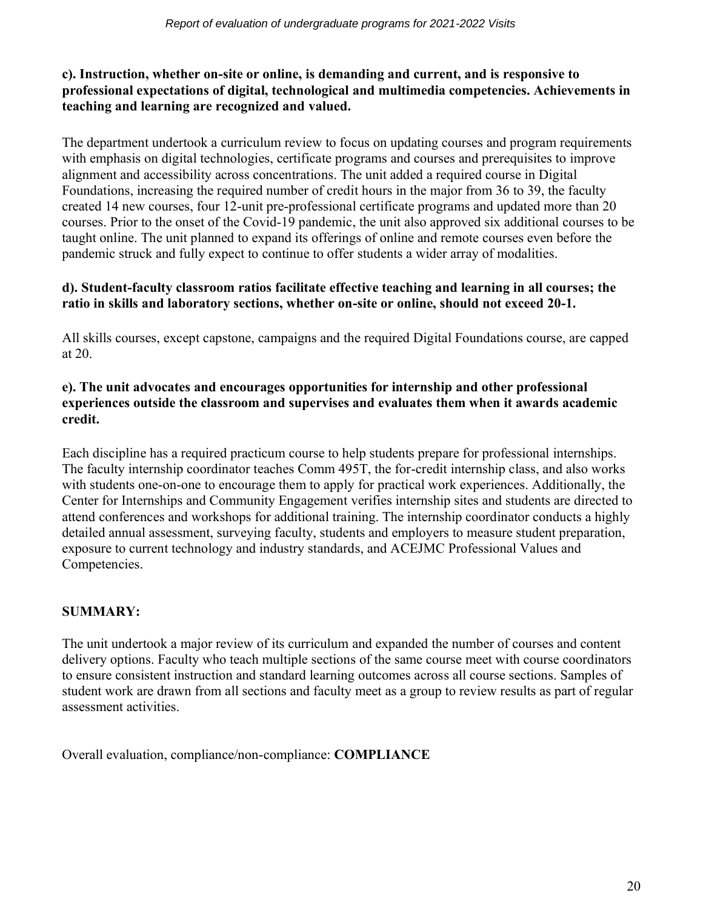**c). Instruction, whether on-site or online, is demanding and current, and is responsive to professional expectations of digital, technological and multimedia competencies. Achievements in teaching and learning are recognized and valued.**

The department undertook a curriculum review to focus on updating courses and program requirements with emphasis on digital technologies, certificate programs and courses and prerequisites to improve alignment and accessibility across concentrations. The unit added a required course in Digital Foundations, increasing the required number of credit hours in the major from 36 to 39, the faculty created 14 new courses, four 12-unit pre-professional certificate programs and updated more than 20 courses. Prior to the onset of the Covid-19 pandemic, the unit also approved six additional courses to be taught online. The unit planned to expand its offerings of online and remote courses even before the pandemic struck and fully expect to continue to offer students a wider array of modalities.

**d). Student-faculty classroom ratios facilitate effective teaching and learning in all courses; the ratio in skills and laboratory sections, whether on-site or online, should not exceed 20-1.**

All skills courses, except capstone, campaigns and the required Digital Foundations course, are capped at 20.

**e). The unit advocates and encourages opportunities for internship and other professional experiences outside the classroom and supervises and evaluates them when it awards academic credit.**

Each discipline has a required practicum course to help students prepare for professional internships. The faculty internship coordinator teaches Comm 495T, the for-credit internship class, and also works with students one-on-one to encourage them to apply for practical work experiences. Additionally, the Center for Internships and Community Engagement verifies internship sites and students are directed to attend conferences and workshops for additional training. The internship coordinator conducts a highly detailed annual assessment, surveying faculty, students and employers to measure student preparation, exposure to current technology and industry standards, and ACEJMC Professional Values and Competencies.

**SUMMARY:**

The unit undertook a major review of its curriculum and expanded the number of courses and content delivery options. Faculty who teach multiple sections of the same course meet with course coordinators to ensure consistent instruction and standard learning outcomes across all course sections. Samples of student work are drawn from all sections and faculty meet as a group to review results as part of regular assessment activities.

Overall evaluation, compliance/non-compliance: **COMPLIANCE**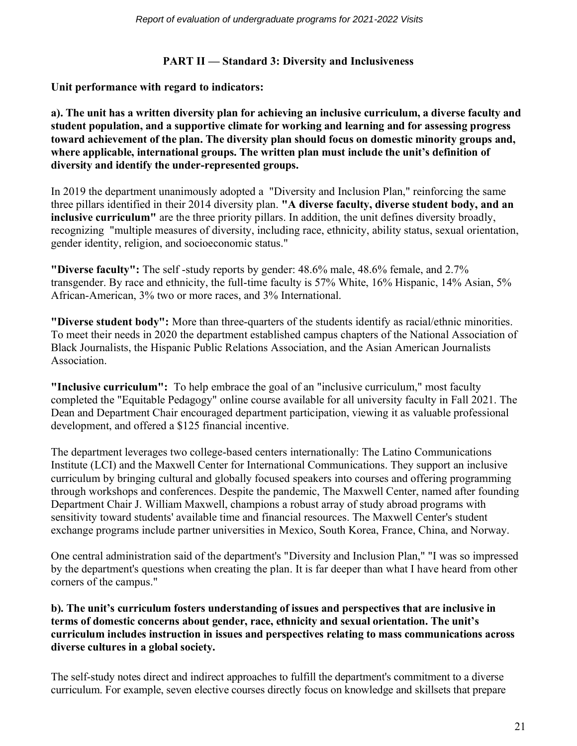## PART II — Standard 3: Diversity and Inclusiveness

**Unit performance with regard to indicators:**

**a). The unit has a written diversity plan for achieving an inclusive curriculum, a diverse faculty and student population, and a supportive climate for working and learning and for assessing progress toward achievement of the plan. The diversity plan should focus on domestic minority groups and, where applicable, international groups. The written plan must include the unit's definition of diversity and identify the under-represented groups.**

In 2019 the department unanimously adopted a "Diversity and Inclusion Plan," reinforcing the same three pillars identified in their 2014 diversity plan. **"A diverse faculty, diverse student body, and an inclusive curriculum"** are the three priority pillars. In addition, the unit defines diversity broadly, recognizing "multiple measures of diversity, including race, ethnicity, ability status, sexual orientation, gender identity, religion, and socioeconomic status."

**"Diverse faculty":** The self -study reports by gender: 48.6% male, 48.6% female, and 2.7% transgender. By race and ethnicity, the full-time faculty is 57% White, 16% Hispanic, 14% Asian, 5% African-American, 3% two or more races, and 3% International.

**"Diverse student body":** More than three-quarters of the students identify as racial/ethnic minorities. To meet their needs in 2020 the department established campus chapters of the National Association of Black Journalists, the Hispanic Public Relations Association, and the Asian American Journalists Association.

**"Inclusive curriculum":** To help embrace the goal of an "inclusive curriculum," most faculty completed the "Equitable Pedagogy" online course available for all university faculty in Fall 2021. The Dean and Department Chair encouraged department participation, viewing it as valuable professional development, and offered a $125 financial incentive.

The department leverages two college-based centers internationally: The Latino Communications Institute (LCI) and the Maxwell Center for International Communications. They support an inclusive curriculum by bringing cultural and globally focused speakers into courses and offering programming through workshops and conferences. Despite the pandemic, The Maxwell Center, named after founding Department Chair J. William Maxwell, champions a robust array of study abroad programs with sensitivity toward students' available time and financial resources. The Maxwell Center's student exchange programs include partner universities in Mexico, South Korea, France, China, and Norway.

One central administration said of the department's "Diversity and Inclusion Plan," "I was so impressed by the department's questions when creating the plan. It is far deeper than what I have heard from other corners of the campus."

**b). The unit's curriculum fosters understanding of issues and perspectives that are inclusive in terms of domestic concerns about gender, race, ethnicity and sexual orientation. The unit's curriculum includes instruction in issues and perspectives relating to mass communications across diverse cultures in a global society.**

The self-study notes direct and indirect approaches to fulfill the department's commitment to a diverse curriculum. For example, seven elective courses directly focus on knowledge and skillsets that prepare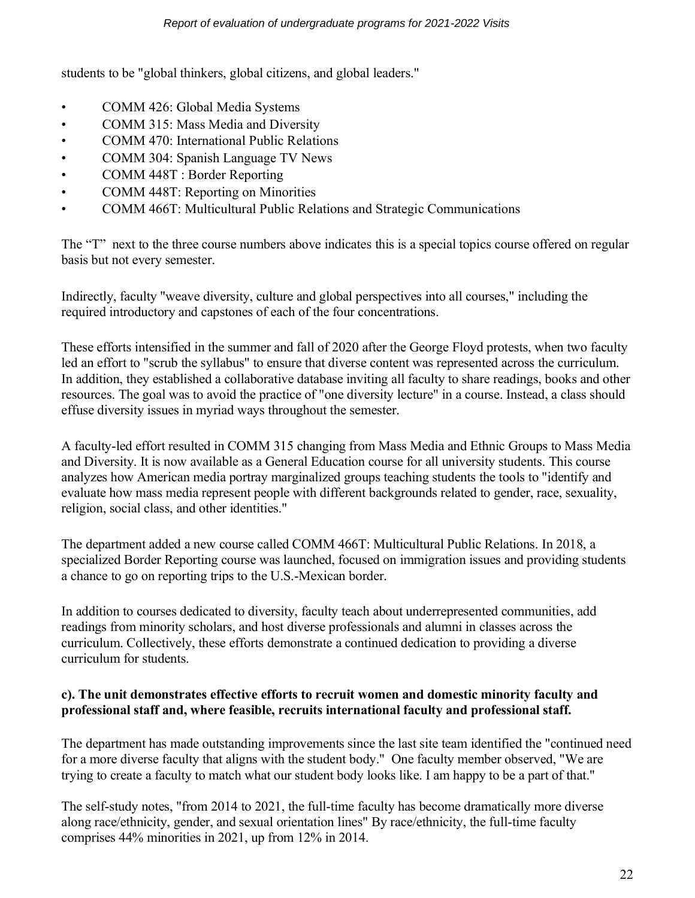students to be "global thinkers, global citizens, and global leaders."

- COMM 426: Global Media Systems
- COMM 315: Mass Media and Diversity
- COMM 470: International Public Relations
- COMM 304: Spanish Language TV News
- COMM 448T : Border Reporting
- COMM 448T: Reporting on Minorities
- COMM 466T: Multicultural Public Relations and Strategic Communications

The "T" next to the three course numbers above indicates this is a special topics course offered on regular basis but not every semester.

Indirectly, faculty "weave diversity, culture and global perspectives into all courses," including the required introductory and capstones of each of the four concentrations.

These efforts intensified in the summer and fall of 2020 after the George Floyd protests, when two faculty led an effort to "scrub the syllabus" to ensure that diverse content was represented across the curriculum. In addition, they established a collaborative database inviting all faculty to share readings, books and other resources. The goal was to avoid the practice of "one diversity lecture" in a course. Instead, a class should effuse diversity issues in myriad ways throughout the semester.

A faculty-led effort resulted in COMM 315 changing from Mass Media and Ethnic Groups to Mass Media and Diversity. It is now available as a General Education course for all university students. This course analyzes how American media portray marginalized groups teaching students the tools to "identify and evaluate how mass media represent people with different backgrounds related to gender, race, sexuality, religion, social class, and other identities."

The department added a new course called COMM 466T: Multicultural Public Relations. In 2018, a specialized Border Reporting course was launched, focused on immigration issues and providing students a chance to go on reporting trips to the U.S.-Mexican border.

In addition to courses dedicated to diversity, faculty teach about underrepresented communities, add readings from minority scholars, and host diverse professionals and alumni in classes across the curriculum. Collectively, these efforts demonstrate a continued dedication to providing a diverse curriculum for students.

**c). The unit demonstrates effective efforts to recruit women and domestic minority faculty and professional staff and, where feasible, recruits international faculty and professional staff.**

The department has made outstanding improvements since the last site team identified the "continued need for a more diverse faculty that aligns with the student body." One faculty member observed, "We are trying to create a faculty to match what our student body looks like. I am happy to be a part of that."

The self-study notes, "from 2014 to 2021, the full-time faculty has become dramatically more diverse along race/ethnicity, gender, and sexual orientation lines" By race/ethnicity, the full-time faculty comprises 44% minorities in 2021, up from 12% in 2014.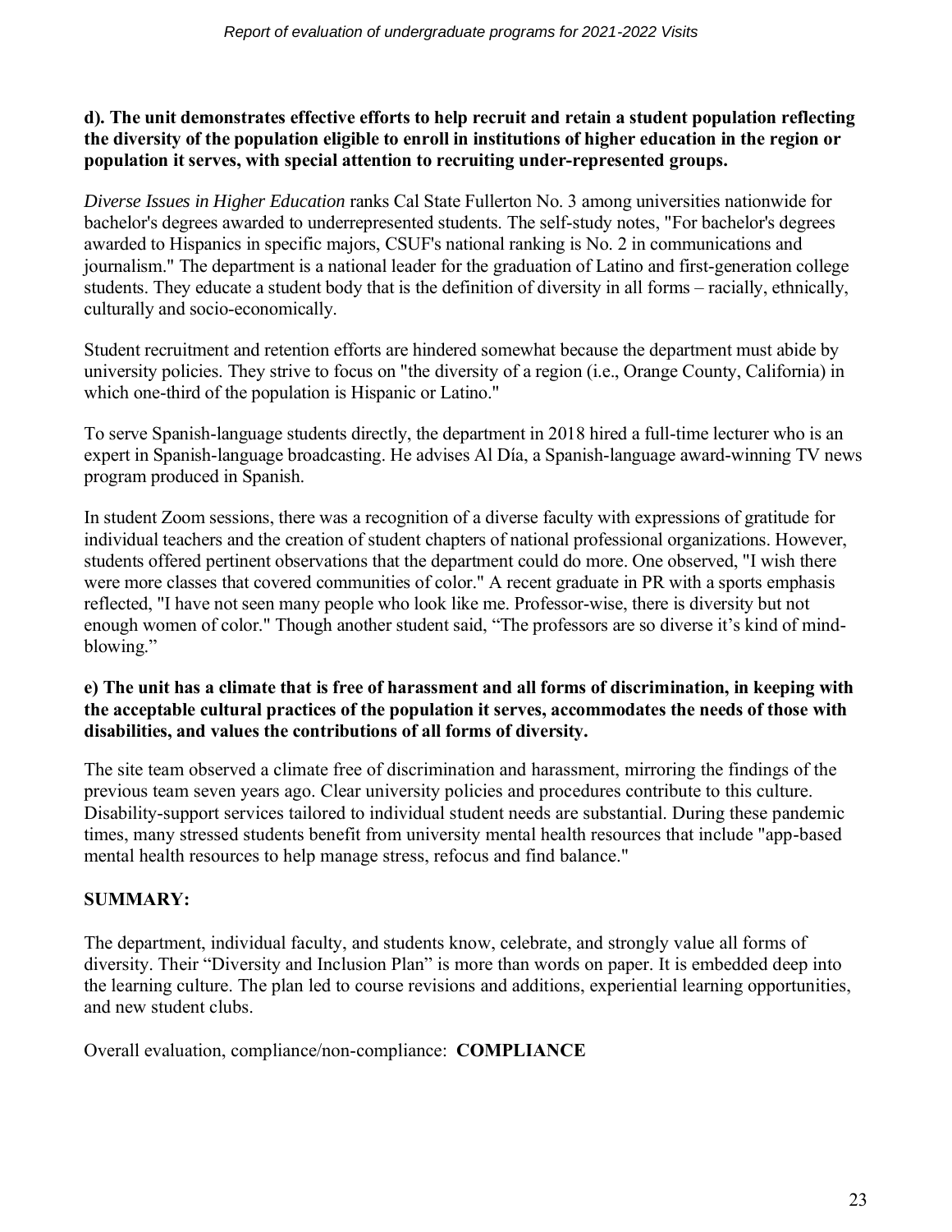**d). The unit demonstrates effective efforts to help recruit and retain a student population reflecting the diversity of the population eligible to enroll in institutions of higher education in the region or population it serves, with special attention to recruiting under-represented groups.**

*Diverse Issues in Higher Education* ranks Cal State Fullerton No. 3 among universities nationwide for bachelor's degrees awarded to underrepresented students. The self-study notes, "For bachelor's degrees awarded to Hispanics in specific majors, CSUF's national ranking is No. 2 in communications and journalism." The department is a national leader for the graduation of Latino and first-generation college students. They educate a student body that is the definition of diversity in all forms – racially, ethnically, culturally and socio-economically.

Student recruitment and retention efforts are hindered somewhat because the department must abide by university policies. They strive to focus on "the diversity of a region (i.e., Orange County, California) in which one-third of the population is Hispanic or Latino."

To serve Spanish-language students directly, the department in 2018 hired a full-time lecturer who is an expert in Spanish-language broadcasting. He advises Al Día, a Spanish-language award-winning TV news program produced in Spanish.

In student Zoom sessions, there was a recognition of a diverse faculty with expressions of gratitude for individual teachers and the creation of student chapters of national professional organizations. However, students offered pertinent observations that the department could do more. One observed, "I wish there were more classes that covered communities of color." A recent graduate in PR with a sports emphasis reflected, "I have not seen many people who look like me. Professor-wise, there is diversity but not enough women of color." Though another student said, "The professors are so diverse it's kind of mind-blowing."

**e) The unit has a climate that is free of harassment and all forms of discrimination, in keeping with the acceptable cultural practices of the population it serves, accommodates the needs of those with disabilities, and values the contributions of all forms of diversity.**

The site team observed a climate free of discrimination and harassment, mirroring the findings of the previous team seven years ago. Clear university policies and procedures contribute to this culture. Disability-support services tailored to individual student needs are substantial. During these pandemic times, many stressed students benefit from university mental health resources that include "app-based mental health resources to help manage stress, refocus and find balance."

**SUMMARY:**

The department, individual faculty, and students know, celebrate, and strongly value all forms of diversity. Their "Diversity and Inclusion Plan" is more than words on paper. It is embedded deep into the learning culture. The plan led to course revisions and additions, experiential learning opportunities, and new student clubs.

Overall evaluation, compliance/non-compliance: **COMPLIANCE**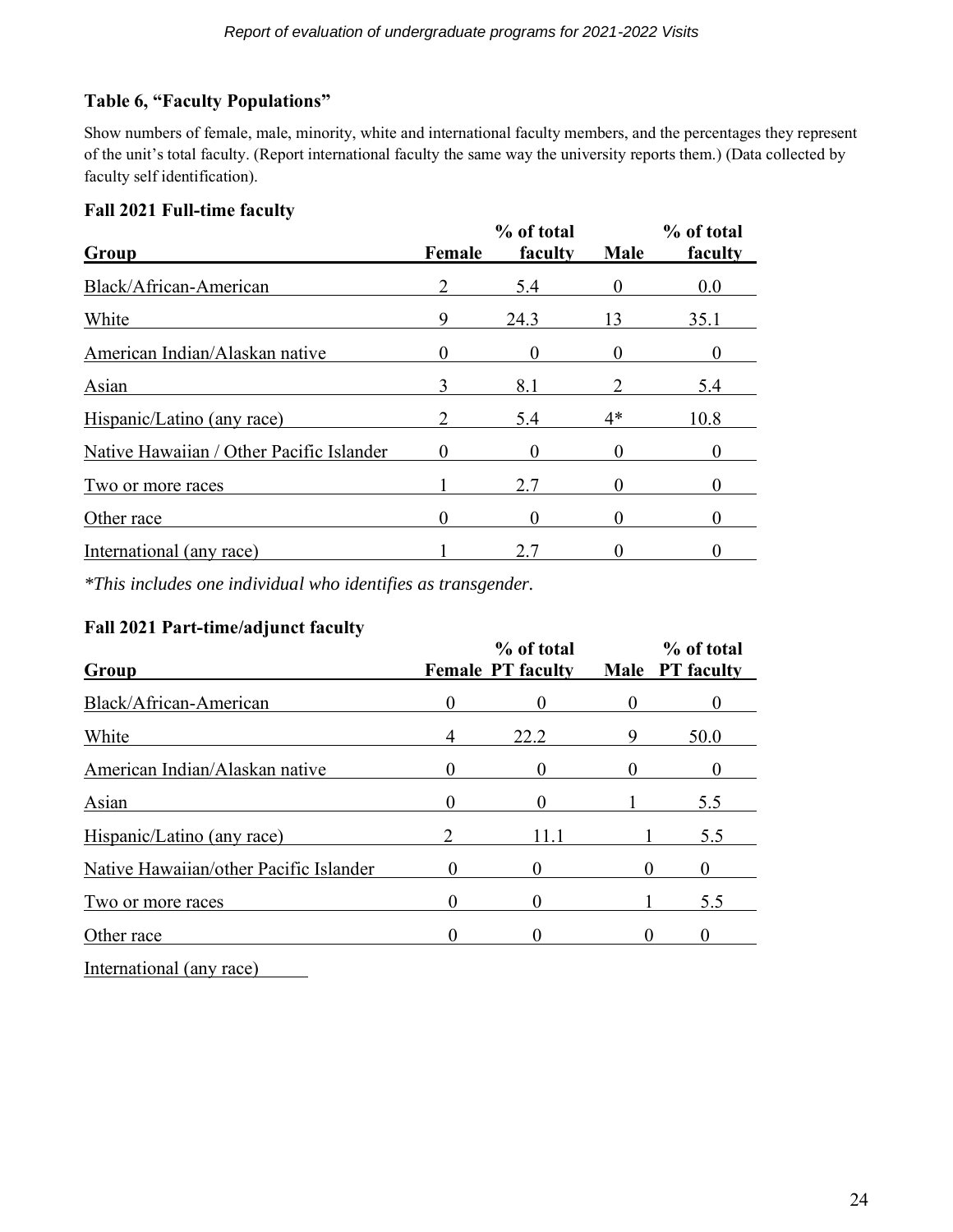### Table 6, "Faculty Populations"

Show numbers of female, male, minority, white and international faculty members, and the percentages they represent of the unit's total faculty. (Report international faculty the same way the university reports them.) (Data collected by faculty self identification).

#### Fall 2021 Full-time faculty

| Group | Female | % of total faculty | Male | % of total faculty |
|---|---|---|---|---|
| Black/African-American | 2 | 5.4 | 0 | 0.0 |
| White | 9 | 24.3 | 13 | 35.1 |
| American Indian/Alaskan native | 0 | 0 | 0 | 0 |
| Asian | 3 | 8.1 | 2 | 5.4 |
| Hispanic/Latino (any race) | 2 | 5.4 | 4* | 10.8 |
| Native Hawaiian / Other Pacific Islander | 0 | 0 | 0 | 0 |
| Two or more races | 1 | 2.7 | 0 | 0 |
| Other race | 0 | 0 | 0 | 0 |
| International (any race) | 1 | 2.7 | 0 | 0 |

*\*This includes one individual who identifies as transgender.*

#### Fall 2021 Part-time/adjunct faculty

| Group | Female | % of total PT faculty | Male | % of total PT faculty |
|---|---|---|---|---|
| Black/African-American | 0 | 0 | 0 | 0 |
| White | 4 | 22.2 | 9 | 50.0 |
| American Indian/Alaskan native | 0 | 0 | 0 | 0 |
| Asian | 0 | 0 | 1 | 5.5 |
| Hispanic/Latino (any race) | 2 | 11.1 | 1 | 5.5 |
| Native Hawaiian/other Pacific Islander | 0 | 0 | 0 | 0 |
| Two or more races | 0 | 0 | 1 | 5.5 |
| Other race | 0 | 0 | 0 | 0 |
| International (any race) | | | | |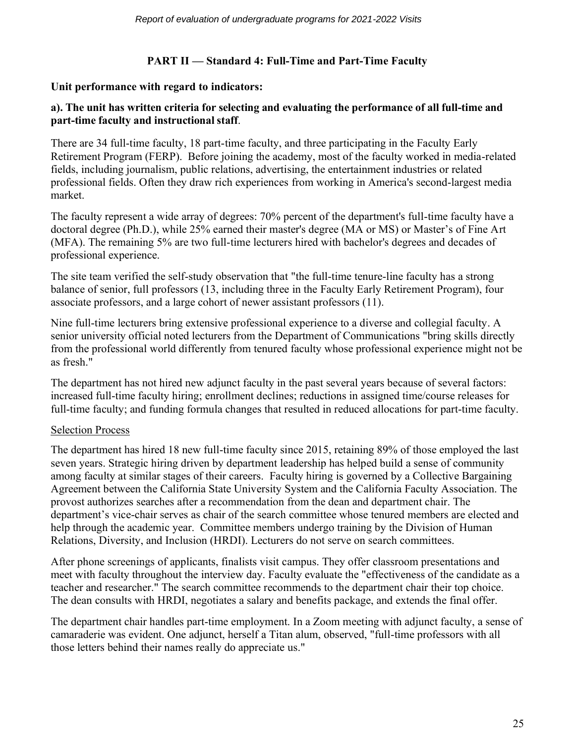## PART II — Standard 4: Full-Time and Part-Time Faculty

**Unit performance with regard to indicators:**

**a). The unit has written criteria for selecting and evaluating the performance of all full-time and part-time faculty and instructional staff**.

There are 34 full-time faculty, 18 part-time faculty, and three participating in the Faculty Early Retirement Program (FERP). Before joining the academy, most of the faculty worked in media-related fields, including journalism, public relations, advertising, the entertainment industries or related professional fields. Often they draw rich experiences from working in America's second-largest media market.

The faculty represent a wide array of degrees: 70% percent of the department's full-time faculty have a doctoral degree (Ph.D.), while 25% earned their master's degree (MA or MS) or Master's of Fine Art (MFA). The remaining 5% are two full-time lecturers hired with bachelor's degrees and decades of professional experience.

The site team verified the self-study observation that "the full-time tenure-line faculty has a strong balance of senior, full professors (13, including three in the Faculty Early Retirement Program), four associate professors, and a large cohort of newer assistant professors (11).

Nine full-time lecturers bring extensive professional experience to a diverse and collegial faculty. A senior university official noted lecturers from the Department of Communications "bring skills directly from the professional world differently from tenured faculty whose professional experience might not be as fresh."

The department has not hired new adjunct faculty in the past several years because of several factors: increased full-time faculty hiring; enrollment declines; reductions in assigned time/course releases for full-time faculty; and funding formula changes that resulted in reduced allocations for part-time faculty.

Selection Process

The department has hired 18 new full-time faculty since 2015, retaining 89% of those employed the last seven years. Strategic hiring driven by department leadership has helped build a sense of community among faculty at similar stages of their careers. Faculty hiring is governed by a Collective Bargaining Agreement between the California State University System and the California Faculty Association. The provost authorizes searches after a recommendation from the dean and department chair. The department's vice-chair serves as chair of the search committee whose tenured members are elected and help through the academic year. Committee members undergo training by the Division of Human Relations, Diversity, and Inclusion (HRDI). Lecturers do not serve on search committees.

After phone screenings of applicants, finalists visit campus. They offer classroom presentations and meet with faculty throughout the interview day. Faculty evaluate the "effectiveness of the candidate as a teacher and researcher." The search committee recommends to the department chair their top choice. The dean consults with HRDI, negotiates a salary and benefits package, and extends the final offer.

The department chair handles part-time employment. In a Zoom meeting with adjunct faculty, a sense of camaraderie was evident. One adjunct, herself a Titan alum, observed, "full-time professors with all those letters behind their names really do appreciate us."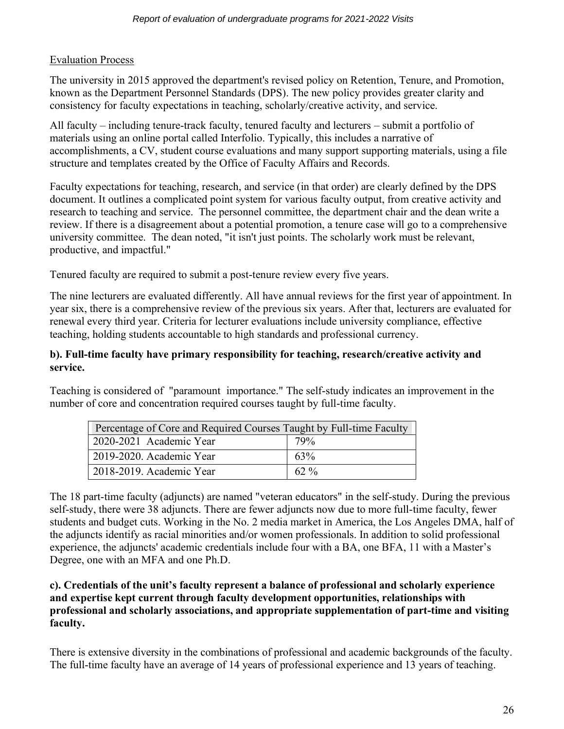Evaluation Process

The university in 2015 approved the department's revised policy on Retention, Tenure, and Promotion, known as the Department Personnel Standards (DPS). The new policy provides greater clarity and consistency for faculty expectations in teaching, scholarly/creative activity, and service.

All faculty – including tenure-track faculty, tenured faculty and lecturers – submit a portfolio of materials using an online portal called Interfolio. Typically, this includes a narrative of accomplishments, a CV, student course evaluations and many support supporting materials, using a file structure and templates created by the Office of Faculty Affairs and Records.

Faculty expectations for teaching, research, and service (in that order) are clearly defined by the DPS document. It outlines a complicated point system for various faculty output, from creative activity and research to teaching and service. The personnel committee, the department chair and the dean write a review. If there is a disagreement about a potential promotion, a tenure case will go to a comprehensive university committee. The dean noted, "it isn't just points. The scholarly work must be relevant, productive, and impactful."

Tenured faculty are required to submit a post-tenure review every five years.

The nine lecturers are evaluated differently. All have annual reviews for the first year of appointment. In year six, there is a comprehensive review of the previous six years. After that, lecturers are evaluated for renewal every third year. Criteria for lecturer evaluations include university compliance, effective teaching, holding students accountable to high standards and professional currency.

**b). Full-time faculty have primary responsibility for teaching, research/creative activity and service.**

Teaching is considered of "paramount importance." The self-study indicates an improvement in the number of core and concentration required courses taught by full-time faculty.

| Percentage of Core and Required Courses Taught by Full-time Faculty | |
|---|---|
| 2020-2021 Academic Year | 79% |
| 2019-2020. Academic Year | 63% |
| 2018-2019. Academic Year | 62 % |

The 18 part-time faculty (adjuncts) are named "veteran educators" in the self-study. During the previous self-study, there were 38 adjuncts. There are fewer adjuncts now due to more full-time faculty, fewer students and budget cuts. Working in the No. 2 media market in America, the Los Angeles DMA, half of the adjuncts identify as racial minorities and/or women professionals. In addition to solid professional experience, the adjuncts' academic credentials include four with a BA, one BFA, 11 with a Master's Degree, one with an MFA and one Ph.D.

**c). Credentials of the unit's faculty represent a balance of professional and scholarly experience and expertise kept current through faculty development opportunities, relationships with professional and scholarly associations, and appropriate supplementation of part-time and visiting faculty.**

There is extensive diversity in the combinations of professional and academic backgrounds of the faculty. The full-time faculty have an average of 14 years of professional experience and 13 years of teaching.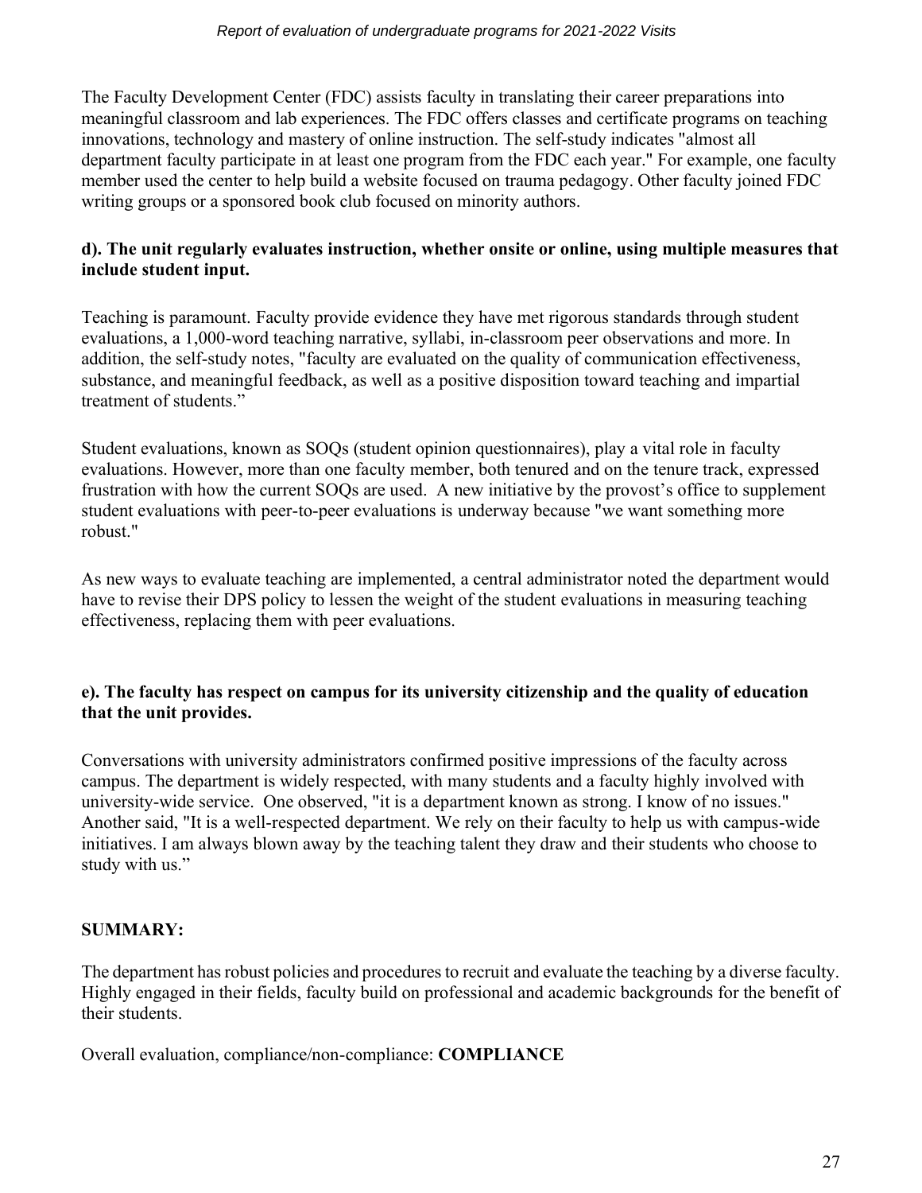The Faculty Development Center (FDC) assists faculty in translating their career preparations into meaningful classroom and lab experiences. The FDC offers classes and certificate programs on teaching innovations, technology and mastery of online instruction. The self-study indicates "almost all department faculty participate in at least one program from the FDC each year." For example, one faculty member used the center to help build a website focused on trauma pedagogy. Other faculty joined FDC writing groups or a sponsored book club focused on minority authors.

**d). The unit regularly evaluates instruction, whether onsite or online, using multiple measures that include student input.**

Teaching is paramount. Faculty provide evidence they have met rigorous standards through student evaluations, a 1,000-word teaching narrative, syllabi, in-classroom peer observations and more. In addition, the self-study notes, "faculty are evaluated on the quality of communication effectiveness, substance, and meaningful feedback, as well as a positive disposition toward teaching and impartial treatment of students."

Student evaluations, known as SOQs (student opinion questionnaires), play a vital role in faculty evaluations. However, more than one faculty member, both tenured and on the tenure track, expressed frustration with how the current SOQs are used. A new initiative by the provost's office to supplement student evaluations with peer-to-peer evaluations is underway because "we want something more robust."

As new ways to evaluate teaching are implemented, a central administrator noted the department would have to revise their DPS policy to lessen the weight of the student evaluations in measuring teaching effectiveness, replacing them with peer evaluations.

**e). The faculty has respect on campus for its university citizenship and the quality of education that the unit provides.**

Conversations with university administrators confirmed positive impressions of the faculty across campus. The department is widely respected, with many students and a faculty highly involved with university-wide service. One observed, "it is a department known as strong. I know of no issues." Another said, "It is a well-respected department. We rely on their faculty to help us with campus-wide initiatives. I am always blown away by the teaching talent they draw and their students who choose to study with us."

**SUMMARY:**

The department has robust policies and procedures to recruit and evaluate the teaching by a diverse faculty. Highly engaged in their fields, faculty build on professional and academic backgrounds for the benefit of their students.

Overall evaluation, compliance/non-compliance: **COMPLIANCE**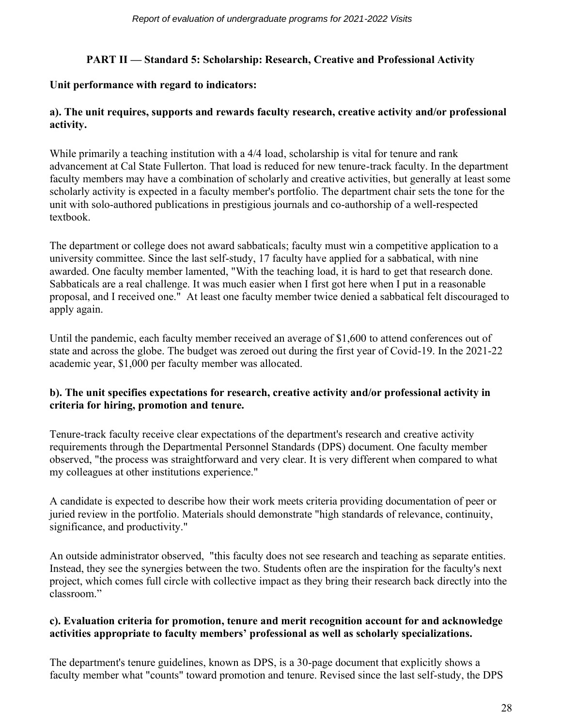## PART II — Standard 5: Scholarship: Research, Creative and Professional Activity

**Unit performance with regard to indicators:**

**a). The unit requires, supports and rewards faculty research, creative activity and/or professional activity.**

While primarily a teaching institution with a 4/4 load, scholarship is vital for tenure and rank advancement at Cal State Fullerton. That load is reduced for new tenure-track faculty. In the department faculty members may have a combination of scholarly and creative activities, but generally at least some scholarly activity is expected in a faculty member's portfolio. The department chair sets the tone for the unit with solo-authored publications in prestigious journals and co-authorship of a well-respected textbook.

The department or college does not award sabbaticals; faculty must win a competitive application to a university committee. Since the last self-study, 17 faculty have applied for a sabbatical, with nine awarded. One faculty member lamented, "With the teaching load, it is hard to get that research done. Sabbaticals are a real challenge. It was much easier when I first got here when I put in a reasonable proposal, and I received one." At least one faculty member twice denied a sabbatical felt discouraged to apply again.

Until the pandemic, each faculty member received an average of $1,600 to attend conferences out of state and across the globe. The budget was zeroed out during the first year of Covid-19. In the 2021-22 academic year, $1,000 per faculty member was allocated.

**b). The unit specifies expectations for research, creative activity and/or professional activity in criteria for hiring, promotion and tenure.**

Tenure-track faculty receive clear expectations of the department's research and creative activity requirements through the Departmental Personnel Standards (DPS) document. One faculty member observed, "the process was straightforward and very clear. It is very different when compared to what my colleagues at other institutions experience."

A candidate is expected to describe how their work meets criteria providing documentation of peer or juried review in the portfolio. Materials should demonstrate "high standards of relevance, continuity, significance, and productivity."

An outside administrator observed, "this faculty does not see research and teaching as separate entities. Instead, they see the synergies between the two. Students often are the inspiration for the faculty's next project, which comes full circle with collective impact as they bring their research back directly into the classroom."

**c). Evaluation criteria for promotion, tenure and merit recognition account for and acknowledge activities appropriate to faculty members' professional as well as scholarly specializations.**

The department's tenure guidelines, known as DPS, is a 30-page document that explicitly shows a faculty member what "counts" toward promotion and tenure. Revised since the last self-study, the DPS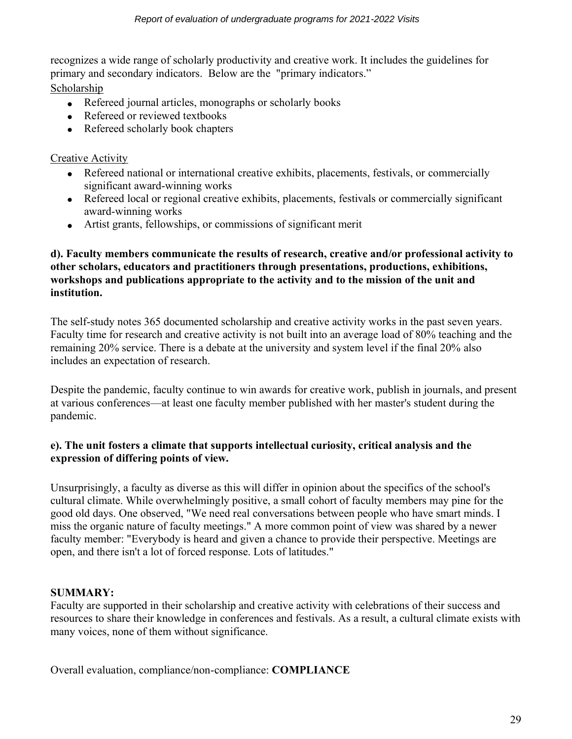recognizes a wide range of scholarly productivity and creative work. It includes the guidelines for primary and secondary indicators. Below are the "primary indicators."

Scholarship

- Refereed journal articles, monographs or scholarly books
- Refereed or reviewed textbooks
- Refereed scholarly book chapters

Creative Activity

- Refereed national or international creative exhibits, placements, festivals, or commercially significant award-winning works
- Refereed local or regional creative exhibits, placements, festivals or commercially significant award-winning works
- Artist grants, fellowships, or commissions of significant merit

**d). Faculty members communicate the results of research, creative and/or professional activity to other scholars, educators and practitioners through presentations, productions, exhibitions, workshops and publications appropriate to the activity and to the mission of the unit and institution.**

The self-study notes 365 documented scholarship and creative activity works in the past seven years. Faculty time for research and creative activity is not built into an average load of 80% teaching and the remaining 20% service. There is a debate at the university and system level if the final 20% also includes an expectation of research.

Despite the pandemic, faculty continue to win awards for creative work, publish in journals, and present at various conferences—at least one faculty member published with her master's student during the pandemic.

**e). The unit fosters a climate that supports intellectual curiosity, critical analysis and the expression of differing points of view.**

Unsurprisingly, a faculty as diverse as this will differ in opinion about the specifics of the school's cultural climate. While overwhelmingly positive, a small cohort of faculty members may pine for the good old days. One observed, "We need real conversations between people who have smart minds. I miss the organic nature of faculty meetings." A more common point of view was shared by a newer faculty member: "Everybody is heard and given a chance to provide their perspective. Meetings are open, and there isn't a lot of forced response. Lots of latitudes."

**SUMMARY:**

Faculty are supported in their scholarship and creative activity with celebrations of their success and resources to share their knowledge in conferences and festivals. As a result, a cultural climate exists with many voices, none of them without significance.

Overall evaluation, compliance/non-compliance: **COMPLIANCE**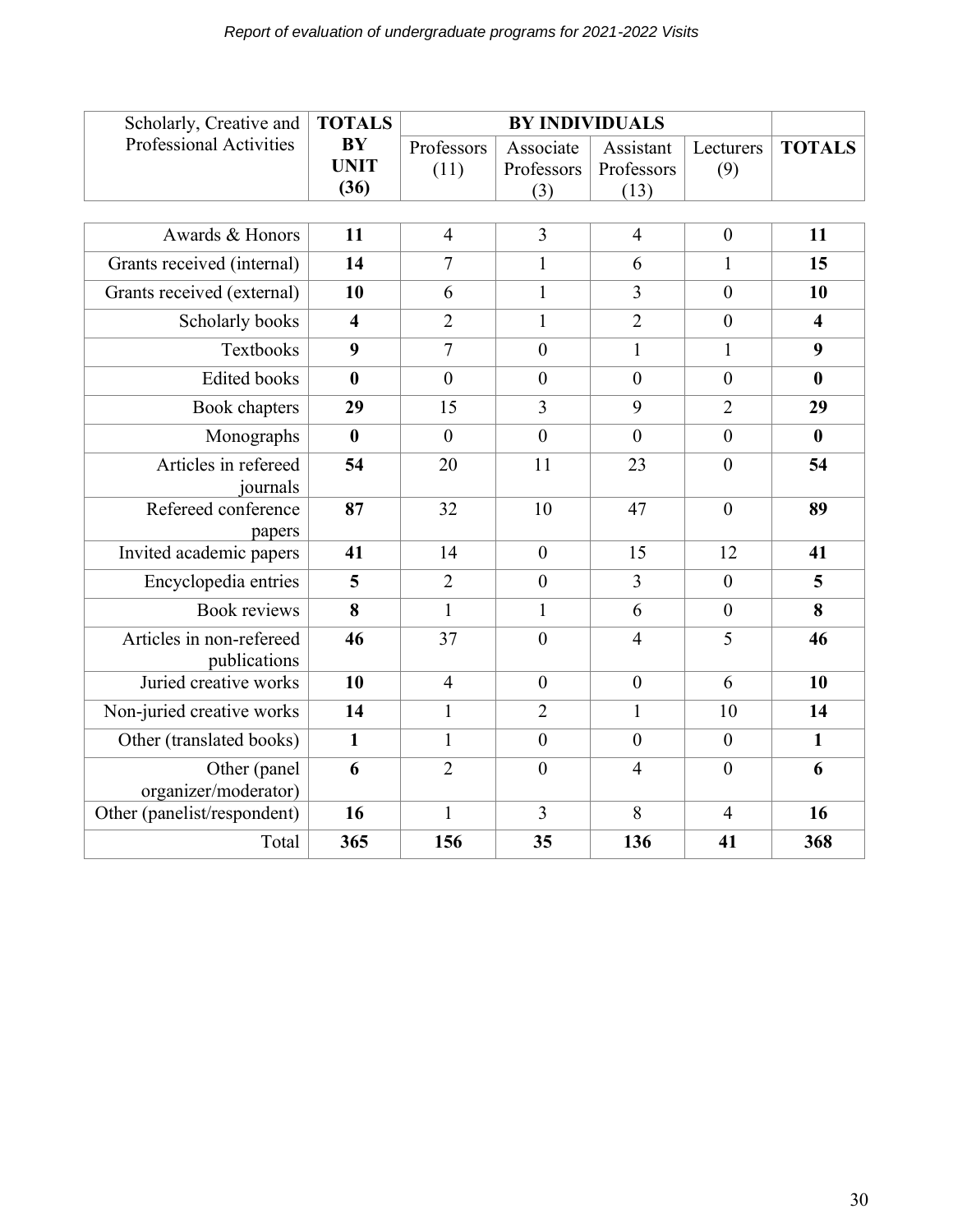| Scholarly, Creative and Professional Activities | TOTALS BY UNIT (36) | BY INDIVIDUALS | | | | |
|---|---|---|---|---|---|---|
| | | Professors (11) | Associate Professors (3) | Assistant Professors (13) | Lecturers (9) | **TOTALS** |
| Awards & Honors | **11** | 4 | 3 | 4 | 0 | **11** |
| Grants received (internal) | **14** | 7 | 1 | 6 | 1 | **15** |
| Grants received (external) | **10** | 6 | 1 | 3 | 0 | **10** |
| Scholarly books | **4** | 2 | 1 | 2 | 0 | **4** |
| Textbooks | **9** | 7 | 0 | 1 | 1 | **9** |
| Edited books | **0** | 0 | 0 | 0 | 0 | **0** |
| Book chapters | **29** | 15 | 3 | 9 | 2 | **29** |
| Monographs | **0** | 0 | 0 | 0 | 0 | **0** |
| Articles in refereed journals | **54** | 20 | 11 | 23 | 0 | **54** |
| Refereed conference papers | **87** | 32 | 10 | 47 | 0 | **89** |
| Invited academic papers | **41** | 14 | 0 | 15 | 12 | **41** |
| Encyclopedia entries | **5** | 2 | 0 | 3 | 0 | **5** |
| Book reviews | **8** | 1 | 1 | 6 | 0 | **8** |
| Articles in non-refereed publications | **46** | 37 | 0 | 4 | 5 | **46** |
| Juried creative works | **10** | 4 | 0 | 0 | 6 | **10** |
| Non-juried creative works | **14** | 1 | 2 | 1 | 10 | **14** |
| Other (translated books) | **1** | 1 | 0 | 0 | 0 | **1** |
| Other (panel organizer/moderator) | **6** | 2 | 0 | 4 | 0 | **6** |
| Other (panelist/respondent) | **16** | 1 | 3 | 8 | 4 | **16** |
| Total | **365** | **156** | **35** | **136** | **41** | **368** |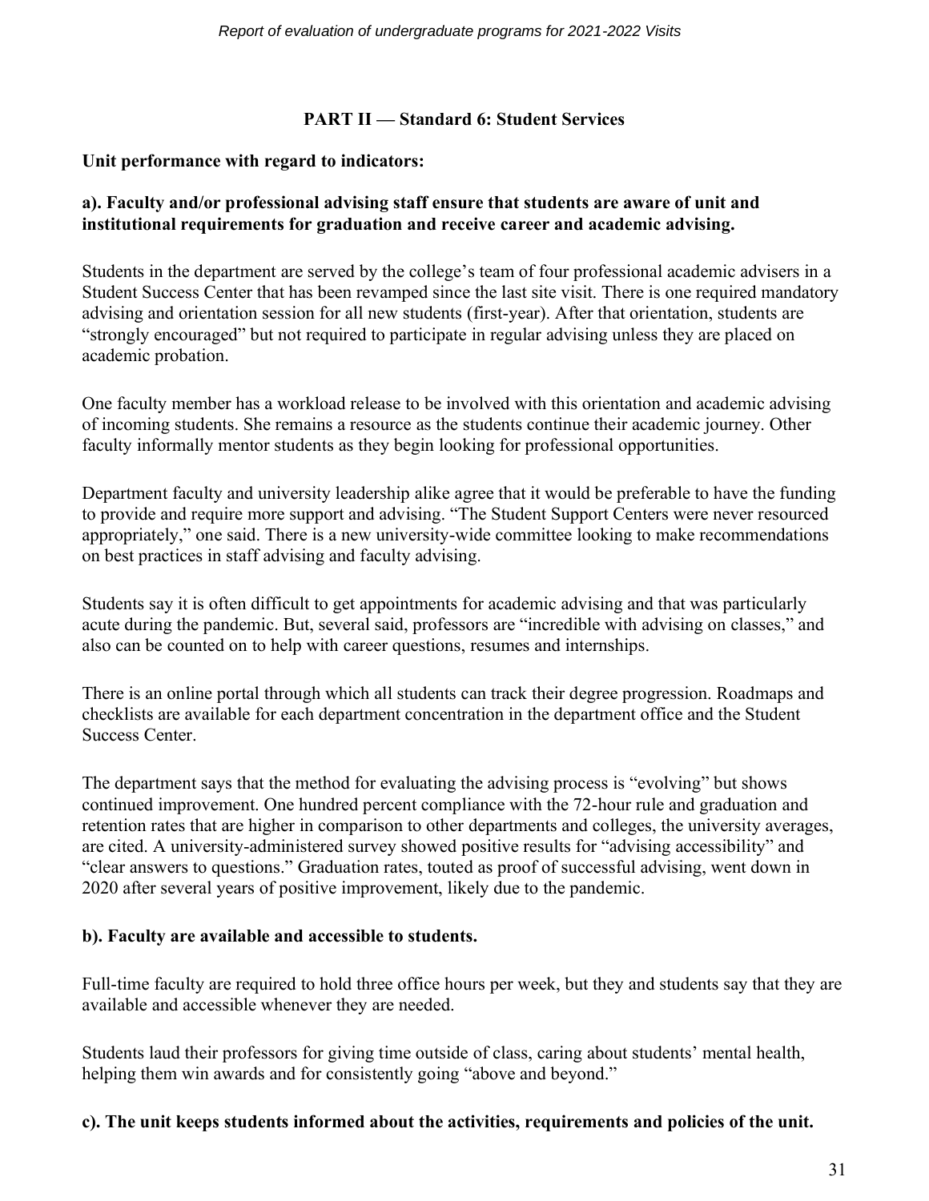## PART II — Standard 6: Student Services

**Unit performance with regard to indicators:**

**a). Faculty and/or professional advising staff ensure that students are aware of unit and institutional requirements for graduation and receive career and academic advising.**

Students in the department are served by the college's team of four professional academic advisers in a Student Success Center that has been revamped since the last site visit. There is one required mandatory advising and orientation session for all new students (first-year). After that orientation, students are "strongly encouraged" but not required to participate in regular advising unless they are placed on academic probation.

One faculty member has a workload release to be involved with this orientation and academic advising of incoming students. She remains a resource as the students continue their academic journey. Other faculty informally mentor students as they begin looking for professional opportunities.

Department faculty and university leadership alike agree that it would be preferable to have the funding to provide and require more support and advising. "The Student Support Centers were never resourced appropriately," one said. There is a new university-wide committee looking to make recommendations on best practices in staff advising and faculty advising.

Students say it is often difficult to get appointments for academic advising and that was particularly acute during the pandemic. But, several said, professors are "incredible with advising on classes," and also can be counted on to help with career questions, resumes and internships.

There is an online portal through which all students can track their degree progression. Roadmaps and checklists are available for each department concentration in the department office and the Student Success Center.

The department says that the method for evaluating the advising process is "evolving" but shows continued improvement. One hundred percent compliance with the 72-hour rule and graduation and retention rates that are higher in comparison to other departments and colleges, the university averages, are cited. A university-administered survey showed positive results for "advising accessibility" and "clear answers to questions." Graduation rates, touted as proof of successful advising, went down in 2020 after several years of positive improvement, likely due to the pandemic.

**b). Faculty are available and accessible to students.**

Full-time faculty are required to hold three office hours per week, but they and students say that they are available and accessible whenever they are needed.

Students laud their professors for giving time outside of class, caring about students' mental health, helping them win awards and for consistently going "above and beyond."

**c). The unit keeps students informed about the activities, requirements and policies of the unit.**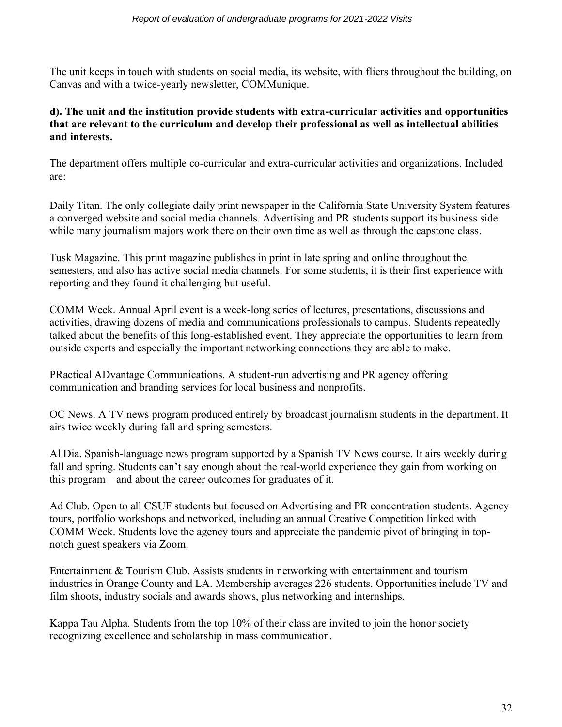The unit keeps in touch with students on social media, its website, with fliers throughout the building, on Canvas and with a twice-yearly newsletter, COMMunique.

**d). The unit and the institution provide students with extra-curricular activities and opportunities that are relevant to the curriculum and develop their professional as well as intellectual abilities and interests.**

The department offers multiple co-curricular and extra-curricular activities and organizations. Included are:

Daily Titan. The only collegiate daily print newspaper in the California State University System features a converged website and social media channels. Advertising and PR students support its business side while many journalism majors work there on their own time as well as through the capstone class.

Tusk Magazine. This print magazine publishes in print in late spring and online throughout the semesters, and also has active social media channels. For some students, it is their first experience with reporting and they found it challenging but useful.

COMM Week. Annual April event is a week-long series of lectures, presentations, discussions and activities, drawing dozens of media and communications professionals to campus. Students repeatedly talked about the benefits of this long-established event. They appreciate the opportunities to learn from outside experts and especially the important networking connections they are able to make.

PRactical ADvantage Communications. A student-run advertising and PR agency offering communication and branding services for local business and nonprofits.

OC News. A TV news program produced entirely by broadcast journalism students in the department. It airs twice weekly during fall and spring semesters.

Al Dia. Spanish-language news program supported by a Spanish TV News course. It airs weekly during fall and spring. Students can't say enough about the real-world experience they gain from working on this program – and about the career outcomes for graduates of it.

Ad Club. Open to all CSUF students but focused on Advertising and PR concentration students. Agency tours, portfolio workshops and networked, including an annual Creative Competition linked with COMM Week. Students love the agency tours and appreciate the pandemic pivot of bringing in top-notch guest speakers via Zoom.

Entertainment & Tourism Club. Assists students in networking with entertainment and tourism industries in Orange County and LA. Membership averages 226 students. Opportunities include TV and film shoots, industry socials and awards shows, plus networking and internships.

Kappa Tau Alpha. Students from the top 10% of their class are invited to join the honor society recognizing excellence and scholarship in mass communication.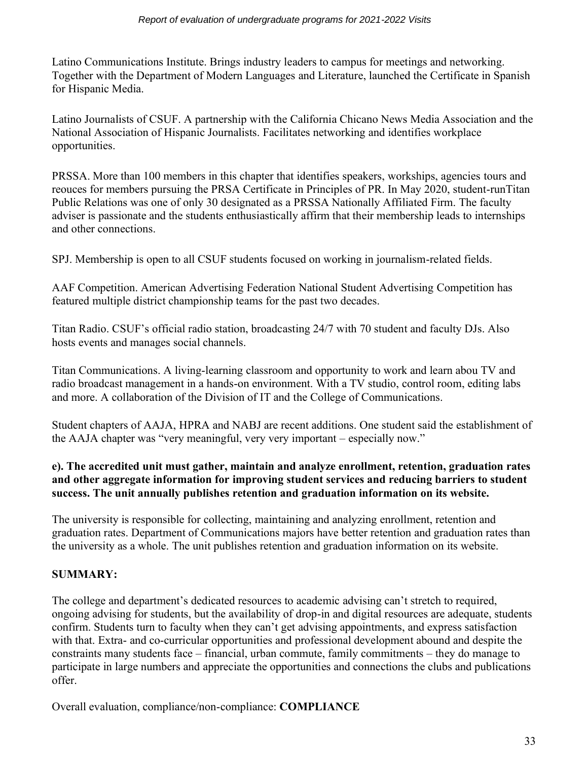Latino Communications Institute. Brings industry leaders to campus for meetings and networking. Together with the Department of Modern Languages and Literature, launched the Certificate in Spanish for Hispanic Media.

Latino Journalists of CSUF. A partnership with the California Chicano News Media Association and the National Association of Hispanic Journalists. Facilitates networking and identifies workplace opportunities.

PRSSA. More than 100 members in this chapter that identifies speakers, workships, agencies tours and reouces for members pursuing the PRSA Certificate in Principles of PR. In May 2020, student-runTitan Public Relations was one of only 30 designated as a PRSSA Nationally Affiliated Firm. The faculty adviser is passionate and the students enthusiastically affirm that their membership leads to internships and other connections.

SPJ. Membership is open to all CSUF students focused on working in journalism-related fields.

AAF Competition. American Advertising Federation National Student Advertising Competition has featured multiple district championship teams for the past two decades.

Titan Radio. CSUF's official radio station, broadcasting 24/7 with 70 student and faculty DJs. Also hosts events and manages social channels.

Titan Communications. A living-learning classroom and opportunity to work and learn abou TV and radio broadcast management in a hands-on environment. With a TV studio, control room, editing labs and more. A collaboration of the Division of IT and the College of Communications.

Student chapters of AAJA, HPRA and NABJ are recent additions. One student said the establishment of the AAJA chapter was "very meaningful, very very important – especially now."

**e). The accredited unit must gather, maintain and analyze enrollment, retention, graduation rates and other aggregate information for improving student services and reducing barriers to student success. The unit annually publishes retention and graduation information on its website.**

The university is responsible for collecting, maintaining and analyzing enrollment, retention and graduation rates. Department of Communications majors have better retention and graduation rates than the university as a whole. The unit publishes retention and graduation information on its website.

**SUMMARY:**

The college and department's dedicated resources to academic advising can't stretch to required, ongoing advising for students, but the availability of drop-in and digital resources are adequate, students confirm. Students turn to faculty when they can't get advising appointments, and express satisfaction with that. Extra- and co-curricular opportunities and professional development abound and despite the constraints many students face – financial, urban commute, family commitments – they do manage to participate in large numbers and appreciate the opportunities and connections the clubs and publications offer.

Overall evaluation, compliance/non-compliance: **COMPLIANCE**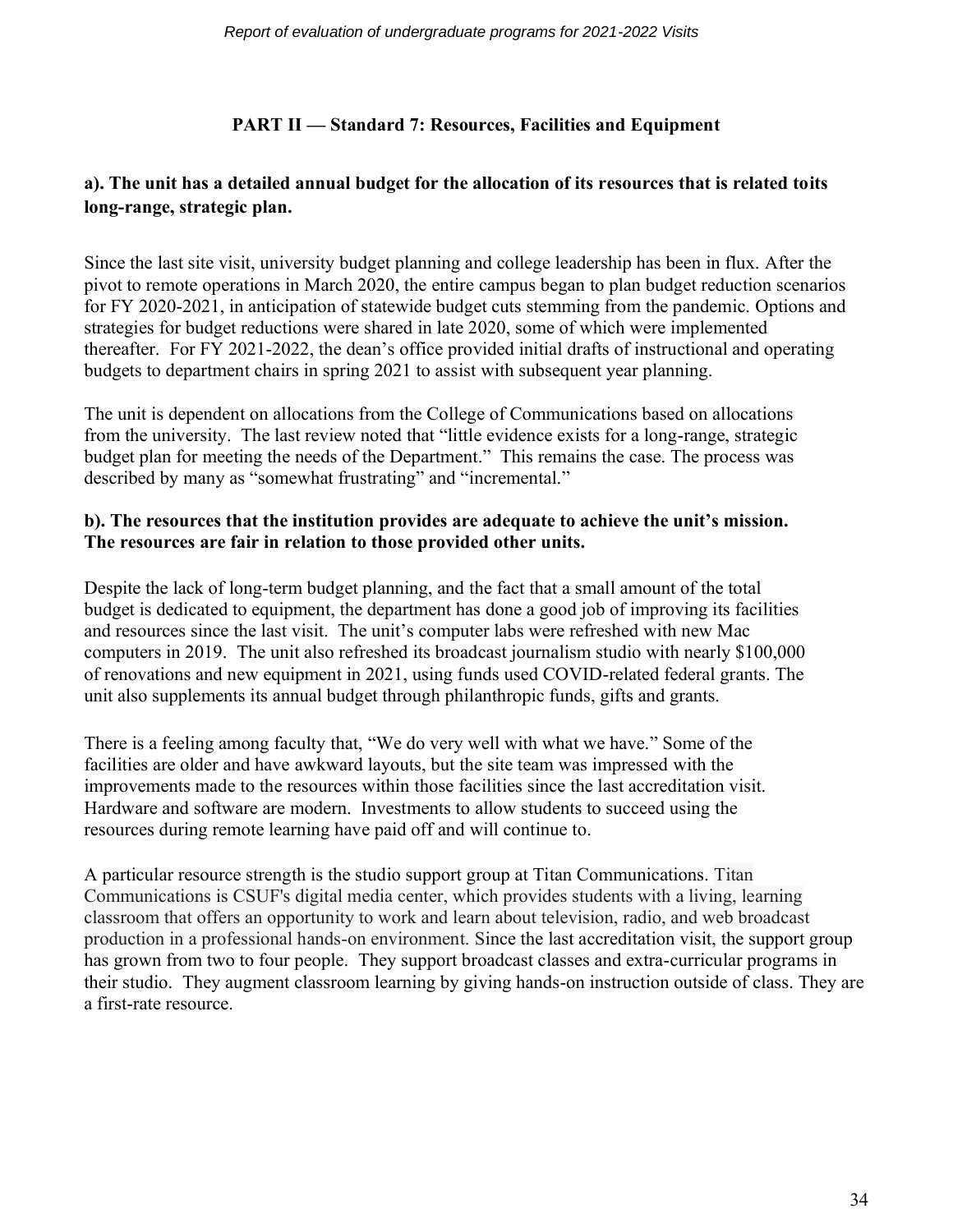### PART II — Standard 7: Resources, Facilities and Equipment

**a). The unit has a detailed annual budget for the allocation of its resources that is related toits long-range, strategic plan.**

Since the last site visit, university budget planning and college leadership has been in flux. After the pivot to remote operations in March 2020, the entire campus began to plan budget reduction scenarios for FY 2020-2021, in anticipation of statewide budget cuts stemming from the pandemic. Options and strategies for budget reductions were shared in late 2020, some of which were implemented thereafter. For FY 2021-2022, the dean's office provided initial drafts of instructional and operating budgets to department chairs in spring 2021 to assist with subsequent year planning.

The unit is dependent on allocations from the College of Communications based on allocations from the university. The last review noted that "little evidence exists for a long-range, strategic budget plan for meeting the needs of the Department." This remains the case. The process was described by many as "somewhat frustrating" and "incremental."

**b). The resources that the institution provides are adequate to achieve the unit's mission. The resources are fair in relation to those provided other units.**

Despite the lack of long-term budget planning, and the fact that a small amount of the total budget is dedicated to equipment, the department has done a good job of improving its facilities and resources since the last visit. The unit's computer labs were refreshed with new Mac computers in 2019. The unit also refreshed its broadcast journalism studio with nearly $100,000 of renovations and new equipment in 2021, using funds used COVID-related federal grants. The unit also supplements its annual budget through philanthropic funds, gifts and grants.

There is a feeling among faculty that, "We do very well with what we have." Some of the facilities are older and have awkward layouts, but the site team was impressed with the improvements made to the resources within those facilities since the last accreditation visit. Hardware and software are modern. Investments to allow students to succeed using the resources during remote learning have paid off and will continue to.

A particular resource strength is the studio support group at Titan Communications. Titan Communications is CSUF's digital media center, which provides students with a living, learning classroom that offers an opportunity to work and learn about television, radio, and web broadcast production in a professional hands-on environment. Since the last accreditation visit, the support group has grown from two to four people. They support broadcast classes and extra-curricular programs in their studio. They augment classroom learning by giving hands-on instruction outside of class. They are a first-rate resource.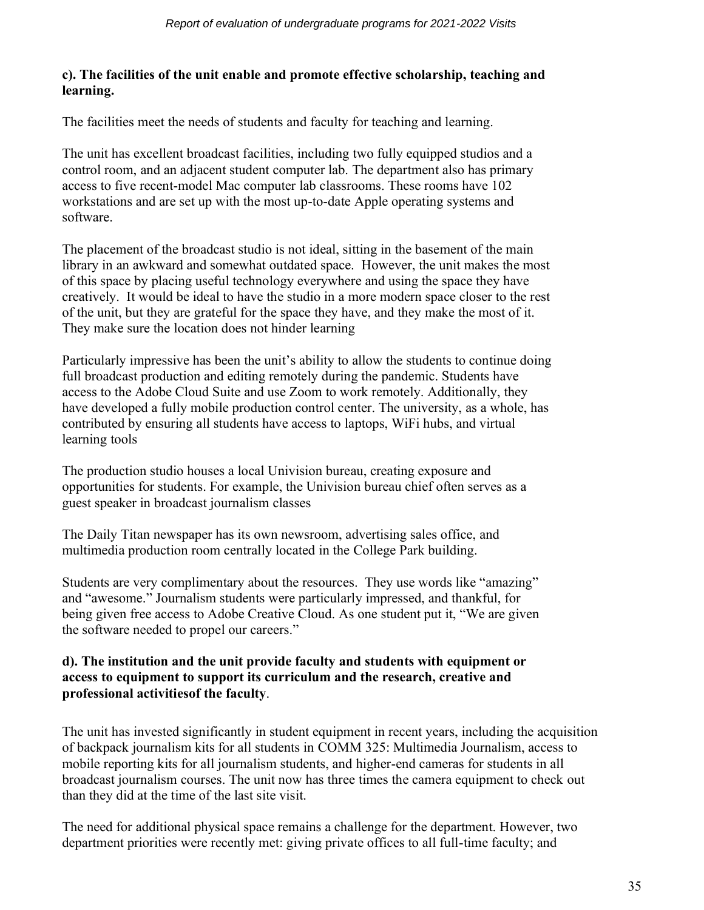**c). The facilities of the unit enable and promote effective scholarship, teaching and learning.**

The facilities meet the needs of students and faculty for teaching and learning.

The unit has excellent broadcast facilities, including two fully equipped studios and a control room, and an adjacent student computer lab. The department also has primary access to five recent-model Mac computer lab classrooms. These rooms have 102 workstations and are set up with the most up-to-date Apple operating systems and software.

The placement of the broadcast studio is not ideal, sitting in the basement of the main library in an awkward and somewhat outdated space. However, the unit makes the most of this space by placing useful technology everywhere and using the space they have creatively. It would be ideal to have the studio in a more modern space closer to the rest of the unit, but they are grateful for the space they have, and they make the most of it. They make sure the location does not hinder learning

Particularly impressive has been the unit's ability to allow the students to continue doing full broadcast production and editing remotely during the pandemic. Students have access to the Adobe Cloud Suite and use Zoom to work remotely. Additionally, they have developed a fully mobile production control center. The university, as a whole, has contributed by ensuring all students have access to laptops, WiFi hubs, and virtual learning tools

The production studio houses a local Univision bureau, creating exposure and opportunities for students. For example, the Univision bureau chief often serves as a guest speaker in broadcast journalism classes

The Daily Titan newspaper has its own newsroom, advertising sales office, and multimedia production room centrally located in the College Park building.

Students are very complimentary about the resources. They use words like "amazing" and "awesome." Journalism students were particularly impressed, and thankful, for being given free access to Adobe Creative Cloud. As one student put it, "We are given the software needed to propel our careers."

**d). The institution and the unit provide faculty and students with equipment or access to equipment to support its curriculum and the research, creative and professional activitiesof the faculty**.

The unit has invested significantly in student equipment in recent years, including the acquisition of backpack journalism kits for all students in COMM 325: Multimedia Journalism, access to mobile reporting kits for all journalism students, and higher-end cameras for students in all broadcast journalism courses. The unit now has three times the camera equipment to check out than they did at the time of the last site visit.

The need for additional physical space remains a challenge for the department. However, two department priorities were recently met: giving private offices to all full-time faculty; and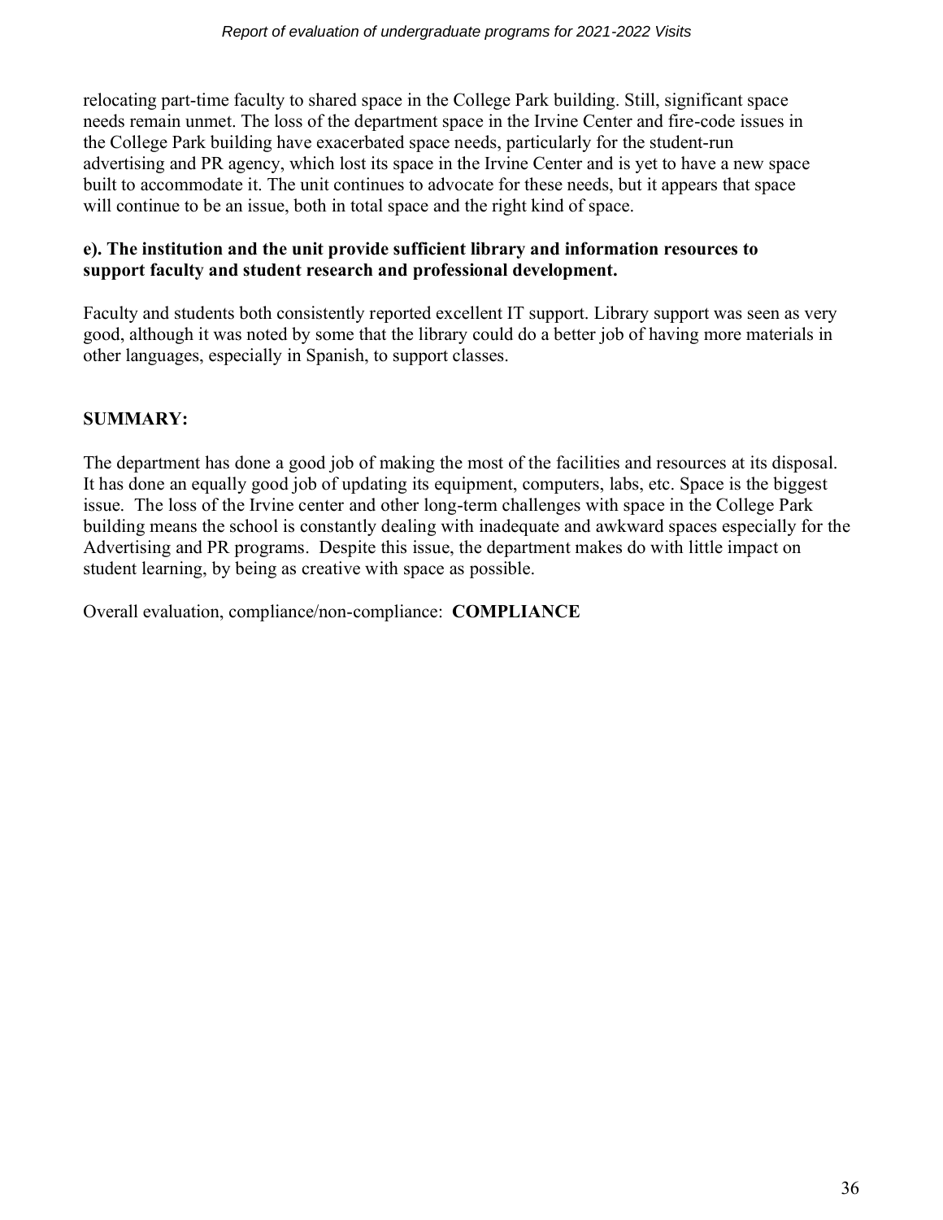relocating part-time faculty to shared space in the College Park building. Still, significant space needs remain unmet. The loss of the department space in the Irvine Center and fire-code issues in the College Park building have exacerbated space needs, particularly for the student-run advertising and PR agency, which lost its space in the Irvine Center and is yet to have a new space built to accommodate it. The unit continues to advocate for these needs, but it appears that space will continue to be an issue, both in total space and the right kind of space.

**e). The institution and the unit provide sufficient library and information resources to support faculty and student research and professional development.**

Faculty and students both consistently reported excellent IT support. Library support was seen as very good, although it was noted by some that the library could do a better job of having more materials in other languages, especially in Spanish, to support classes.

**SUMMARY:**

The department has done a good job of making the most of the facilities and resources at its disposal. It has done an equally good job of updating its equipment, computers, labs, etc. Space is the biggest issue. The loss of the Irvine center and other long-term challenges with space in the College Park building means the school is constantly dealing with inadequate and awkward spaces especially for the Advertising and PR programs. Despite this issue, the department makes do with little impact on student learning, by being as creative with space as possible.

Overall evaluation, compliance/non-compliance: **COMPLIANCE**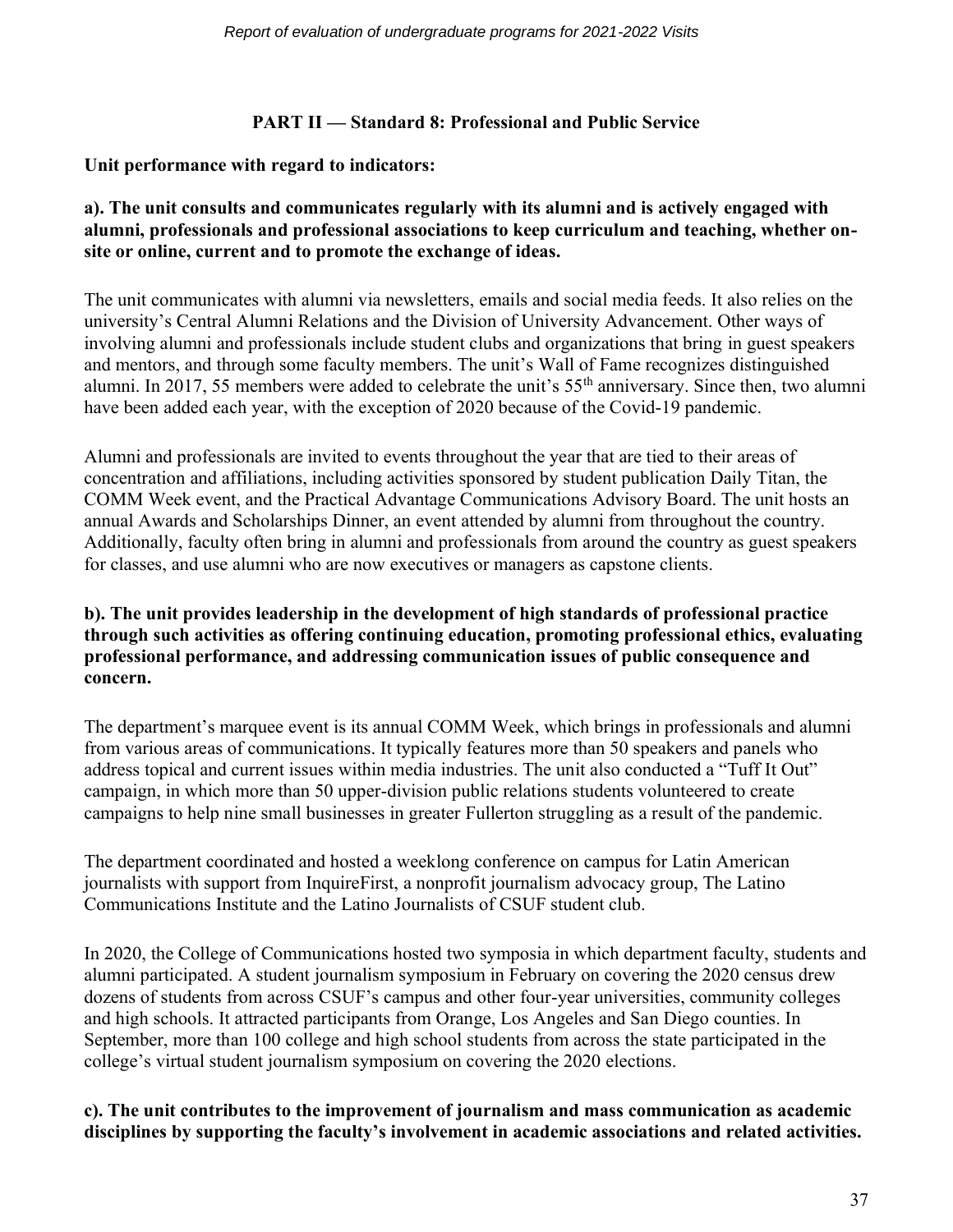## PART II — Standard 8: Professional and Public Service

**Unit performance with regard to indicators:**

**a). The unit consults and communicates regularly with its alumni and is actively engaged with alumni, professionals and professional associations to keep curriculum and teaching, whether on-site or online, current and to promote the exchange of ideas.**

The unit communicates with alumni via newsletters, emails and social media feeds. It also relies on the university's Central Alumni Relations and the Division of University Advancement. Other ways of involving alumni and professionals include student clubs and organizations that bring in guest speakers and mentors, and through some faculty members. The unit's Wall of Fame recognizes distinguished alumni. In 2017, 55 members were added to celebrate the unit's 55th anniversary. Since then, two alumni have been added each year, with the exception of 2020 because of the Covid-19 pandemic.

Alumni and professionals are invited to events throughout the year that are tied to their areas of concentration and affiliations, including activities sponsored by student publication Daily Titan, the COMM Week event, and the Practical Advantage Communications Advisory Board. The unit hosts an annual Awards and Scholarships Dinner, an event attended by alumni from throughout the country. Additionally, faculty often bring in alumni and professionals from around the country as guest speakers for classes, and use alumni who are now executives or managers as capstone clients.

**b). The unit provides leadership in the development of high standards of professional practice through such activities as offering continuing education, promoting professional ethics, evaluating professional performance, and addressing communication issues of public consequence and concern.**

The department's marquee event is its annual COMM Week, which brings in professionals and alumni from various areas of communications. It typically features more than 50 speakers and panels who address topical and current issues within media industries. The unit also conducted a "Tuff It Out" campaign, in which more than 50 upper-division public relations students volunteered to create campaigns to help nine small businesses in greater Fullerton struggling as a result of the pandemic.

The department coordinated and hosted a weeklong conference on campus for Latin American journalists with support from InquireFirst, a nonprofit journalism advocacy group, The Latino Communications Institute and the Latino Journalists of CSUF student club.

In 2020, the College of Communications hosted two symposia in which department faculty, students and alumni participated. A student journalism symposium in February on covering the 2020 census drew dozens of students from across CSUF's campus and other four-year universities, community colleges and high schools. It attracted participants from Orange, Los Angeles and San Diego counties. In September, more than 100 college and high school students from across the state participated in the college's virtual student journalism symposium on covering the 2020 elections.

**c). The unit contributes to the improvement of journalism and mass communication as academic disciplines by supporting the faculty's involvement in academic associations and related activities.**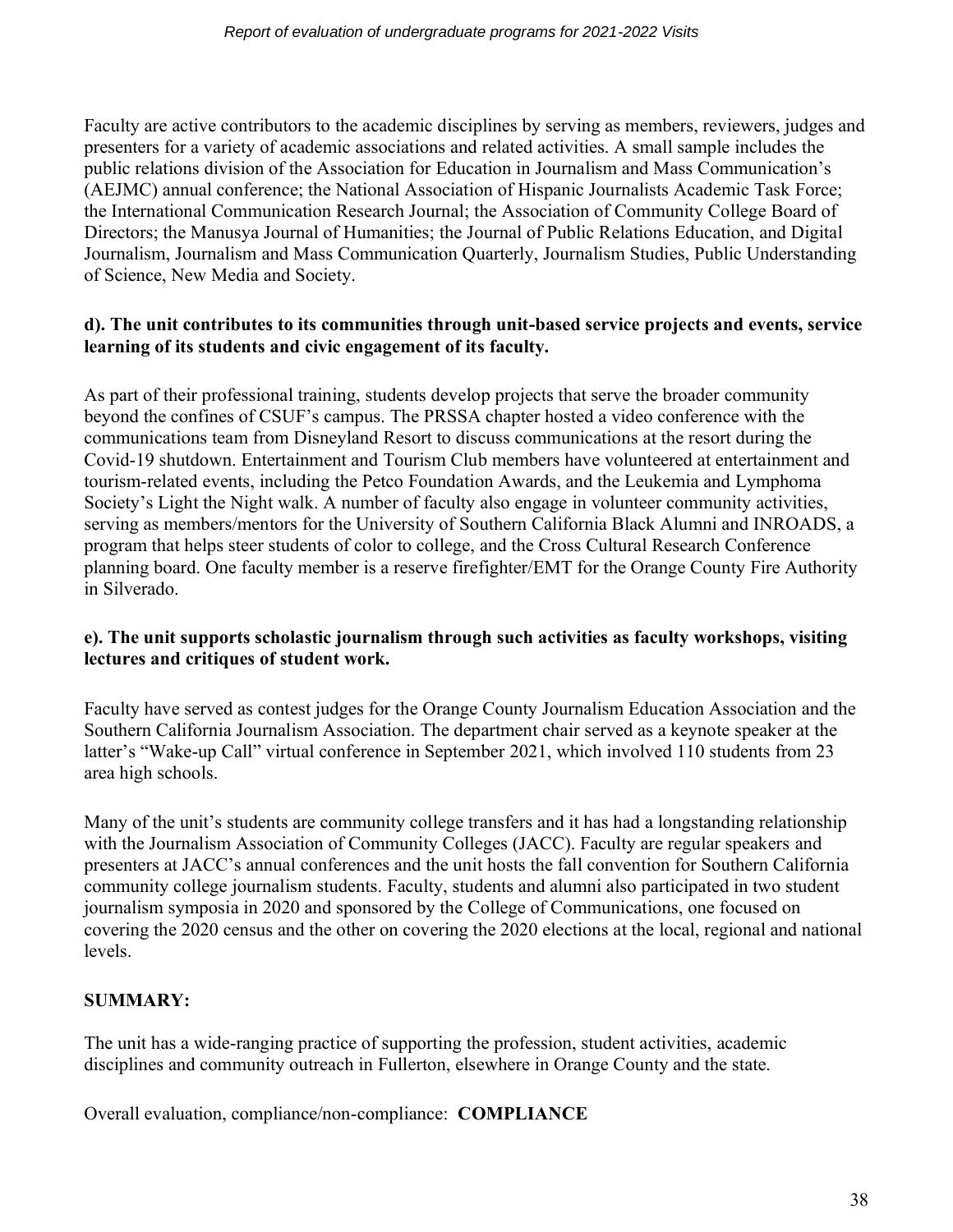Faculty are active contributors to the academic disciplines by serving as members, reviewers, judges and presenters for a variety of academic associations and related activities. A small sample includes the public relations division of the Association for Education in Journalism and Mass Communication's (AEJMC) annual conference; the National Association of Hispanic Journalists Academic Task Force; the International Communication Research Journal; the Association of Community College Board of Directors; the Manusya Journal of Humanities; the Journal of Public Relations Education, and Digital Journalism, Journalism and Mass Communication Quarterly, Journalism Studies, Public Understanding of Science, New Media and Society.

**d). The unit contributes to its communities through unit-based service projects and events, service learning of its students and civic engagement of its faculty.**

As part of their professional training, students develop projects that serve the broader community beyond the confines of CSUF's campus. The PRSSA chapter hosted a video conference with the communications team from Disneyland Resort to discuss communications at the resort during the Covid-19 shutdown. Entertainment and Tourism Club members have volunteered at entertainment and tourism-related events, including the Petco Foundation Awards, and the Leukemia and Lymphoma Society's Light the Night walk. A number of faculty also engage in volunteer community activities, serving as members/mentors for the University of Southern California Black Alumni and INROADS, a program that helps steer students of color to college, and the Cross Cultural Research Conference planning board. One faculty member is a reserve firefighter/EMT for the Orange County Fire Authority in Silverado.

**e). The unit supports scholastic journalism through such activities as faculty workshops, visiting lectures and critiques of student work.**

Faculty have served as contest judges for the Orange County Journalism Education Association and the Southern California Journalism Association. The department chair served as a keynote speaker at the latter's "Wake-up Call" virtual conference in September 2021, which involved 110 students from 23 area high schools.

Many of the unit's students are community college transfers and it has had a longstanding relationship with the Journalism Association of Community Colleges (JACC). Faculty are regular speakers and presenters at JACC's annual conferences and the unit hosts the fall convention for Southern California community college journalism students. Faculty, students and alumni also participated in two student journalism symposia in 2020 and sponsored by the College of Communications, one focused on covering the 2020 census and the other on covering the 2020 elections at the local, regional and national levels.

**SUMMARY:**

The unit has a wide-ranging practice of supporting the profession, student activities, academic disciplines and community outreach in Fullerton, elsewhere in Orange County and the state.

Overall evaluation, compliance/non-compliance: **COMPLIANCE**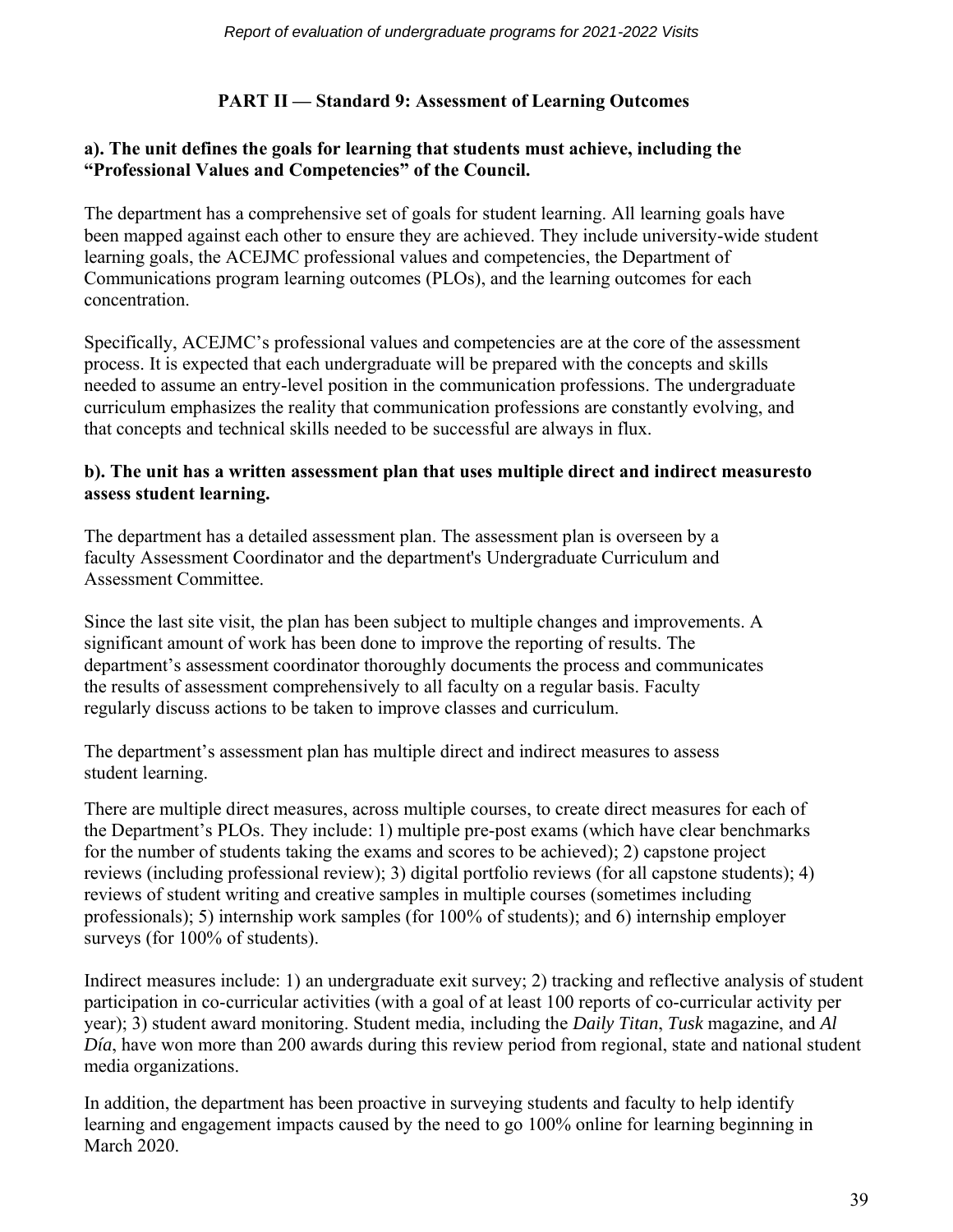## PART II — Standard 9: Assessment of Learning Outcomes

**a). The unit defines the goals for learning that students must achieve, including the "Professional Values and Competencies" of the Council.**

The department has a comprehensive set of goals for student learning. All learning goals have been mapped against each other to ensure they are achieved. They include university-wide student learning goals, the ACEJMC professional values and competencies, the Department of Communications program learning outcomes (PLOs), and the learning outcomes for each concentration.

Specifically, ACEJMC's professional values and competencies are at the core of the assessment process. It is expected that each undergraduate will be prepared with the concepts and skills needed to assume an entry-level position in the communication professions. The undergraduate curriculum emphasizes the reality that communication professions are constantly evolving, and that concepts and technical skills needed to be successful are always in flux.

**b). The unit has a written assessment plan that uses multiple direct and indirect measuresto assess student learning.**

The department has a detailed assessment plan. The assessment plan is overseen by a faculty Assessment Coordinator and the department's Undergraduate Curriculum and Assessment Committee.

Since the last site visit, the plan has been subject to multiple changes and improvements. A significant amount of work has been done to improve the reporting of results. The department's assessment coordinator thoroughly documents the process and communicates the results of assessment comprehensively to all faculty on a regular basis. Faculty regularly discuss actions to be taken to improve classes and curriculum.

The department's assessment plan has multiple direct and indirect measures to assess student learning.

There are multiple direct measures, across multiple courses, to create direct measures for each of the Department's PLOs. They include: 1) multiple pre-post exams (which have clear benchmarks for the number of students taking the exams and scores to be achieved); 2) capstone project reviews (including professional review); 3) digital portfolio reviews (for all capstone students); 4) reviews of student writing and creative samples in multiple courses (sometimes including professionals); 5) internship work samples (for 100% of students); and 6) internship employer surveys (for 100% of students).

Indirect measures include: 1) an undergraduate exit survey; 2) tracking and reflective analysis of student participation in co-curricular activities (with a goal of at least 100 reports of co-curricular activity per year); 3) student award monitoring. Student media, including the *Daily Titan*, *Tusk* magazine, and *Al Día*, have won more than 200 awards during this review period from regional, state and national student media organizations.

In addition, the department has been proactive in surveying students and faculty to help identify learning and engagement impacts caused by the need to go 100% online for learning beginning in March 2020.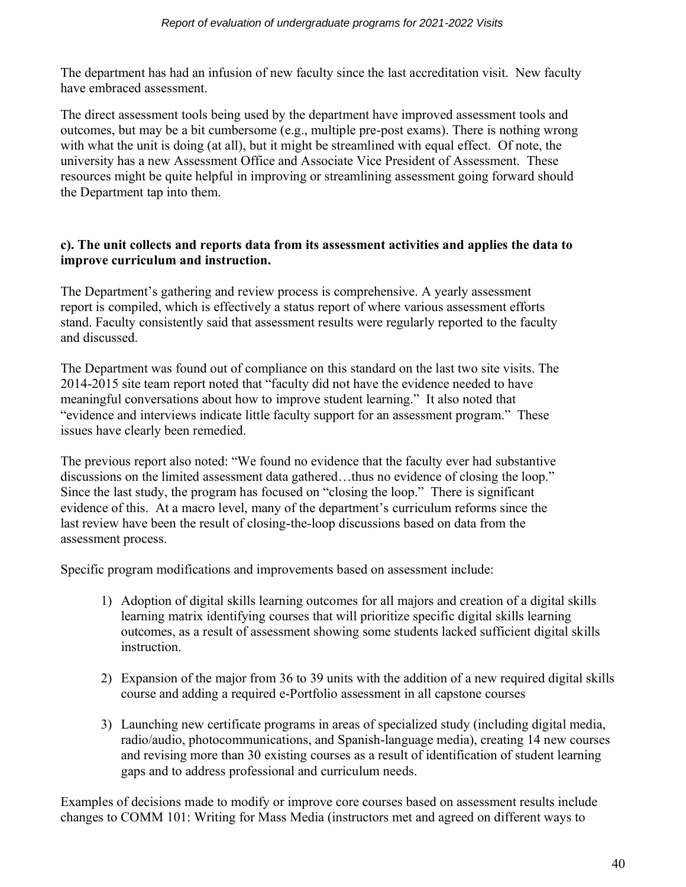The department has had an infusion of new faculty since the last accreditation visit. New faculty have embraced assessment.

The direct assessment tools being used by the department have improved assessment tools and outcomes, but may be a bit cumbersome (e.g., multiple pre-post exams). There is nothing wrong with what the unit is doing (at all), but it might be streamlined with equal effect. Of note, the university has a new Assessment Office and Associate Vice President of Assessment. These resources might be quite helpful in improving or streamlining assessment going forward should the Department tap into them.

**c). The unit collects and reports data from its assessment activities and applies the data to improve curriculum and instruction.**

The Department's gathering and review process is comprehensive. A yearly assessment report is compiled, which is effectively a status report of where various assessment efforts stand. Faculty consistently said that assessment results were regularly reported to the faculty and discussed.

The Department was found out of compliance on this standard on the last two site visits. The 2014-2015 site team report noted that "faculty did not have the evidence needed to have meaningful conversations about how to improve student learning." It also noted that "evidence and interviews indicate little faculty support for an assessment program." These issues have clearly been remedied.

The previous report also noted: "We found no evidence that the faculty ever had substantive discussions on the limited assessment data gathered…thus no evidence of closing the loop." Since the last study, the program has focused on "closing the loop." There is significant evidence of this. At a macro level, many of the department's curriculum reforms since the last review have been the result of closing-the-loop discussions based on data from the assessment process.

Specific program modifications and improvements based on assessment include:

1) Adoption of digital skills learning outcomes for all majors and creation of a digital skills learning matrix identifying courses that will prioritize specific digital skills learning outcomes, as a result of assessment showing some students lacked sufficient digital skills instruction.

2) Expansion of the major from 36 to 39 units with the addition of a new required digital skills course and adding a required e-Portfolio assessment in all capstone courses

3) Launching new certificate programs in areas of specialized study (including digital media, radio/audio, photocommunications, and Spanish-language media), creating 14 new courses and revising more than 30 existing courses as a result of identification of student learning gaps and to address professional and curriculum needs.

Examples of decisions made to modify or improve core courses based on assessment results include changes to COMM 101: Writing for Mass Media (instructors met and agreed on different ways to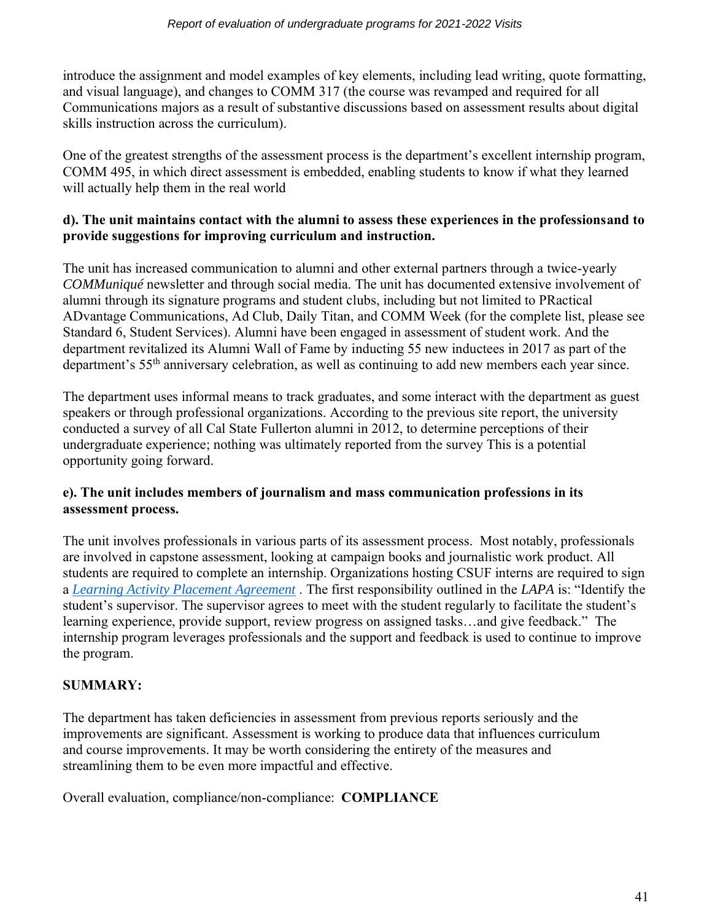introduce the assignment and model examples of key elements, including lead writing, quote formatting, and visual language), and changes to COMM 317 (the course was revamped and required for all Communications majors as a result of substantive discussions based on assessment results about digital skills instruction across the curriculum).

One of the greatest strengths of the assessment process is the department's excellent internship program, COMM 495, in which direct assessment is embedded, enabling students to know if what they learned will actually help them in the real world

**d). The unit maintains contact with the alumni to assess these experiences in the professionsand to provide suggestions for improving curriculum and instruction.**

The unit has increased communication to alumni and other external partners through a twice-yearly *COMMuniqué* newsletter and through social media. The unit has documented extensive involvement of alumni through its signature programs and student clubs, including but not limited to PRactical ADvantage Communications, Ad Club, Daily Titan, and COMM Week (for the complete list, please see Standard 6, Student Services). Alumni have been engaged in assessment of student work. And the department revitalized its Alumni Wall of Fame by inducting 55 new inductees in 2017 as part of the department's 55th anniversary celebration, as well as continuing to add new members each year since.

The department uses informal means to track graduates, and some interact with the department as guest speakers or through professional organizations. According to the previous site report, the university conducted a survey of all Cal State Fullerton alumni in 2012, to determine perceptions of their undergraduate experience; nothing was ultimately reported from the survey This is a potential opportunity going forward.

**e). The unit includes members of journalism and mass communication professions in its assessment process.**

The unit involves professionals in various parts of its assessment process. Most notably, professionals are involved in capstone assessment, looking at campaign books and journalistic work product. All students are required to complete an internship. Organizations hosting CSUF interns are required to sign a *Learning Activity Placement Agreement* . The first responsibility outlined in the *LAPA* is: "Identify the student's supervisor. The supervisor agrees to meet with the student regularly to facilitate the student's learning experience, provide support, review progress on assigned tasks…and give feedback." The internship program leverages professionals and the support and feedback is used to continue to improve the program.

**SUMMARY:**

The department has taken deficiencies in assessment from previous reports seriously and the improvements are significant. Assessment is working to produce data that influences curriculum and course improvements. It may be worth considering the entirety of the measures and streamlining them to be even more impactful and effective.

Overall evaluation, compliance/non-compliance: **COMPLIANCE**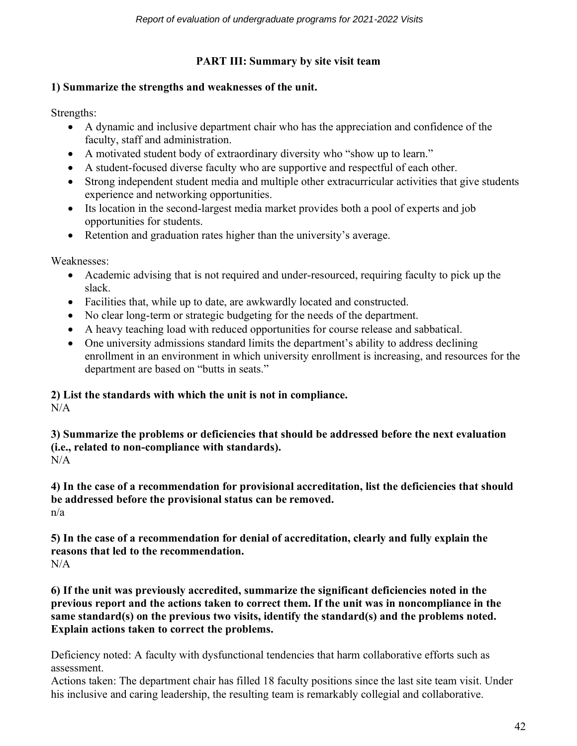## PART III: Summary by site visit team

**1) Summarize the strengths and weaknesses of the unit.**

Strengths:

- A dynamic and inclusive department chair who has the appreciation and confidence of the faculty, staff and administration.
- A motivated student body of extraordinary diversity who "show up to learn."
- A student-focused diverse faculty who are supportive and respectful of each other.
- Strong independent student media and multiple other extracurricular activities that give students experience and networking opportunities.
- Its location in the second-largest media market provides both a pool of experts and job opportunities for students.
- Retention and graduation rates higher than the university's average.

Weaknesses:

- Academic advising that is not required and under-resourced, requiring faculty to pick up the slack.
- Facilities that, while up to date, are awkwardly located and constructed.
- No clear long-term or strategic budgeting for the needs of the department.
- A heavy teaching load with reduced opportunities for course release and sabbatical.
- One university admissions standard limits the department's ability to address declining enrollment in an environment in which university enrollment is increasing, and resources for the department are based on "butts in seats."

**2) List the standards with which the unit is not in compliance.**
N/A

**3) Summarize the problems or deficiencies that should be addressed before the next evaluation (i.e., related to non-compliance with standards).**
N/A

**4) In the case of a recommendation for provisional accreditation, list the deficiencies that should be addressed before the provisional status can be removed.**
n/a

**5) In the case of a recommendation for denial of accreditation, clearly and fully explain the reasons that led to the recommendation.**
N/A

**6) If the unit was previously accredited, summarize the significant deficiencies noted in the previous report and the actions taken to correct them. If the unit was in noncompliance in the same standard(s) on the previous two visits, identify the standard(s) and the problems noted. Explain actions taken to correct the problems.**

Deficiency noted: A faculty with dysfunctional tendencies that harm collaborative efforts such as assessment.
Actions taken: The department chair has filled 18 faculty positions since the last site team visit. Under his inclusive and caring leadership, the resulting team is remarkably collegial and collaborative.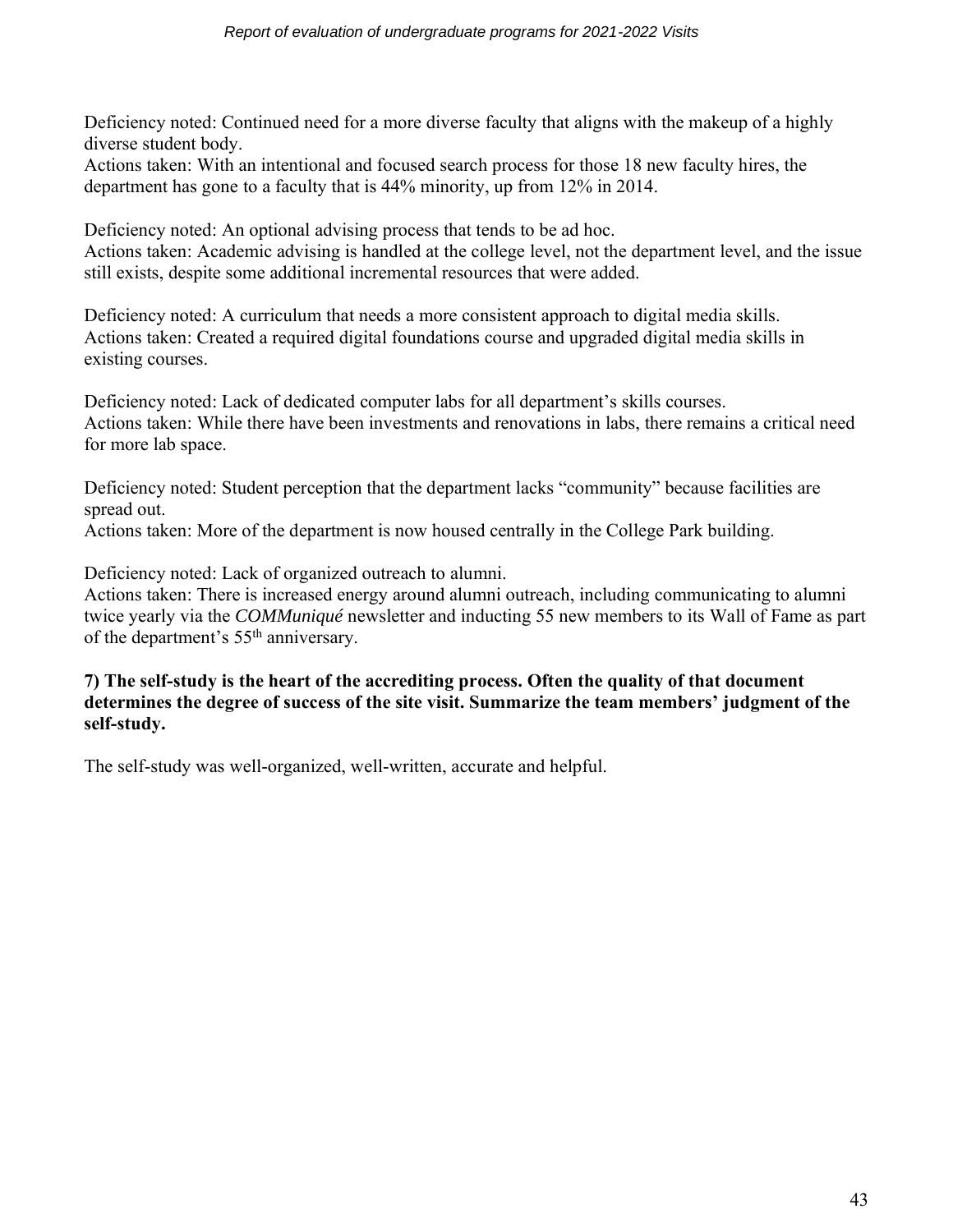Deficiency noted: Continued need for a more diverse faculty that aligns with the makeup of a highly diverse student body.
Actions taken: With an intentional and focused search process for those 18 new faculty hires, the department has gone to a faculty that is 44% minority, up from 12% in 2014.

Deficiency noted: An optional advising process that tends to be ad hoc.
Actions taken: Academic advising is handled at the college level, not the department level, and the issue still exists, despite some additional incremental resources that were added.

Deficiency noted: A curriculum that needs a more consistent approach to digital media skills.
Actions taken: Created a required digital foundations course and upgraded digital media skills in existing courses.

Deficiency noted: Lack of dedicated computer labs for all department's skills courses.
Actions taken: While there have been investments and renovations in labs, there remains a critical need for more lab space.

Deficiency noted: Student perception that the department lacks "community" because facilities are spread out.
Actions taken: More of the department is now housed centrally in the College Park building.

Deficiency noted: Lack of organized outreach to alumni.
Actions taken: There is increased energy around alumni outreach, including communicating to alumni twice yearly via the *COMMuniqué* newsletter and inducting 55 new members to its Wall of Fame as part of the department's 55th anniversary.

**7) The self-study is the heart of the accrediting process. Often the quality of that document determines the degree of success of the site visit. Summarize the team members' judgment of the self-study.**

The self-study was well-organized, well-written, accurate and helpful.